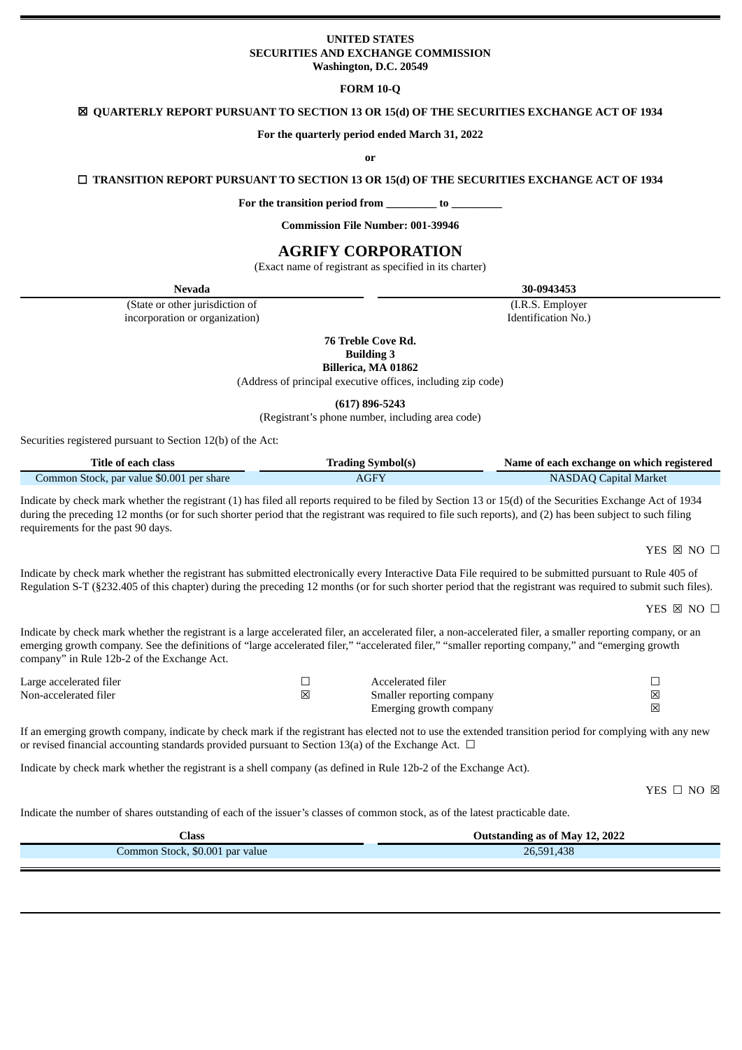**UNITED STATES**
**SECURITIES AND EXCHANGE COMMISSION**
**Washington, D.C. 20549**

**FORM 10-Q**

☒ **QUARTERLY REPORT PURSUANT TO SECTION 13 OR 15(d) OF THE SECURITIES EXCHANGE ACT OF 1934**

**For the quarterly period ended March 31, 2022**

**or**

☐ **TRANSITION REPORT PURSUANT TO SECTION 13 OR 15(d) OF THE SECURITIES EXCHANGE ACT OF 1934**

**For the transition period from _________ to _________**

**Commission File Number: 001-39946**

# AGRIFY CORPORATION

(Exact name of registrant as specified in its charter)

| **Nevada** | **30-0943453** |
|---|---|
| (State or other jurisdiction of incorporation or organization) | (I.R.S. Employer Identification No.) |

**76 Treble Cove Rd.**
**Building 3**
**Billerica, MA 01862**
(Address of principal executive offices, including zip code)

**(617) 896-5243**
(Registrant's phone number, including area code)

Securities registered pursuant to Section 12(b) of the Act:

| Title of each class | Trading Symbol(s) | Name of each exchange on which registered |
|---|---|---|
| Common Stock, par value $0.001 per share | AGFY | NASDAQ Capital Market |

Indicate by check mark whether the registrant (1) has filed all reports required to be filed by Section 13 or 15(d) of the Securities Exchange Act of 1934 during the preceding 12 months (or for such shorter period that the registrant was required to file such reports), and (2) has been subject to such filing requirements for the past 90 days.

YES ☒ NO ☐

Indicate by check mark whether the registrant has submitted electronically every Interactive Data File required to be submitted pursuant to Rule 405 of Regulation S-T (§232.405 of this chapter) during the preceding 12 months (or for such shorter period that the registrant was required to submit such files).

YES ☒ NO ☐

Indicate by check mark whether the registrant is a large accelerated filer, an accelerated filer, a non-accelerated filer, a smaller reporting company, or an emerging growth company. See the definitions of "large accelerated filer," "accelerated filer," "smaller reporting company," and "emerging growth company" in Rule 12b-2 of the Exchange Act.

| | | | |
|---|---|---|---|
| Large accelerated filer | ☐ | Accelerated filer | ☐ |
| Non-accelerated filer | ☒ | Smaller reporting company | ☒ |
| | | Emerging growth company | ☒ |

If an emerging growth company, indicate by check mark if the registrant has elected not to use the extended transition period for complying with any new or revised financial accounting standards provided pursuant to Section 13(a) of the Exchange Act. ☐

Indicate by check mark whether the registrant is a shell company (as defined in Rule 12b-2 of the Exchange Act).

YES ☐ NO ☒

Indicate the number of shares outstanding of each of the issuer's classes of common stock, as of the latest practicable date.

| Class | Outstanding as of May 12, 2022 |
|---|---|
| Common Stock, $0.001 par value | 26,591,438 |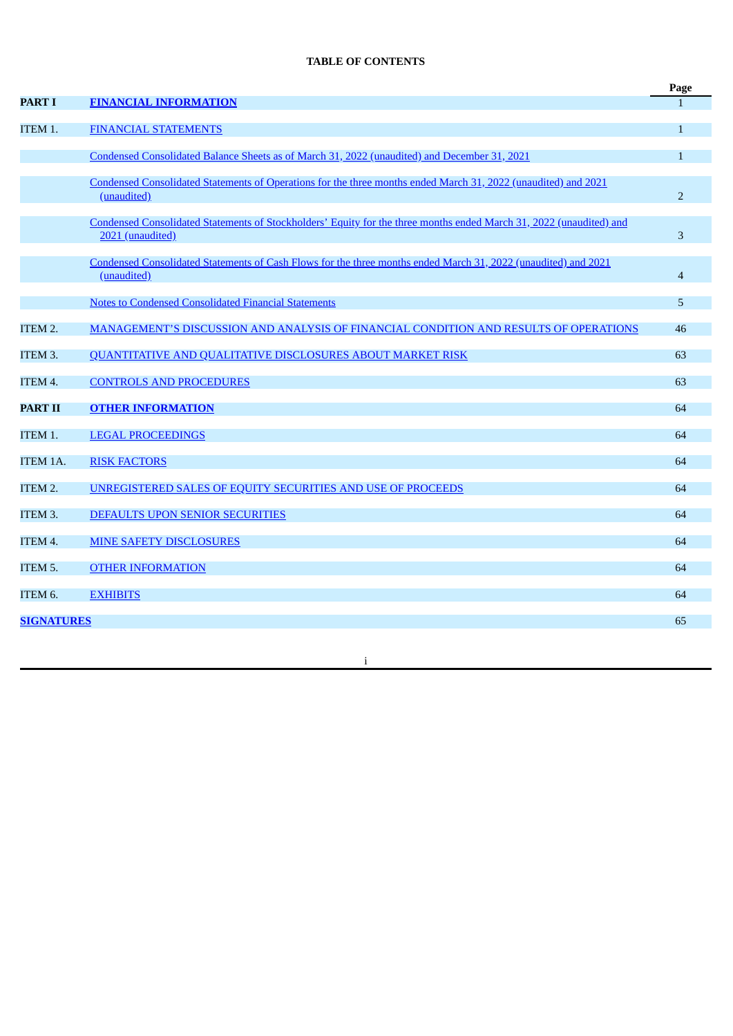**TABLE OF CONTENTS**

| | | Page |
|---|---|---|
| **PART I** | **FINANCIAL INFORMATION** | 1 |
| ITEM 1. | FINANCIAL STATEMENTS | 1 |
| | Condensed Consolidated Balance Sheets as of March 31, 2022 (unaudited) and December 31, 2021 | 1 |
| | Condensed Consolidated Statements of Operations for the three months ended March 31, 2022 (unaudited) and 2021 (unaudited) | 2 |
| | Condensed Consolidated Statements of Stockholders' Equity for the three months ended March 31, 2022 (unaudited) and 2021 (unaudited) | 3 |
| | Condensed Consolidated Statements of Cash Flows for the three months ended March 31, 2022 (unaudited) and 2021 (unaudited) | 4 |
| | Notes to Condensed Consolidated Financial Statements | 5 |
| ITEM 2. | MANAGEMENT'S DISCUSSION AND ANALYSIS OF FINANCIAL CONDITION AND RESULTS OF OPERATIONS | 46 |
| ITEM 3. | QUANTITATIVE AND QUALITATIVE DISCLOSURES ABOUT MARKET RISK | 63 |
| ITEM 4. | CONTROLS AND PROCEDURES | 63 |
| **PART II** | **OTHER INFORMATION** | 64 |
| ITEM 1. | LEGAL PROCEEDINGS | 64 |
| ITEM 1A. | RISK FACTORS | 64 |
| ITEM 2. | UNREGISTERED SALES OF EQUITY SECURITIES AND USE OF PROCEEDS | 64 |
| ITEM 3. | DEFAULTS UPON SENIOR SECURITIES | 64 |
| ITEM 4. | MINE SAFETY DISCLOSURES | 64 |
| ITEM 5. | OTHER INFORMATION | 64 |
| ITEM 6. | EXHIBITS | 64 |
| **SIGNATURES** | | 65 |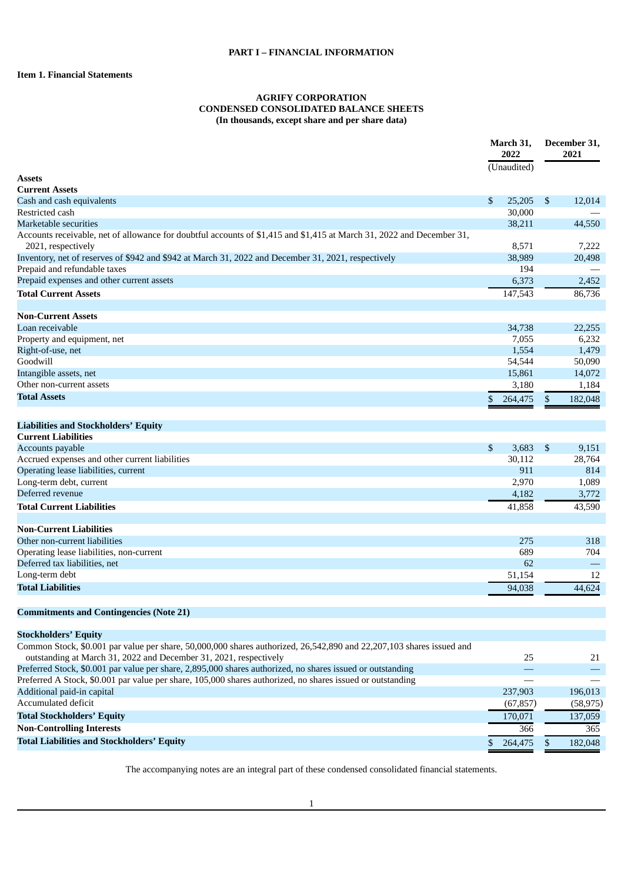# PART I – FINANCIAL INFORMATION

## Item 1. Financial Statements

### AGRIFY CORPORATION
### CONDENSED CONSOLIDATED BALANCE SHEETS
### (In thousands, except share and per share data)

| | March 31, 2022 (Unaudited) | December 31, 2021 |
|---|---|---|
| **Assets** | | |
| **Current Assets** | | |
| Cash and cash equivalents | $ 25,205 | $ 12,014 |
| Restricted cash | 30,000 | — |
| Marketable securities | 38,211 | 44,550 |
| Accounts receivable, net of allowance for doubtful accounts of $1,415 and $1,415 at March 31, 2022 and December 31, 2021, respectively | 8,571 | 7,222 |
| Inventory, net of reserves of $942 and $942 at March 31, 2022 and December 31, 2021, respectively | 38,989 | 20,498 |
| Prepaid and refundable taxes | 194 | — |
| Prepaid expenses and other current assets | 6,373 | 2,452 |
| **Total Current Assets** | 147,543 | 86,736 |
| | | |
| **Non-Current Assets** | | |
| Loan receivable | 34,738 | 22,255 |
| Property and equipment, net | 7,055 | 6,232 |
| Right-of-use, net | 1,554 | 1,479 |
| Goodwill | 54,544 | 50,090 |
| Intangible assets, net | 15,861 | 14,072 |
| Other non-current assets | 3,180 | 1,184 |
| **Total Assets** | $ 264,475 | $ 182,048 |
| | | |
| **Liabilities and Stockholders' Equity** | | |
| **Current Liabilities** | | |
| Accounts payable | $ 3,683 | $ 9,151 |
| Accrued expenses and other current liabilities | 30,112 | 28,764 |
| Operating lease liabilities, current | 911 | 814 |
| Long-term debt, current | 2,970 | 1,089 |
| Deferred revenue | 4,182 | 3,772 |
| **Total Current Liabilities** | 41,858 | 43,590 |
| | | |
| **Non-Current Liabilities** | | |
| Other non-current liabilities | 275 | 318 |
| Operating lease liabilities, non-current | 689 | 704 |
| Deferred tax liabilities, net | 62 | — |
| Long-term debt | 51,154 | 12 |
| **Total Liabilities** | 94,038 | 44,624 |
| | | |
| **Commitments and Contingencies (Note 21)** | | |
| | | |
| **Stockholders' Equity** | | |
| Common Stock, $0.001 par value per share, 50,000,000 shares authorized, 26,542,890 and 22,207,103 shares issued and outstanding at March 31, 2022 and December 31, 2021, respectively | 25 | 21 |
| Preferred Stock, $0.001 par value per share, 2,895,000 shares authorized, no shares issued or outstanding | — | — |
| Preferred A Stock, $0.001 par value per share, 105,000 shares authorized, no shares issued or outstanding | — | — |
| Additional paid-in capital | 237,903 | 196,013 |
| Accumulated deficit | (67,857) | (58,975) |
| **Total Stockholders' Equity** | 170,071 | 137,059 |
| **Non-Controlling Interests** | 366 | 365 |
| **Total Liabilities and Stockholders' Equity** | $ 264,475 | $ 182,048 |

The accompanying notes are an integral part of these condensed consolidated financial statements.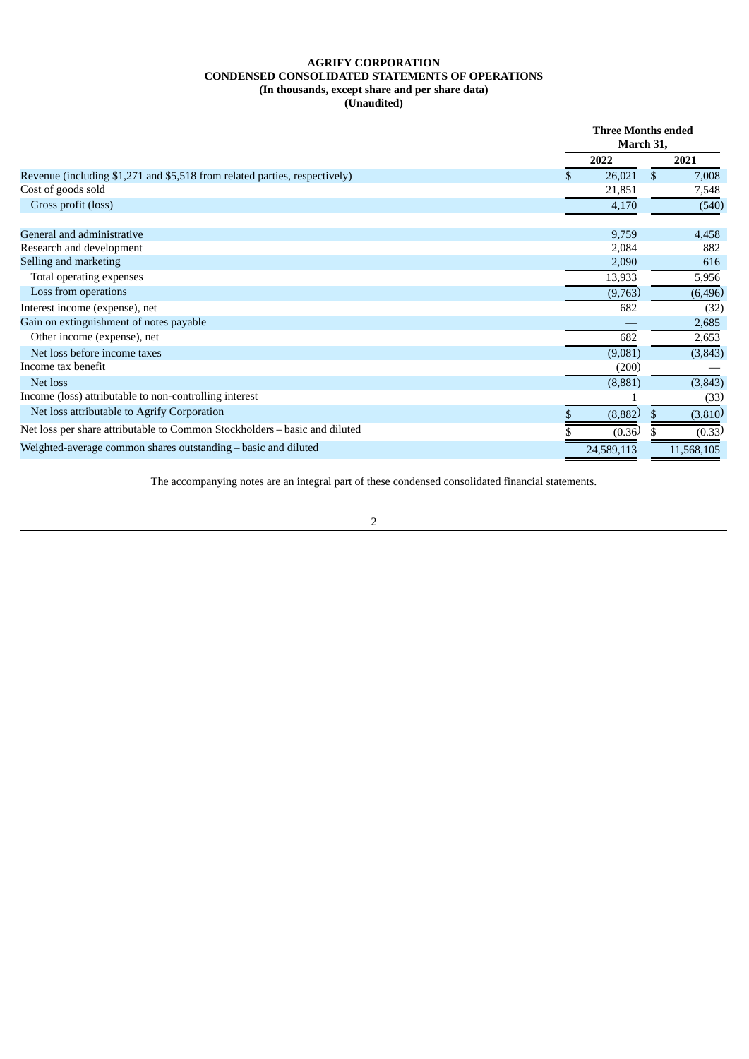**AGRIFY CORPORATION**
**CONDENSED CONSOLIDATED STATEMENTS OF OPERATIONS**
**(In thousands, except share and per share data)**
**(Unaudited)**

| | Three Months ended March 31, | |
|---|---|---|
| | 2022 | 2021 |
| Revenue (including $1,271 and $5,518 from related parties, respectively) | $ 26,021 | $ 7,008 |
| Cost of goods sold | 21,851 | 7,548 |
| Gross profit (loss) | 4,170 | (540) |
| General and administrative | 9,759 | 4,458 |
| Research and development | 2,084 | 882 |
| Selling and marketing | 2,090 | 616 |
| Total operating expenses | 13,933 | 5,956 |
| Loss from operations | (9,763) | (6,496) |
| Interest income (expense), net | 682 | (32) |
| Gain on extinguishment of notes payable | — | 2,685 |
| Other income (expense), net | 682 | 2,653 |
| Net loss before income taxes | (9,081) | (3,843) |
| Income tax benefit | (200) | — |
| Net loss | (8,881) | (3,843) |
| Income (loss) attributable to non-controlling interest | 1 | (33) |
| Net loss attributable to Agrify Corporation | $ (8,882) | $ (3,810) |
| Net loss per share attributable to Common Stockholders – basic and diluted | $ (0.36) | $ (0.33) |
| Weighted-average common shares outstanding – basic and diluted | 24,589,113 | 11,568,105 |

The accompanying notes are an integral part of these condensed consolidated financial statements.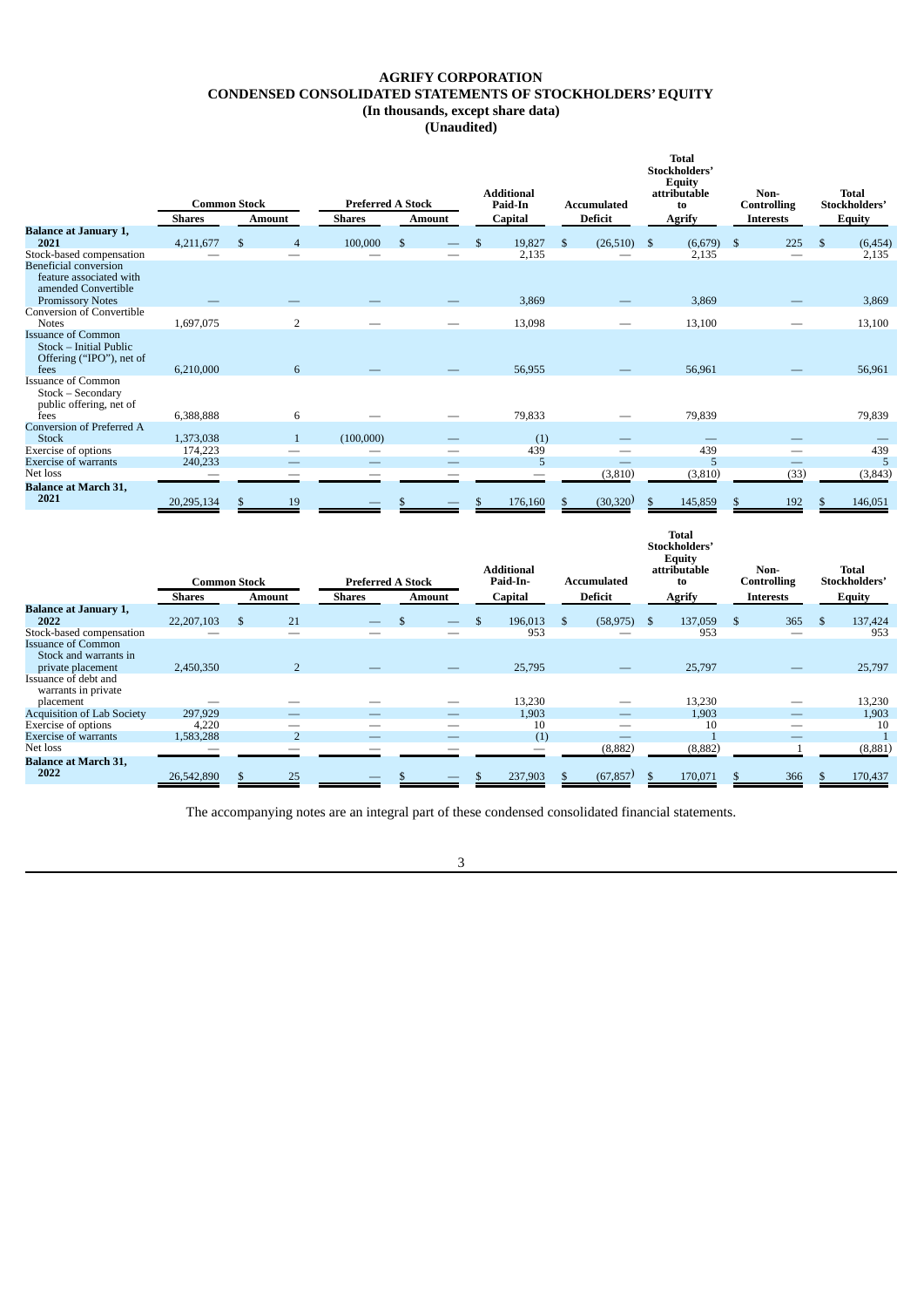**AGRIFY CORPORATION**
**CONDENSED CONSOLIDATED STATEMENTS OF STOCKHOLDERS' EQUITY**
**(In thousands, except share data)**
**(Unaudited)**

| | Common Stock | | Preferred A Stock | | Additional Paid-In | Accumulated | Total Stockholders' Equity attributable to | Non-Controlling | Total Stockholders' |
|---|---|---|---|---|---|---|---|---|---|
| | Shares | Amount | Shares | Amount | Capital | Deficit | Agrify | Interests | Equity |
| **Balance at January 1, 2021** | 4,211,677 | $ 4 | 100,000 | $ — | $ 19,827 | $ (26,510) | $ (6,679) | $ 225 | $ (6,454) |
| Stock-based compensation | — | — | — | — | 2,135 | — | 2,135 | — | 2,135 |
| Beneficial conversion feature associated with amended Convertible Promissory Notes | — | — | — | — | 3,869 | — | 3,869 | — | 3,869 |
| Conversion of Convertible Notes | 1,697,075 | 2 | — | — | 13,098 | — | 13,100 | — | 13,100 |
| Issuance of Common Stock – Initial Public Offering ("IPO"), net of fees | 6,210,000 | 6 | — | — | 56,955 | — | 56,961 | — | 56,961 |
| Issuance of Common Stock – Secondary public offering, net of fees | 6,388,888 | 6 | — | — | 79,833 | — | 79,839 | — | 79,839 |
| Conversion of Preferred A Stock | 1,373,038 | 1 | (100,000) | — | (1) | — | — | — | — |
| Exercise of options | 174,223 | — | — | — | 439 | — | 439 | — | 439 |
| Exercise of warrants | 240,233 | — | — | — | 5 | — | 5 | — | 5 |
| Net loss | — | — | — | — | — | (3,810) | (3,810) | (33) | (3,843) |
| **Balance at March 31, 2021** | 20,295,134 | $ 19 | — | $ — | $ 176,160 | $ (30,320) | $ 145,859 | $ 192 | $ 146,051 |

| | Common Stock | | Preferred A Stock | | Additional Paid-In- | Accumulated | Total Stockholders' Equity attributable to | Non-Controlling | Total Stockholders' |
|---|---|---|---|---|---|---|---|---|---|
| | Shares | Amount | Shares | Amount | Capital | Deficit | Agrify | Interests | Equity |
| **Balance at January 1, 2022** | 22,207,103 | $ 21 | — | $ — | $ 196,013 | $ (58,975) | $ 137,059 | $ 365 | $ 137,424 |
| Stock-based compensation | — | — | — | — | 953 | — | 953 | — | 953 |
| Issuance of Common Stock and warrants in private placement | 2,450,350 | 2 | — | — | 25,795 | — | 25,797 | — | 25,797 |
| Issuance of debt and warrants in private placement | — | — | — | — | 13,230 | — | 13,230 | — | 13,230 |
| Acquisition of Lab Society | 297,929 | — | — | — | 1,903 | — | 1,903 | — | 1,903 |
| Exercise of options | 4,220 | — | — | — | 10 | — | 10 | — | 10 |
| Exercise of warrants | 1,583,288 | 2 | — | — | (1) | — | 1 | — | 1 |
| Net loss | — | — | — | — | — | (8,882) | (8,882) | 1 | (8,881) |
| **Balance at March 31, 2022** | 26,542,890 | $ 25 | — | $ — | $ 237,903 | $ (67,857) | $ 170,071 | $ 366 | $ 170,437 |

The accompanying notes are an integral part of these condensed consolidated financial statements.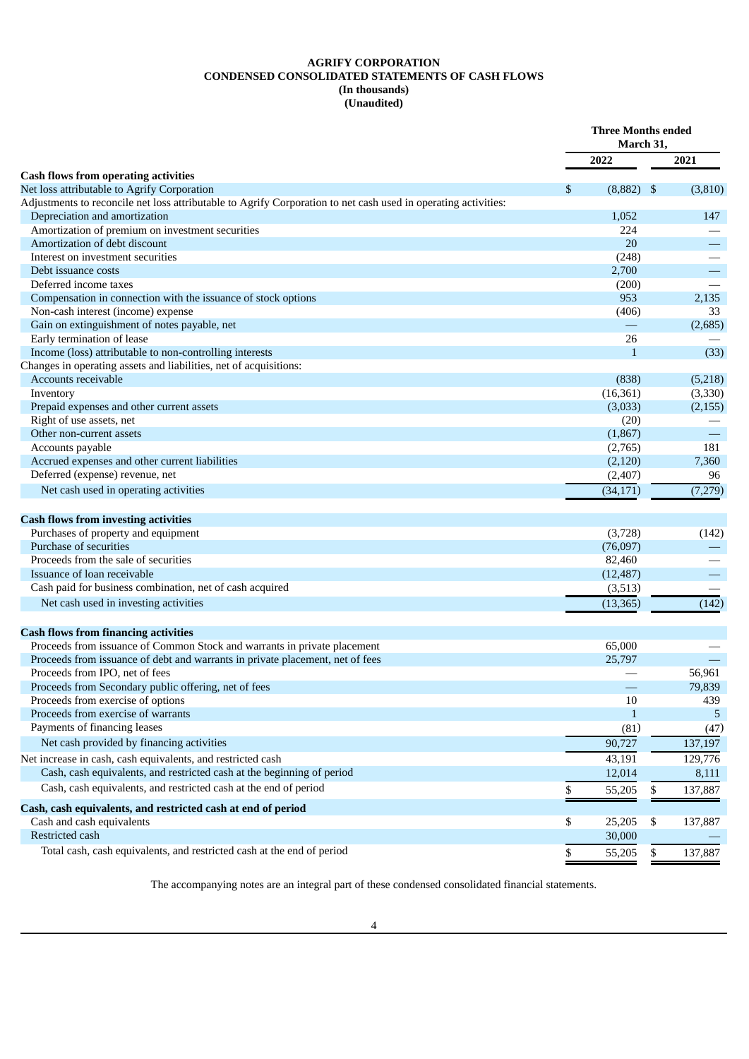**AGRIFY CORPORATION**
**CONDENSED CONSOLIDATED STATEMENTS OF CASH FLOWS**
**(In thousands)**
**(Unaudited)**

| | Three Months ended March 31, | |
|---|---|---|
| | 2022 | 2021 |
| **Cash flows from operating activities** | | |
| Net loss attributable to Agrify Corporation | $ (8,882) | $ (3,810) |
| Adjustments to reconcile net loss attributable to Agrify Corporation to net cash used in operating activities: | | |
| Depreciation and amortization | 1,052 | 147 |
| Amortization of premium on investment securities | 224 | — |
| Amortization of debt discount | 20 | — |
| Interest on investment securities | (248) | — |
| Debt issuance costs | 2,700 | — |
| Deferred income taxes | (200) | — |
| Compensation in connection with the issuance of stock options | 953 | 2,135 |
| Non-cash interest (income) expense | (406) | 33 |
| Gain on extinguishment of notes payable, net | — | (2,685) |
| Early termination of lease | 26 | — |
| Income (loss) attributable to non-controlling interests | 1 | (33) |
| Changes in operating assets and liabilities, net of acquisitions: | | |
| Accounts receivable | (838) | (5,218) |
| Inventory | (16,361) | (3,330) |
| Prepaid expenses and other current assets | (3,033) | (2,155) |
| Right of use assets, net | (20) | — |
| Other non-current assets | (1,867) | — |
| Accounts payable | (2,765) | 181 |
| Accrued expenses and other current liabilities | (2,120) | 7,360 |
| Deferred (expense) revenue, net | (2,407) | 96 |
| Net cash used in operating activities | (34,171) | (7,279) |
| **Cash flows from investing activities** | | |
| Purchases of property and equipment | (3,728) | (142) |
| Purchase of securities | (76,097) | — |
| Proceeds from the sale of securities | 82,460 | — |
| Issuance of loan receivable | (12,487) | — |
| Cash paid for business combination, net of cash acquired | (3,513) | — |
| Net cash used in investing activities | (13,365) | (142) |
| **Cash flows from financing activities** | | |
| Proceeds from issuance of Common Stock and warrants in private placement | 65,000 | — |
| Proceeds from issuance of debt and warrants in private placement, net of fees | 25,797 | — |
| Proceeds from IPO, net of fees | — | 56,961 |
| Proceeds from Secondary public offering, net of fees | — | 79,839 |
| Proceeds from exercise of options | 10 | 439 |
| Proceeds from exercise of warrants | 1 | 5 |
| Payments of financing leases | (81) | (47) |
| Net cash provided by financing activities | 90,727 | 137,197 |
| Net increase in cash, cash equivalents, and restricted cash | 43,191 | 129,776 |
| Cash, cash equivalents, and restricted cash at the beginning of period | 12,014 | 8,111 |
| Cash, cash equivalents, and restricted cash at the end of period | $ 55,205 | $ 137,887 |
| **Cash, cash equivalents, and restricted cash at end of period** | | |
| Cash and cash equivalents | $ 25,205 | $ 137,887 |
| Restricted cash | 30,000 | — |
| Total cash, cash equivalents, and restricted cash at the end of period | $ 55,205 | $ 137,887 |

The accompanying notes are an integral part of these condensed consolidated financial statements.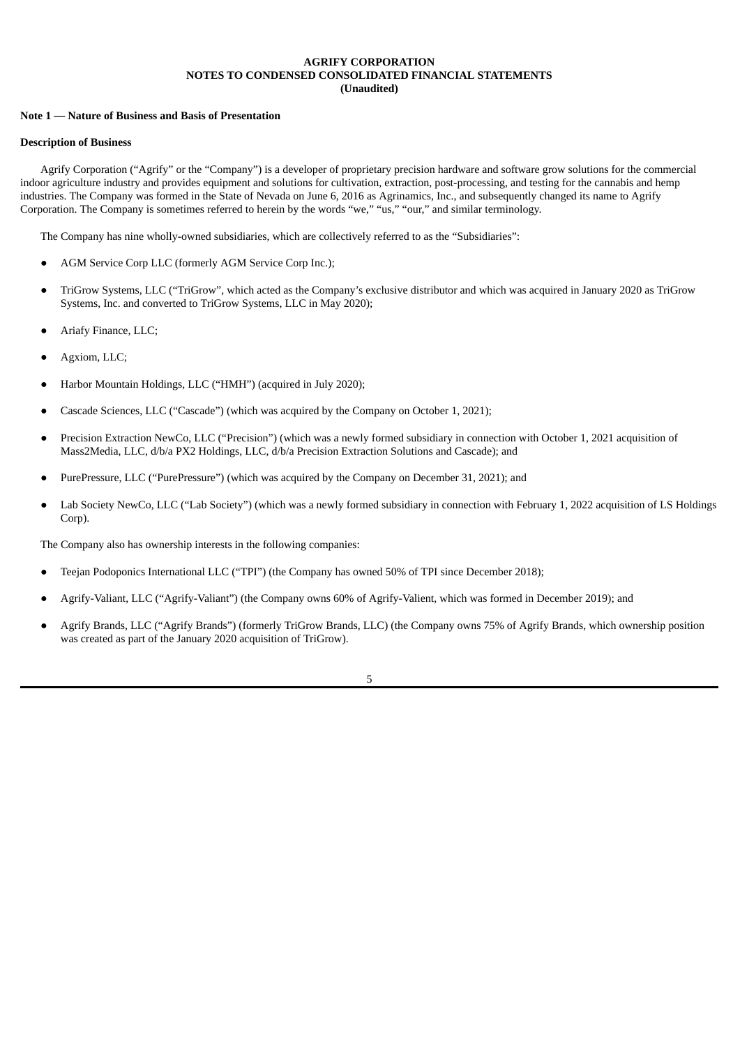**AGRIFY CORPORATION**
**NOTES TO CONDENSED CONSOLIDATED FINANCIAL STATEMENTS**
**(Unaudited)**

**Note 1 — Nature of Business and Basis of Presentation**

**Description of Business**

Agrify Corporation ("Agrify" or the "Company") is a developer of proprietary precision hardware and software grow solutions for the commercial indoor agriculture industry and provides equipment and solutions for cultivation, extraction, post-processing, and testing for the cannabis and hemp industries. The Company was formed in the State of Nevada on June 6, 2016 as Agrinamics, Inc., and subsequently changed its name to Agrify Corporation. The Company is sometimes referred to herein by the words "we," "us," "our," and similar terminology.

The Company has nine wholly-owned subsidiaries, which are collectively referred to as the "Subsidiaries":

- AGM Service Corp LLC (formerly AGM Service Corp Inc.);
- TriGrow Systems, LLC ("TriGrow", which acted as the Company's exclusive distributor and which was acquired in January 2020 as TriGrow Systems, Inc. and converted to TriGrow Systems, LLC in May 2020);
- Ariafy Finance, LLC;
- Agxiom, LLC;
- Harbor Mountain Holdings, LLC ("HMH") (acquired in July 2020);
- Cascade Sciences, LLC ("Cascade") (which was acquired by the Company on October 1, 2021);
- Precision Extraction NewCo, LLC ("Precision") (which was a newly formed subsidiary in connection with October 1, 2021 acquisition of Mass2Media, LLC, d/b/a PX2 Holdings, LLC, d/b/a Precision Extraction Solutions and Cascade); and
- PurePressure, LLC ("PurePressure") (which was acquired by the Company on December 31, 2021); and
- Lab Society NewCo, LLC ("Lab Society") (which was a newly formed subsidiary in connection with February 1, 2022 acquisition of LS Holdings Corp).

The Company also has ownership interests in the following companies:

- Teejan Podoponics International LLC ("TPI") (the Company has owned 50% of TPI since December 2018);
- Agrify-Valiant, LLC ("Agrify-Valiant") (the Company owns 60% of Agrify-Valient, which was formed in December 2019); and
- Agrify Brands, LLC ("Agrify Brands") (formerly TriGrow Brands, LLC) (the Company owns 75% of Agrify Brands, which ownership position was created as part of the January 2020 acquisition of TriGrow).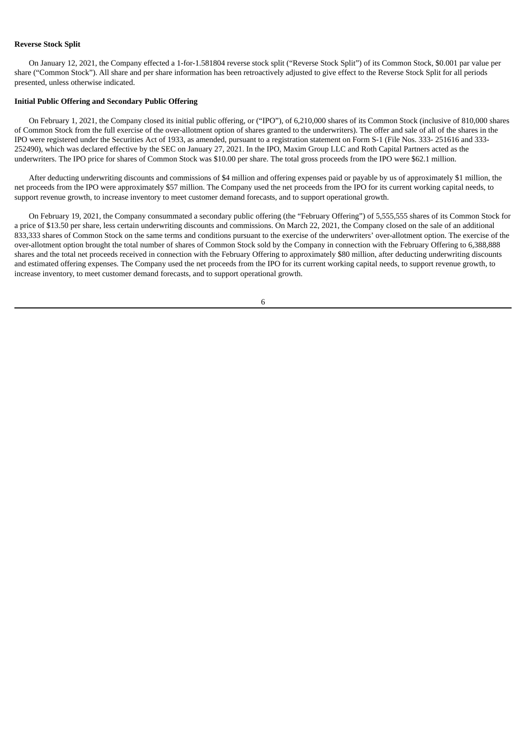**Reverse Stock Split**

On January 12, 2021, the Company effected a 1-for-1.581804 reverse stock split ("Reverse Stock Split") of its Common Stock, $0.001 par value per share ("Common Stock"). All share and per share information has been retroactively adjusted to give effect to the Reverse Stock Split for all periods presented, unless otherwise indicated.

**Initial Public Offering and Secondary Public Offering**

On February 1, 2021, the Company closed its initial public offering, or ("IPO"), of 6,210,000 shares of its Common Stock (inclusive of 810,000 shares of Common Stock from the full exercise of the over-allotment option of shares granted to the underwriters). The offer and sale of all of the shares in the IPO were registered under the Securities Act of 1933, as amended, pursuant to a registration statement on Form S-1 (File Nos. 333- 251616 and 333-252490), which was declared effective by the SEC on January 27, 2021. In the IPO, Maxim Group LLC and Roth Capital Partners acted as the underwriters. The IPO price for shares of Common Stock was $10.00 per share. The total gross proceeds from the IPO were $62.1 million.

After deducting underwriting discounts and commissions of $4 million and offering expenses paid or payable by us of approximately $1 million, the net proceeds from the IPO were approximately $57 million. The Company used the net proceeds from the IPO for its current working capital needs, to support revenue growth, to increase inventory to meet customer demand forecasts, and to support operational growth.

On February 19, 2021, the Company consummated a secondary public offering (the "February Offering") of 5,555,555 shares of its Common Stock for a price of $13.50 per share, less certain underwriting discounts and commissions. On March 22, 2021, the Company closed on the sale of an additional 833,333 shares of Common Stock on the same terms and conditions pursuant to the exercise of the underwriters' over-allotment option. The exercise of the over-allotment option brought the total number of shares of Common Stock sold by the Company in connection with the February Offering to 6,388,888 shares and the total net proceeds received in connection with the February Offering to approximately $80 million, after deducting underwriting discounts and estimated offering expenses. The Company used the net proceeds from the IPO for its current working capital needs, to support revenue growth, to increase inventory, to meet customer demand forecasts, and to support operational growth.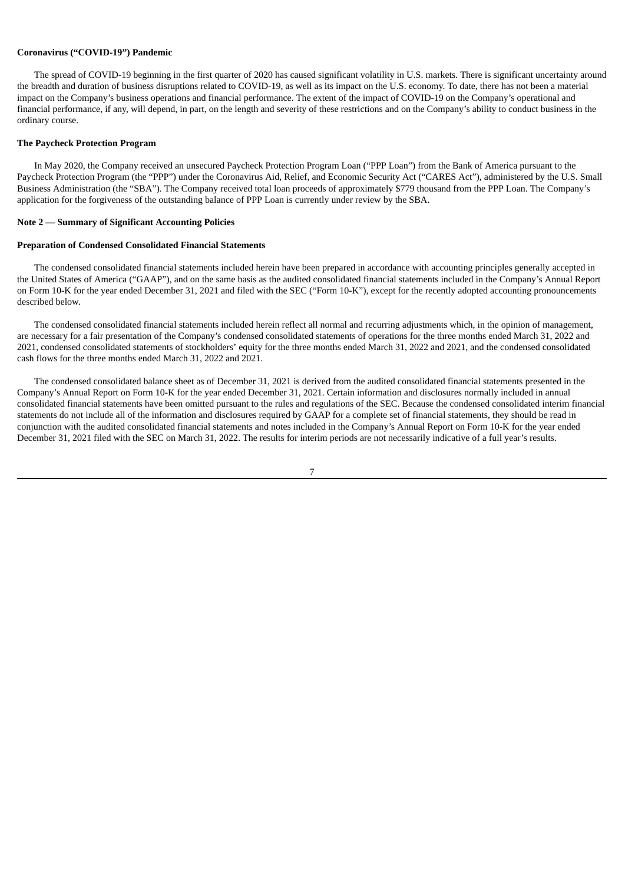**Coronavirus ("COVID-19") Pandemic**

The spread of COVID-19 beginning in the first quarter of 2020 has caused significant volatility in U.S. markets. There is significant uncertainty around the breadth and duration of business disruptions related to COVID-19, as well as its impact on the U.S. economy. To date, there has not been a material impact on the Company's business operations and financial performance. The extent of the impact of COVID-19 on the Company's operational and financial performance, if any, will depend, in part, on the length and severity of these restrictions and on the Company's ability to conduct business in the ordinary course.

**The Paycheck Protection Program**

In May 2020, the Company received an unsecured Paycheck Protection Program Loan ("PPP Loan") from the Bank of America pursuant to the Paycheck Protection Program (the "PPP") under the Coronavirus Aid, Relief, and Economic Security Act ("CARES Act"), administered by the U.S. Small Business Administration (the "SBA"). The Company received total loan proceeds of approximately $779 thousand from the PPP Loan. The Company's application for the forgiveness of the outstanding balance of PPP Loan is currently under review by the SBA.

**Note 2 — Summary of Significant Accounting Policies**

**Preparation of Condensed Consolidated Financial Statements**

The condensed consolidated financial statements included herein have been prepared in accordance with accounting principles generally accepted in the United States of America ("GAAP"), and on the same basis as the audited consolidated financial statements included in the Company's Annual Report on Form 10-K for the year ended December 31, 2021 and filed with the SEC ("Form 10-K"), except for the recently adopted accounting pronouncements described below.

The condensed consolidated financial statements included herein reflect all normal and recurring adjustments which, in the opinion of management, are necessary for a fair presentation of the Company's condensed consolidated statements of operations for the three months ended March 31, 2022 and 2021, condensed consolidated statements of stockholders' equity for the three months ended March 31, 2022 and 2021, and the condensed consolidated cash flows for the three months ended March 31, 2022 and 2021.

The condensed consolidated balance sheet as of December 31, 2021 is derived from the audited consolidated financial statements presented in the Company's Annual Report on Form 10-K for the year ended December 31, 2021. Certain information and disclosures normally included in annual consolidated financial statements have been omitted pursuant to the rules and regulations of the SEC. Because the condensed consolidated interim financial statements do not include all of the information and disclosures required by GAAP for a complete set of financial statements, they should be read in conjunction with the audited consolidated financial statements and notes included in the Company's Annual Report on Form 10-K for the year ended December 31, 2021 filed with the SEC on March 31, 2022. The results for interim periods are not necessarily indicative of a full year's results.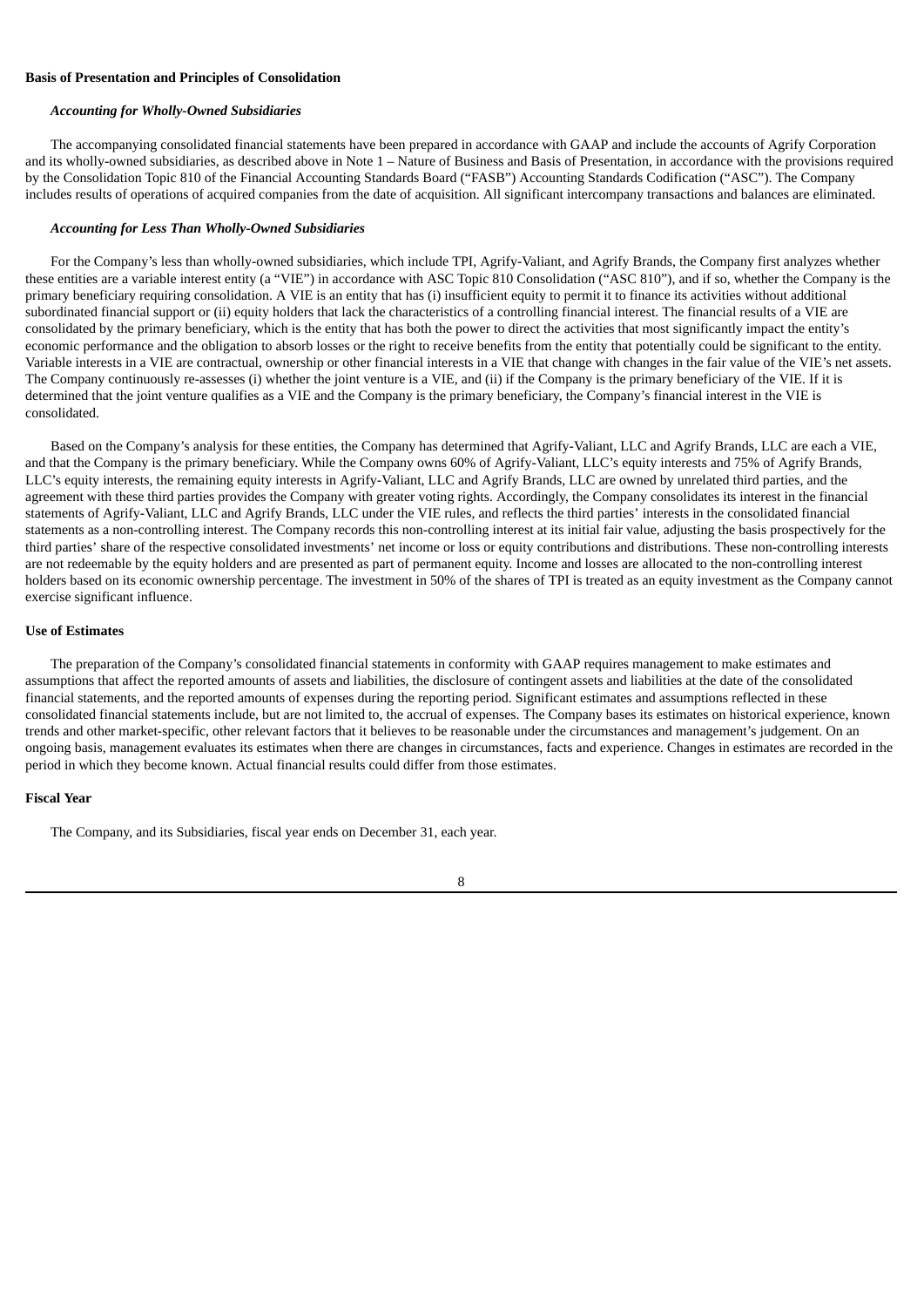**Basis of Presentation and Principles of Consolidation**

***Accounting for Wholly-Owned Subsidiaries***

The accompanying consolidated financial statements have been prepared in accordance with GAAP and include the accounts of Agrify Corporation and its wholly-owned subsidiaries, as described above in Note 1 – Nature of Business and Basis of Presentation, in accordance with the provisions required by the Consolidation Topic 810 of the Financial Accounting Standards Board ("FASB") Accounting Standards Codification ("ASC"). The Company includes results of operations of acquired companies from the date of acquisition. All significant intercompany transactions and balances are eliminated.

***Accounting for Less Than Wholly-Owned Subsidiaries***

For the Company's less than wholly-owned subsidiaries, which include TPI, Agrify-Valiant, and Agrify Brands, the Company first analyzes whether these entities are a variable interest entity (a "VIE") in accordance with ASC Topic 810 Consolidation ("ASC 810"), and if so, whether the Company is the primary beneficiary requiring consolidation. A VIE is an entity that has (i) insufficient equity to permit it to finance its activities without additional subordinated financial support or (ii) equity holders that lack the characteristics of a controlling financial interest. The financial results of a VIE are consolidated by the primary beneficiary, which is the entity that has both the power to direct the activities that most significantly impact the entity's economic performance and the obligation to absorb losses or the right to receive benefits from the entity that potentially could be significant to the entity. Variable interests in a VIE are contractual, ownership or other financial interests in a VIE that change with changes in the fair value of the VIE's net assets. The Company continuously re-assesses (i) whether the joint venture is a VIE, and (ii) if the Company is the primary beneficiary of the VIE. If it is determined that the joint venture qualifies as a VIE and the Company is the primary beneficiary, the Company's financial interest in the VIE is consolidated.

Based on the Company's analysis for these entities, the Company has determined that Agrify-Valiant, LLC and Agrify Brands, LLC are each a VIE, and that the Company is the primary beneficiary. While the Company owns 60% of Agrify-Valiant, LLC's equity interests and 75% of Agrify Brands, LLC's equity interests, the remaining equity interests in Agrify-Valiant, LLC and Agrify Brands, LLC are owned by unrelated third parties, and the agreement with these third parties provides the Company with greater voting rights. Accordingly, the Company consolidates its interest in the financial statements of Agrify-Valiant, LLC and Agrify Brands, LLC under the VIE rules, and reflects the third parties' interests in the consolidated financial statements as a non-controlling interest. The Company records this non-controlling interest at its initial fair value, adjusting the basis prospectively for the third parties' share of the respective consolidated investments' net income or loss or equity contributions and distributions. These non-controlling interests are not redeemable by the equity holders and are presented as part of permanent equity. Income and losses are allocated to the non-controlling interest holders based on its economic ownership percentage. The investment in 50% of the shares of TPI is treated as an equity investment as the Company cannot exercise significant influence.

**Use of Estimates**

The preparation of the Company's consolidated financial statements in conformity with GAAP requires management to make estimates and assumptions that affect the reported amounts of assets and liabilities, the disclosure of contingent assets and liabilities at the date of the consolidated financial statements, and the reported amounts of expenses during the reporting period. Significant estimates and assumptions reflected in these consolidated financial statements include, but are not limited to, the accrual of expenses. The Company bases its estimates on historical experience, known trends and other market-specific, other relevant factors that it believes to be reasonable under the circumstances and management's judgement. On an ongoing basis, management evaluates its estimates when there are changes in circumstances, facts and experience. Changes in estimates are recorded in the period in which they become known. Actual financial results could differ from those estimates.

**Fiscal Year**

The Company, and its Subsidiaries, fiscal year ends on December 31, each year.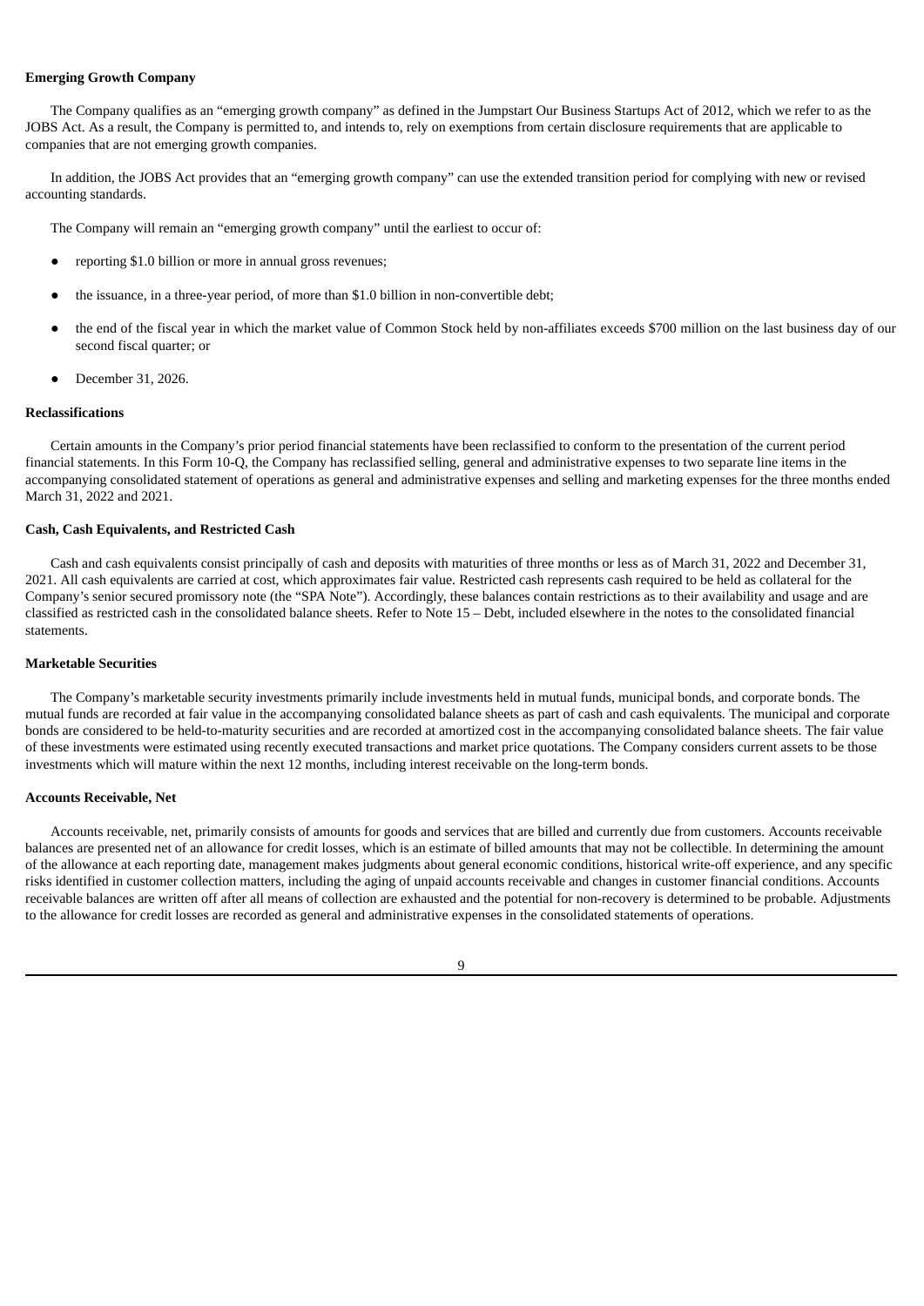**Emerging Growth Company**

The Company qualifies as an "emerging growth company" as defined in the Jumpstart Our Business Startups Act of 2012, which we refer to as the JOBS Act. As a result, the Company is permitted to, and intends to, rely on exemptions from certain disclosure requirements that are applicable to companies that are not emerging growth companies.

In addition, the JOBS Act provides that an "emerging growth company" can use the extended transition period for complying with new or revised accounting standards.

The Company will remain an "emerging growth company" until the earliest to occur of:

- reporting $1.0 billion or more in annual gross revenues;
- the issuance, in a three-year period, of more than $1.0 billion in non-convertible debt;
- the end of the fiscal year in which the market value of Common Stock held by non-affiliates exceeds $700 million on the last business day of our second fiscal quarter; or
- December 31, 2026.

**Reclassifications**

Certain amounts in the Company's prior period financial statements have been reclassified to conform to the presentation of the current period financial statements. In this Form 10-Q, the Company has reclassified selling, general and administrative expenses to two separate line items in the accompanying consolidated statement of operations as general and administrative expenses and selling and marketing expenses for the three months ended March 31, 2022 and 2021.

**Cash, Cash Equivalents, and Restricted Cash**

Cash and cash equivalents consist principally of cash and deposits with maturities of three months or less as of March 31, 2022 and December 31, 2021. All cash equivalents are carried at cost, which approximates fair value. Restricted cash represents cash required to be held as collateral for the Company's senior secured promissory note (the "SPA Note"). Accordingly, these balances contain restrictions as to their availability and usage and are classified as restricted cash in the consolidated balance sheets. Refer to Note 15 – Debt, included elsewhere in the notes to the consolidated financial statements.

**Marketable Securities**

The Company's marketable security investments primarily include investments held in mutual funds, municipal bonds, and corporate bonds. The mutual funds are recorded at fair value in the accompanying consolidated balance sheets as part of cash and cash equivalents. The municipal and corporate bonds are considered to be held-to-maturity securities and are recorded at amortized cost in the accompanying consolidated balance sheets. The fair value of these investments were estimated using recently executed transactions and market price quotations. The Company considers current assets to be those investments which will mature within the next 12 months, including interest receivable on the long-term bonds.

**Accounts Receivable, Net**

Accounts receivable, net, primarily consists of amounts for goods and services that are billed and currently due from customers. Accounts receivable balances are presented net of an allowance for credit losses, which is an estimate of billed amounts that may not be collectible. In determining the amount of the allowance at each reporting date, management makes judgments about general economic conditions, historical write-off experience, and any specific risks identified in customer collection matters, including the aging of unpaid accounts receivable and changes in customer financial conditions. Accounts receivable balances are written off after all means of collection are exhausted and the potential for non-recovery is determined to be probable. Adjustments to the allowance for credit losses are recorded as general and administrative expenses in the consolidated statements of operations.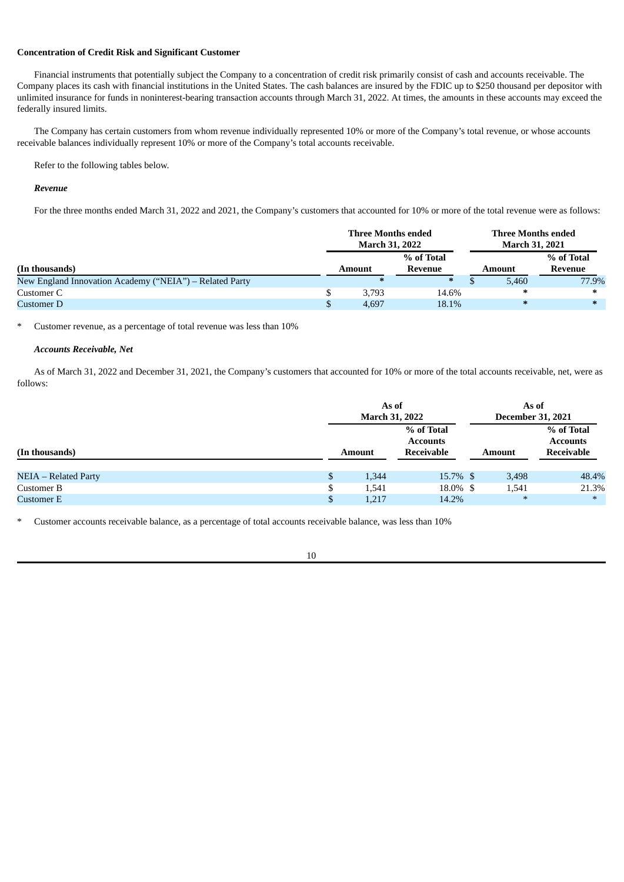**Concentration of Credit Risk and Significant Customer**

Financial instruments that potentially subject the Company to a concentration of credit risk primarily consist of cash and accounts receivable. The Company places its cash with financial institutions in the United States. The cash balances are insured by the FDIC up to $250 thousand per depositor with unlimited insurance for funds in noninterest-bearing transaction accounts through March 31, 2022. At times, the amounts in these accounts may exceed the federally insured limits.

The Company has certain customers from whom revenue individually represented 10% or more of the Company's total revenue, or whose accounts receivable balances individually represent 10% or more of the Company's total accounts receivable.

Refer to the following tables below.

***Revenue***

For the three months ended March 31, 2022 and 2021, the Company's customers that accounted for 10% or more of the total revenue were as follows:

| (In thousands) | Three Months ended March 31, 2022 | | Three Months ended March 31, 2021 | |
|---|---|---|---|---|
| | Amount | % of Total Revenue | Amount | % of Total Revenue |
| New England Innovation Academy ("NEIA") – Related Party | * | * | $ 5,460 | 77.9% |
| Customer C | $ 3,793 | 14.6% | * | * |
| Customer D | $ 4,697 | 18.1% | * | * |

\* Customer revenue, as a percentage of total revenue was less than 10%

***Accounts Receivable, Net***

As of March 31, 2022 and December 31, 2021, the Company's customers that accounted for 10% or more of the total accounts receivable, net, were as follows:

| (In thousands) | As of March 31, 2022 | | As of December 31, 2021 | |
|---|---|---|---|---|
| | Amount | % of Total Accounts Receivable | Amount | % of Total Accounts Receivable |
| NEIA – Related Party | $ 1,344 | 15.7% | $ 3,498 | 48.4% |
| Customer B | $ 1,541 | 18.0% | $ 1,541 | 21.3% |
| Customer E | $ 1,217 | 14.2% | * | * |

\* Customer accounts receivable balance, as a percentage of total accounts receivable balance, was less than 10%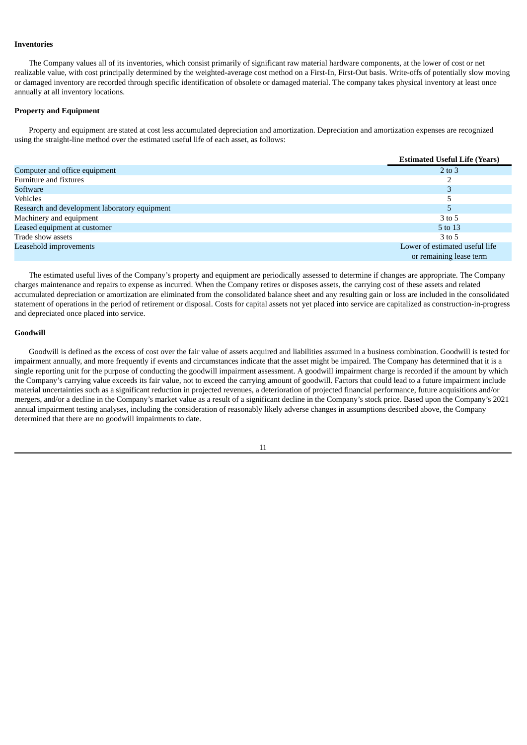**Inventories**

The Company values all of its inventories, which consist primarily of significant raw material hardware components, at the lower of cost or net realizable value, with cost principally determined by the weighted-average cost method on a First-In, First-Out basis. Write-offs of potentially slow moving or damaged inventory are recorded through specific identification of obsolete or damaged material. The company takes physical inventory at least once annually at all inventory locations.

**Property and Equipment**

Property and equipment are stated at cost less accumulated depreciation and amortization. Depreciation and amortization expenses are recognized using the straight-line method over the estimated useful life of each asset, as follows:

| | Estimated Useful Life (Years) |
|---|---|
| Computer and office equipment | 2 to 3 |
| Furniture and fixtures | 2 |
| Software | 3 |
| Vehicles | 5 |
| Research and development laboratory equipment | 5 |
| Machinery and equipment | 3 to 5 |
| Leased equipment at customer | 5 to 13 |
| Trade show assets | 3 to 5 |
| Leasehold improvements | Lower of estimated useful life or remaining lease term |

The estimated useful lives of the Company's property and equipment are periodically assessed to determine if changes are appropriate. The Company charges maintenance and repairs to expense as incurred. When the Company retires or disposes assets, the carrying cost of these assets and related accumulated depreciation or amortization are eliminated from the consolidated balance sheet and any resulting gain or loss are included in the consolidated statement of operations in the period of retirement or disposal. Costs for capital assets not yet placed into service are capitalized as construction-in-progress and depreciated once placed into service.

**Goodwill**

Goodwill is defined as the excess of cost over the fair value of assets acquired and liabilities assumed in a business combination. Goodwill is tested for impairment annually, and more frequently if events and circumstances indicate that the asset might be impaired. The Company has determined that it is a single reporting unit for the purpose of conducting the goodwill impairment assessment. A goodwill impairment charge is recorded if the amount by which the Company's carrying value exceeds its fair value, not to exceed the carrying amount of goodwill. Factors that could lead to a future impairment include material uncertainties such as a significant reduction in projected revenues, a deterioration of projected financial performance, future acquisitions and/or mergers, and/or a decline in the Company's market value as a result of a significant decline in the Company's stock price. Based upon the Company's 2021 annual impairment testing analyses, including the consideration of reasonably likely adverse changes in assumptions described above, the Company determined that there are no goodwill impairments to date.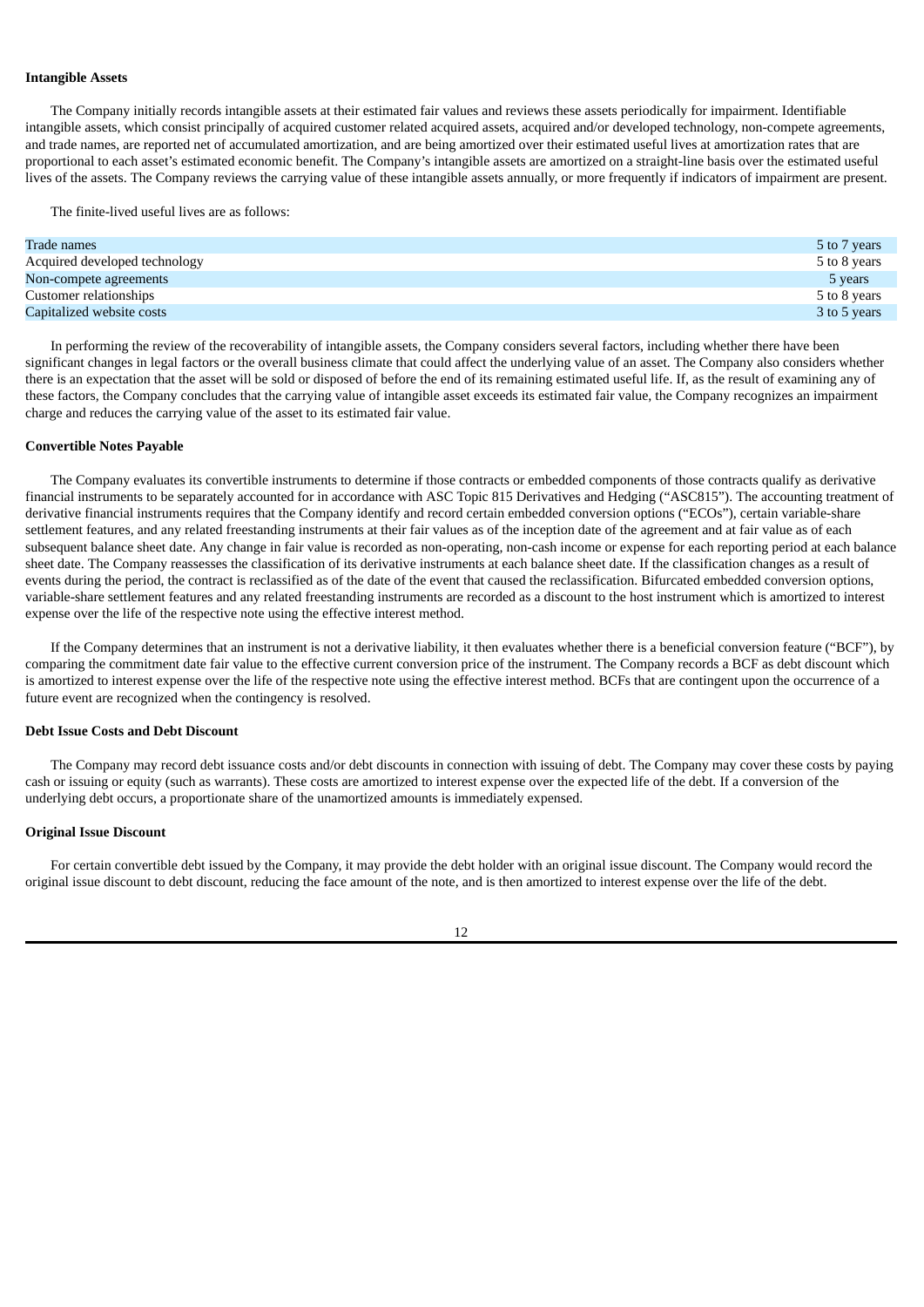**Intangible Assets**

The Company initially records intangible assets at their estimated fair values and reviews these assets periodically for impairment. Identifiable intangible assets, which consist principally of acquired customer related acquired assets, acquired and/or developed technology, non-compete agreements, and trade names, are reported net of accumulated amortization, and are being amortized over their estimated useful lives at amortization rates that are proportional to each asset's estimated economic benefit. The Company's intangible assets are amortized on a straight-line basis over the estimated useful lives of the assets. The Company reviews the carrying value of these intangible assets annually, or more frequently if indicators of impairment are present.

The finite-lived useful lives are as follows:

| | |
|---|---|
| Trade names | 5 to 7 years |
| Acquired developed technology | 5 to 8 years |
| Non-compete agreements | 5 years |
| Customer relationships | 5 to 8 years |
| Capitalized website costs | 3 to 5 years |

In performing the review of the recoverability of intangible assets, the Company considers several factors, including whether there have been significant changes in legal factors or the overall business climate that could affect the underlying value of an asset. The Company also considers whether there is an expectation that the asset will be sold or disposed of before the end of its remaining estimated useful life. If, as the result of examining any of these factors, the Company concludes that the carrying value of intangible asset exceeds its estimated fair value, the Company recognizes an impairment charge and reduces the carrying value of the asset to its estimated fair value.

**Convertible Notes Payable**

The Company evaluates its convertible instruments to determine if those contracts or embedded components of those contracts qualify as derivative financial instruments to be separately accounted for in accordance with ASC Topic 815 Derivatives and Hedging ("ASC815"). The accounting treatment of derivative financial instruments requires that the Company identify and record certain embedded conversion options ("ECOs"), certain variable-share settlement features, and any related freestanding instruments at their fair values as of the inception date of the agreement and at fair value as of each subsequent balance sheet date. Any change in fair value is recorded as non-operating, non-cash income or expense for each reporting period at each balance sheet date. The Company reassesses the classification of its derivative instruments at each balance sheet date. If the classification changes as a result of events during the period, the contract is reclassified as of the date of the event that caused the reclassification. Bifurcated embedded conversion options, variable-share settlement features and any related freestanding instruments are recorded as a discount to the host instrument which is amortized to interest expense over the life of the respective note using the effective interest method.

If the Company determines that an instrument is not a derivative liability, it then evaluates whether there is a beneficial conversion feature ("BCF"), by comparing the commitment date fair value to the effective current conversion price of the instrument. The Company records a BCF as debt discount which is amortized to interest expense over the life of the respective note using the effective interest method. BCFs that are contingent upon the occurrence of a future event are recognized when the contingency is resolved.

**Debt Issue Costs and Debt Discount**

The Company may record debt issuance costs and/or debt discounts in connection with issuing of debt. The Company may cover these costs by paying cash or issuing or equity (such as warrants). These costs are amortized to interest expense over the expected life of the debt. If a conversion of the underlying debt occurs, a proportionate share of the unamortized amounts is immediately expensed.

**Original Issue Discount**

For certain convertible debt issued by the Company, it may provide the debt holder with an original issue discount. The Company would record the original issue discount to debt discount, reducing the face amount of the note, and is then amortized to interest expense over the life of the debt.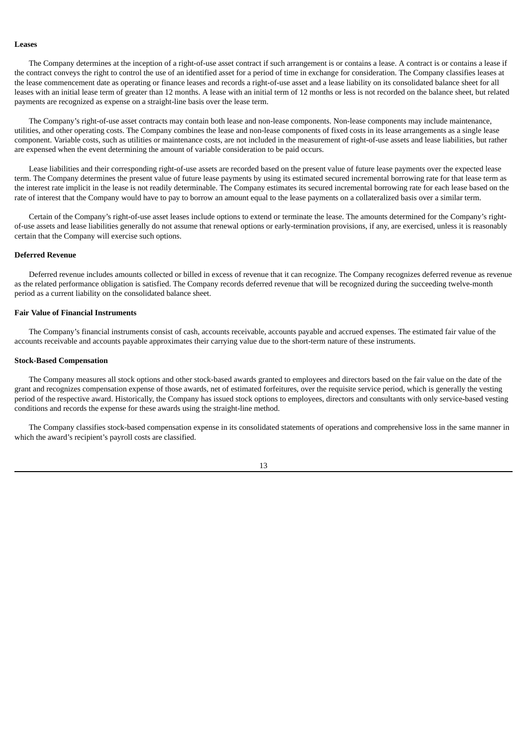**Leases**

The Company determines at the inception of a right-of-use asset contract if such arrangement is or contains a lease. A contract is or contains a lease if the contract conveys the right to control the use of an identified asset for a period of time in exchange for consideration. The Company classifies leases at the lease commencement date as operating or finance leases and records a right-of-use asset and a lease liability on its consolidated balance sheet for all leases with an initial lease term of greater than 12 months. A lease with an initial term of 12 months or less is not recorded on the balance sheet, but related payments are recognized as expense on a straight-line basis over the lease term.

The Company's right-of-use asset contracts may contain both lease and non-lease components. Non-lease components may include maintenance, utilities, and other operating costs. The Company combines the lease and non-lease components of fixed costs in its lease arrangements as a single lease component. Variable costs, such as utilities or maintenance costs, are not included in the measurement of right-of-use assets and lease liabilities, but rather are expensed when the event determining the amount of variable consideration to be paid occurs.

Lease liabilities and their corresponding right-of-use assets are recorded based on the present value of future lease payments over the expected lease term. The Company determines the present value of future lease payments by using its estimated secured incremental borrowing rate for that lease term as the interest rate implicit in the lease is not readily determinable. The Company estimates its secured incremental borrowing rate for each lease based on the rate of interest that the Company would have to pay to borrow an amount equal to the lease payments on a collateralized basis over a similar term.

Certain of the Company's right-of-use asset leases include options to extend or terminate the lease. The amounts determined for the Company's right-of-use assets and lease liabilities generally do not assume that renewal options or early-termination provisions, if any, are exercised, unless it is reasonably certain that the Company will exercise such options.

**Deferred Revenue**

Deferred revenue includes amounts collected or billed in excess of revenue that it can recognize. The Company recognizes deferred revenue as revenue as the related performance obligation is satisfied. The Company records deferred revenue that will be recognized during the succeeding twelve-month period as a current liability on the consolidated balance sheet.

**Fair Value of Financial Instruments**

The Company's financial instruments consist of cash, accounts receivable, accounts payable and accrued expenses. The estimated fair value of the accounts receivable and accounts payable approximates their carrying value due to the short-term nature of these instruments.

**Stock-Based Compensation**

The Company measures all stock options and other stock-based awards granted to employees and directors based on the fair value on the date of the grant and recognizes compensation expense of those awards, net of estimated forfeitures, over the requisite service period, which is generally the vesting period of the respective award. Historically, the Company has issued stock options to employees, directors and consultants with only service-based vesting conditions and records the expense for these awards using the straight-line method.

The Company classifies stock-based compensation expense in its consolidated statements of operations and comprehensive loss in the same manner in which the award's recipient's payroll costs are classified.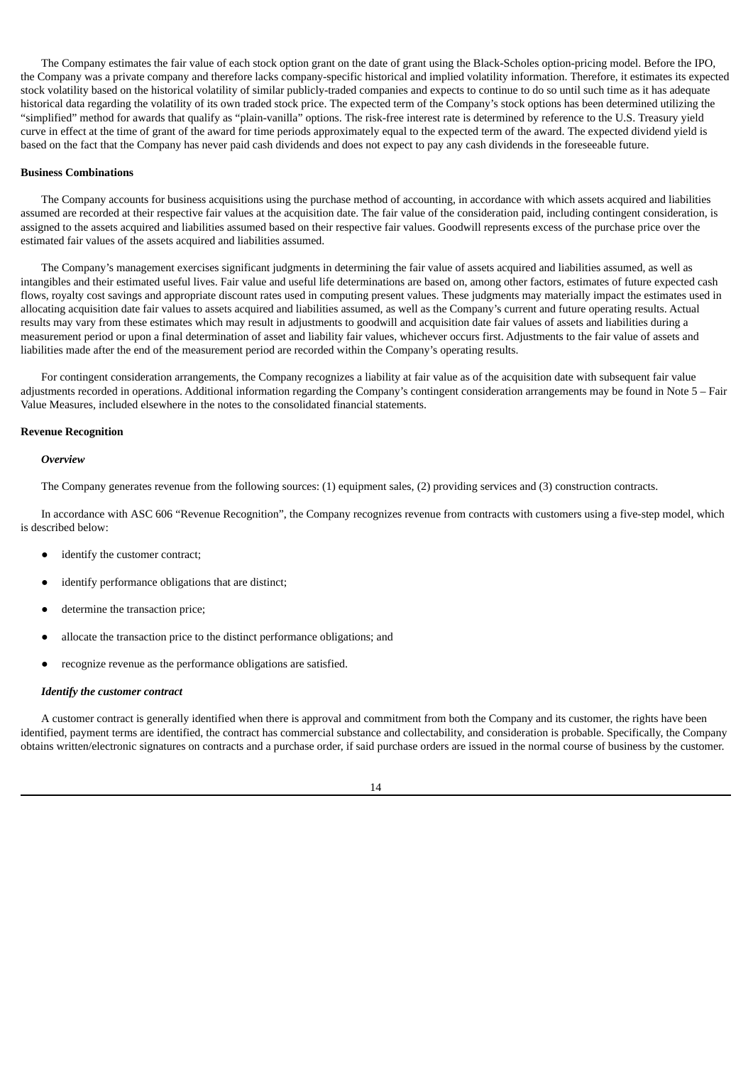The Company estimates the fair value of each stock option grant on the date of grant using the Black-Scholes option-pricing model. Before the IPO, the Company was a private company and therefore lacks company-specific historical and implied volatility information. Therefore, it estimates its expected stock volatility based on the historical volatility of similar publicly-traded companies and expects to continue to do so until such time as it has adequate historical data regarding the volatility of its own traded stock price. The expected term of the Company's stock options has been determined utilizing the "simplified" method for awards that qualify as "plain-vanilla" options. The risk-free interest rate is determined by reference to the U.S. Treasury yield curve in effect at the time of grant of the award for time periods approximately equal to the expected term of the award. The expected dividend yield is based on the fact that the Company has never paid cash dividends and does not expect to pay any cash dividends in the foreseeable future.

**Business Combinations**

The Company accounts for business acquisitions using the purchase method of accounting, in accordance with which assets acquired and liabilities assumed are recorded at their respective fair values at the acquisition date. The fair value of the consideration paid, including contingent consideration, is assigned to the assets acquired and liabilities assumed based on their respective fair values. Goodwill represents excess of the purchase price over the estimated fair values of the assets acquired and liabilities assumed.

The Company's management exercises significant judgments in determining the fair value of assets acquired and liabilities assumed, as well as intangibles and their estimated useful lives. Fair value and useful life determinations are based on, among other factors, estimates of future expected cash flows, royalty cost savings and appropriate discount rates used in computing present values. These judgments may materially impact the estimates used in allocating acquisition date fair values to assets acquired and liabilities assumed, as well as the Company's current and future operating results. Actual results may vary from these estimates which may result in adjustments to goodwill and acquisition date fair values of assets and liabilities during a measurement period or upon a final determination of asset and liability fair values, whichever occurs first. Adjustments to the fair value of assets and liabilities made after the end of the measurement period are recorded within the Company's operating results.

For contingent consideration arrangements, the Company recognizes a liability at fair value as of the acquisition date with subsequent fair value adjustments recorded in operations. Additional information regarding the Company's contingent consideration arrangements may be found in Note 5 – Fair Value Measures, included elsewhere in the notes to the consolidated financial statements.

**Revenue Recognition**

***Overview***

The Company generates revenue from the following sources: (1) equipment sales, (2) providing services and (3) construction contracts.

In accordance with ASC 606 "Revenue Recognition", the Company recognizes revenue from contracts with customers using a five-step model, which is described below:

- identify the customer contract;
- identify performance obligations that are distinct;
- determine the transaction price;
- allocate the transaction price to the distinct performance obligations; and
- recognize revenue as the performance obligations are satisfied.

***Identify the customer contract***

A customer contract is generally identified when there is approval and commitment from both the Company and its customer, the rights have been identified, payment terms are identified, the contract has commercial substance and collectability, and consideration is probable. Specifically, the Company obtains written/electronic signatures on contracts and a purchase order, if said purchase orders are issued in the normal course of business by the customer.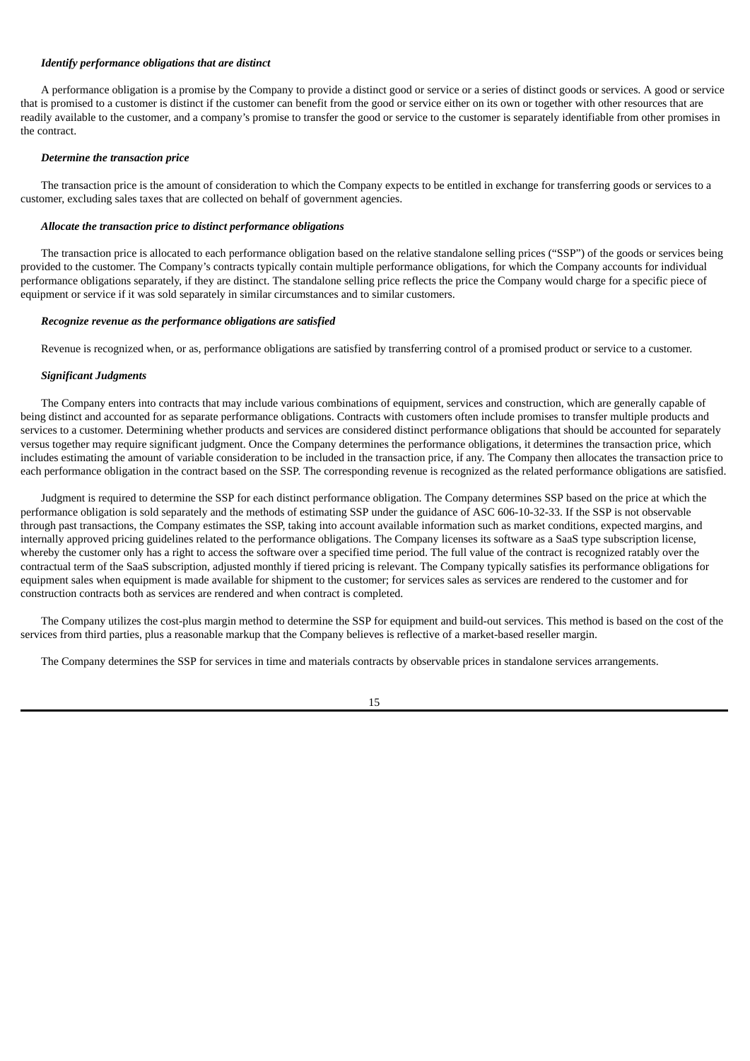***Identify performance obligations that are distinct***

A performance obligation is a promise by the Company to provide a distinct good or service or a series of distinct goods or services. A good or service that is promised to a customer is distinct if the customer can benefit from the good or service either on its own or together with other resources that are readily available to the customer, and a company's promise to transfer the good or service to the customer is separately identifiable from other promises in the contract.

***Determine the transaction price***

The transaction price is the amount of consideration to which the Company expects to be entitled in exchange for transferring goods or services to a customer, excluding sales taxes that are collected on behalf of government agencies.

***Allocate the transaction price to distinct performance obligations***

The transaction price is allocated to each performance obligation based on the relative standalone selling prices ("SSP") of the goods or services being provided to the customer. The Company's contracts typically contain multiple performance obligations, for which the Company accounts for individual performance obligations separately, if they are distinct. The standalone selling price reflects the price the Company would charge for a specific piece of equipment or service if it was sold separately in similar circumstances and to similar customers.

***Recognize revenue as the performance obligations are satisfied***

Revenue is recognized when, or as, performance obligations are satisfied by transferring control of a promised product or service to a customer.

***Significant Judgments***

The Company enters into contracts that may include various combinations of equipment, services and construction, which are generally capable of being distinct and accounted for as separate performance obligations. Contracts with customers often include promises to transfer multiple products and services to a customer. Determining whether products and services are considered distinct performance obligations that should be accounted for separately versus together may require significant judgment. Once the Company determines the performance obligations, it determines the transaction price, which includes estimating the amount of variable consideration to be included in the transaction price, if any. The Company then allocates the transaction price to each performance obligation in the contract based on the SSP. The corresponding revenue is recognized as the related performance obligations are satisfied.

Judgment is required to determine the SSP for each distinct performance obligation. The Company determines SSP based on the price at which the performance obligation is sold separately and the methods of estimating SSP under the guidance of ASC 606-10-32-33. If the SSP is not observable through past transactions, the Company estimates the SSP, taking into account available information such as market conditions, expected margins, and internally approved pricing guidelines related to the performance obligations. The Company licenses its software as a SaaS type subscription license, whereby the customer only has a right to access the software over a specified time period. The full value of the contract is recognized ratably over the contractual term of the SaaS subscription, adjusted monthly if tiered pricing is relevant. The Company typically satisfies its performance obligations for equipment sales when equipment is made available for shipment to the customer; for services sales as services are rendered to the customer and for construction contracts both as services are rendered and when contract is completed.

The Company utilizes the cost-plus margin method to determine the SSP for equipment and build-out services. This method is based on the cost of the services from third parties, plus a reasonable markup that the Company believes is reflective of a market-based reseller margin.

The Company determines the SSP for services in time and materials contracts by observable prices in standalone services arrangements.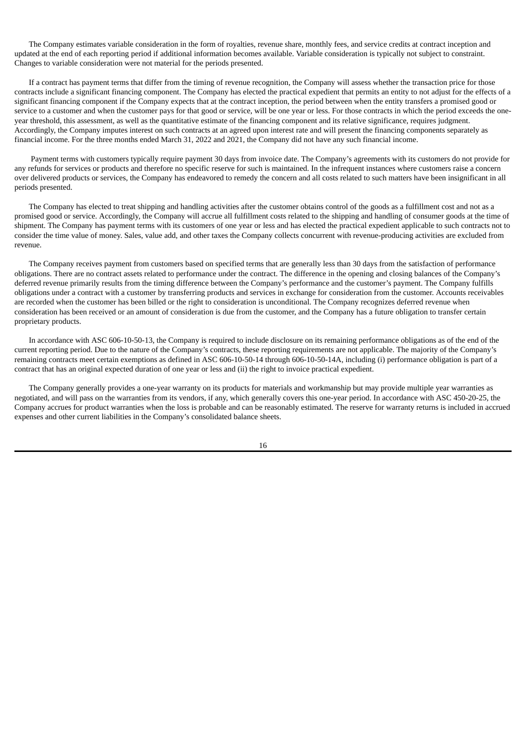The Company estimates variable consideration in the form of royalties, revenue share, monthly fees, and service credits at contract inception and updated at the end of each reporting period if additional information becomes available. Variable consideration is typically not subject to constraint. Changes to variable consideration were not material for the periods presented.

If a contract has payment terms that differ from the timing of revenue recognition, the Company will assess whether the transaction price for those contracts include a significant financing component. The Company has elected the practical expedient that permits an entity to not adjust for the effects of a significant financing component if the Company expects that at the contract inception, the period between when the entity transfers a promised good or service to a customer and when the customer pays for that good or service, will be one year or less. For those contracts in which the period exceeds the one-year threshold, this assessment, as well as the quantitative estimate of the financing component and its relative significance, requires judgment. Accordingly, the Company imputes interest on such contracts at an agreed upon interest rate and will present the financing components separately as financial income. For the three months ended March 31, 2022 and 2021, the Company did not have any such financial income.

Payment terms with customers typically require payment 30 days from invoice date. The Company's agreements with its customers do not provide for any refunds for services or products and therefore no specific reserve for such is maintained. In the infrequent instances where customers raise a concern over delivered products or services, the Company has endeavored to remedy the concern and all costs related to such matters have been insignificant in all periods presented.

The Company has elected to treat shipping and handling activities after the customer obtains control of the goods as a fulfillment cost and not as a promised good or service. Accordingly, the Company will accrue all fulfillment costs related to the shipping and handling of consumer goods at the time of shipment. The Company has payment terms with its customers of one year or less and has elected the practical expedient applicable to such contracts not to consider the time value of money. Sales, value add, and other taxes the Company collects concurrent with revenue-producing activities are excluded from revenue.

The Company receives payment from customers based on specified terms that are generally less than 30 days from the satisfaction of performance obligations. There are no contract assets related to performance under the contract. The difference in the opening and closing balances of the Company's deferred revenue primarily results from the timing difference between the Company's performance and the customer's payment. The Company fulfills obligations under a contract with a customer by transferring products and services in exchange for consideration from the customer. Accounts receivables are recorded when the customer has been billed or the right to consideration is unconditional. The Company recognizes deferred revenue when consideration has been received or an amount of consideration is due from the customer, and the Company has a future obligation to transfer certain proprietary products.

In accordance with ASC 606-10-50-13, the Company is required to include disclosure on its remaining performance obligations as of the end of the current reporting period. Due to the nature of the Company's contracts, these reporting requirements are not applicable. The majority of the Company's remaining contracts meet certain exemptions as defined in ASC 606-10-50-14 through 606-10-50-14A, including (i) performance obligation is part of a contract that has an original expected duration of one year or less and (ii) the right to invoice practical expedient.

The Company generally provides a one-year warranty on its products for materials and workmanship but may provide multiple year warranties as negotiated, and will pass on the warranties from its vendors, if any, which generally covers this one-year period. In accordance with ASC 450-20-25, the Company accrues for product warranties when the loss is probable and can be reasonably estimated. The reserve for warranty returns is included in accrued expenses and other current liabilities in the Company's consolidated balance sheets.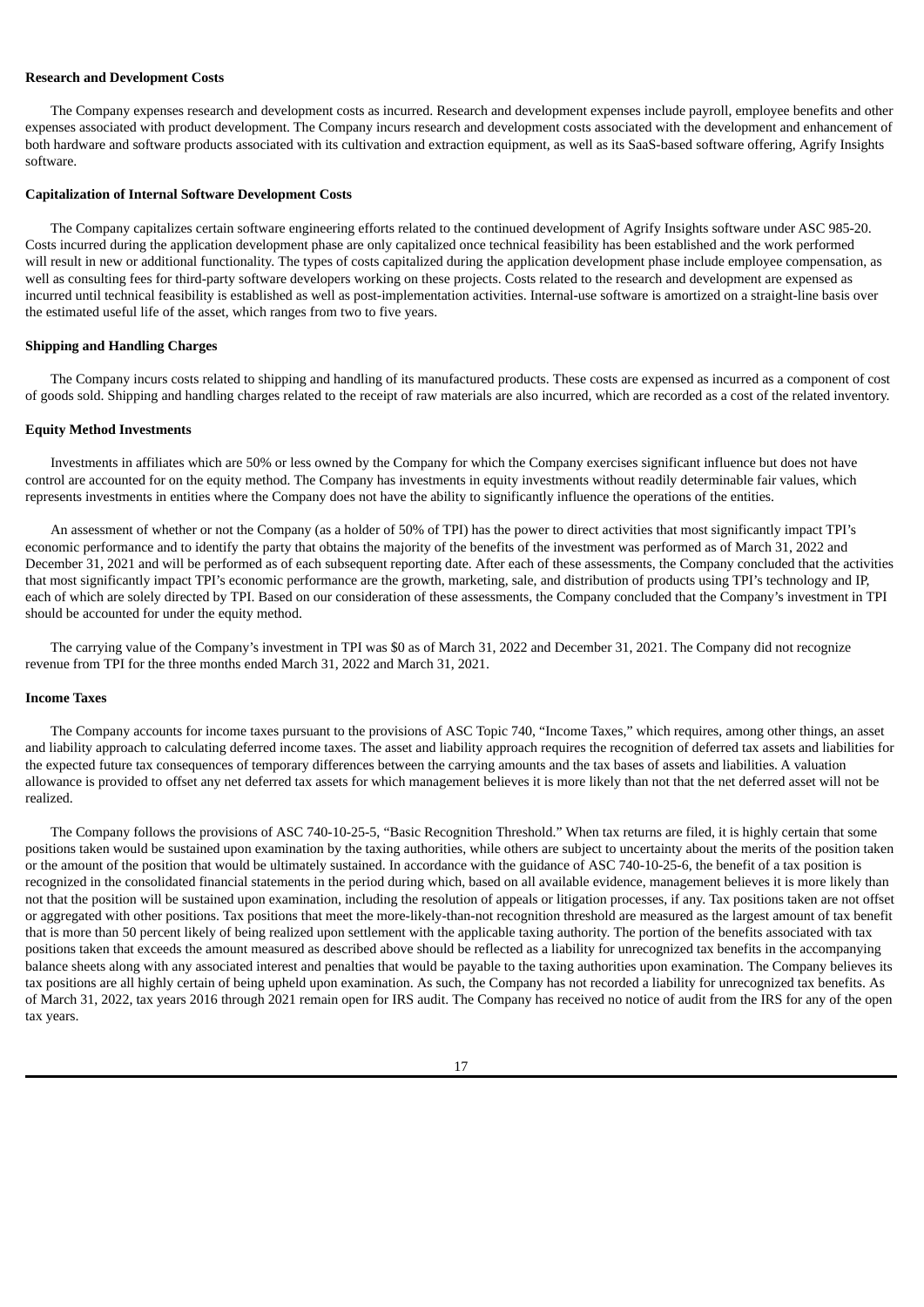**Research and Development Costs**

The Company expenses research and development costs as incurred. Research and development expenses include payroll, employee benefits and other expenses associated with product development. The Company incurs research and development costs associated with the development and enhancement of both hardware and software products associated with its cultivation and extraction equipment, as well as its SaaS-based software offering, Agrify Insights software.

**Capitalization of Internal Software Development Costs**

The Company capitalizes certain software engineering efforts related to the continued development of Agrify Insights software under ASC 985-20. Costs incurred during the application development phase are only capitalized once technical feasibility has been established and the work performed will result in new or additional functionality. The types of costs capitalized during the application development phase include employee compensation, as well as consulting fees for third-party software developers working on these projects. Costs related to the research and development are expensed as incurred until technical feasibility is established as well as post-implementation activities. Internal-use software is amortized on a straight-line basis over the estimated useful life of the asset, which ranges from two to five years.

**Shipping and Handling Charges**

The Company incurs costs related to shipping and handling of its manufactured products. These costs are expensed as incurred as a component of cost of goods sold. Shipping and handling charges related to the receipt of raw materials are also incurred, which are recorded as a cost of the related inventory.

**Equity Method Investments**

Investments in affiliates which are 50% or less owned by the Company for which the Company exercises significant influence but does not have control are accounted for on the equity method. The Company has investments in equity investments without readily determinable fair values, which represents investments in entities where the Company does not have the ability to significantly influence the operations of the entities.

An assessment of whether or not the Company (as a holder of 50% of TPI) has the power to direct activities that most significantly impact TPI's economic performance and to identify the party that obtains the majority of the benefits of the investment was performed as of March 31, 2022 and December 31, 2021 and will be performed as of each subsequent reporting date. After each of these assessments, the Company concluded that the activities that most significantly impact TPI's economic performance are the growth, marketing, sale, and distribution of products using TPI's technology and IP, each of which are solely directed by TPI. Based on our consideration of these assessments, the Company concluded that the Company's investment in TPI should be accounted for under the equity method.

The carrying value of the Company's investment in TPI was $0 as of March 31, 2022 and December 31, 2021. The Company did not recognize revenue from TPI for the three months ended March 31, 2022 and March 31, 2021.

**Income Taxes**

The Company accounts for income taxes pursuant to the provisions of ASC Topic 740, "Income Taxes," which requires, among other things, an asset and liability approach to calculating deferred income taxes. The asset and liability approach requires the recognition of deferred tax assets and liabilities for the expected future tax consequences of temporary differences between the carrying amounts and the tax bases of assets and liabilities. A valuation allowance is provided to offset any net deferred tax assets for which management believes it is more likely than not that the net deferred asset will not be realized.

The Company follows the provisions of ASC 740-10-25-5, "Basic Recognition Threshold." When tax returns are filed, it is highly certain that some positions taken would be sustained upon examination by the taxing authorities, while others are subject to uncertainty about the merits of the position taken or the amount of the position that would be ultimately sustained. In accordance with the guidance of ASC 740-10-25-6, the benefit of a tax position is recognized in the consolidated financial statements in the period during which, based on all available evidence, management believes it is more likely than not that the position will be sustained upon examination, including the resolution of appeals or litigation processes, if any. Tax positions taken are not offset or aggregated with other positions. Tax positions that meet the more-likely-than-not recognition threshold are measured as the largest amount of tax benefit that is more than 50 percent likely of being realized upon settlement with the applicable taxing authority. The portion of the benefits associated with tax positions taken that exceeds the amount measured as described above should be reflected as a liability for unrecognized tax benefits in the accompanying balance sheets along with any associated interest and penalties that would be payable to the taxing authorities upon examination. The Company believes its tax positions are all highly certain of being upheld upon examination. As such, the Company has not recorded a liability for unrecognized tax benefits. As of March 31, 2022, tax years 2016 through 2021 remain open for IRS audit. The Company has received no notice of audit from the IRS for any of the open tax years.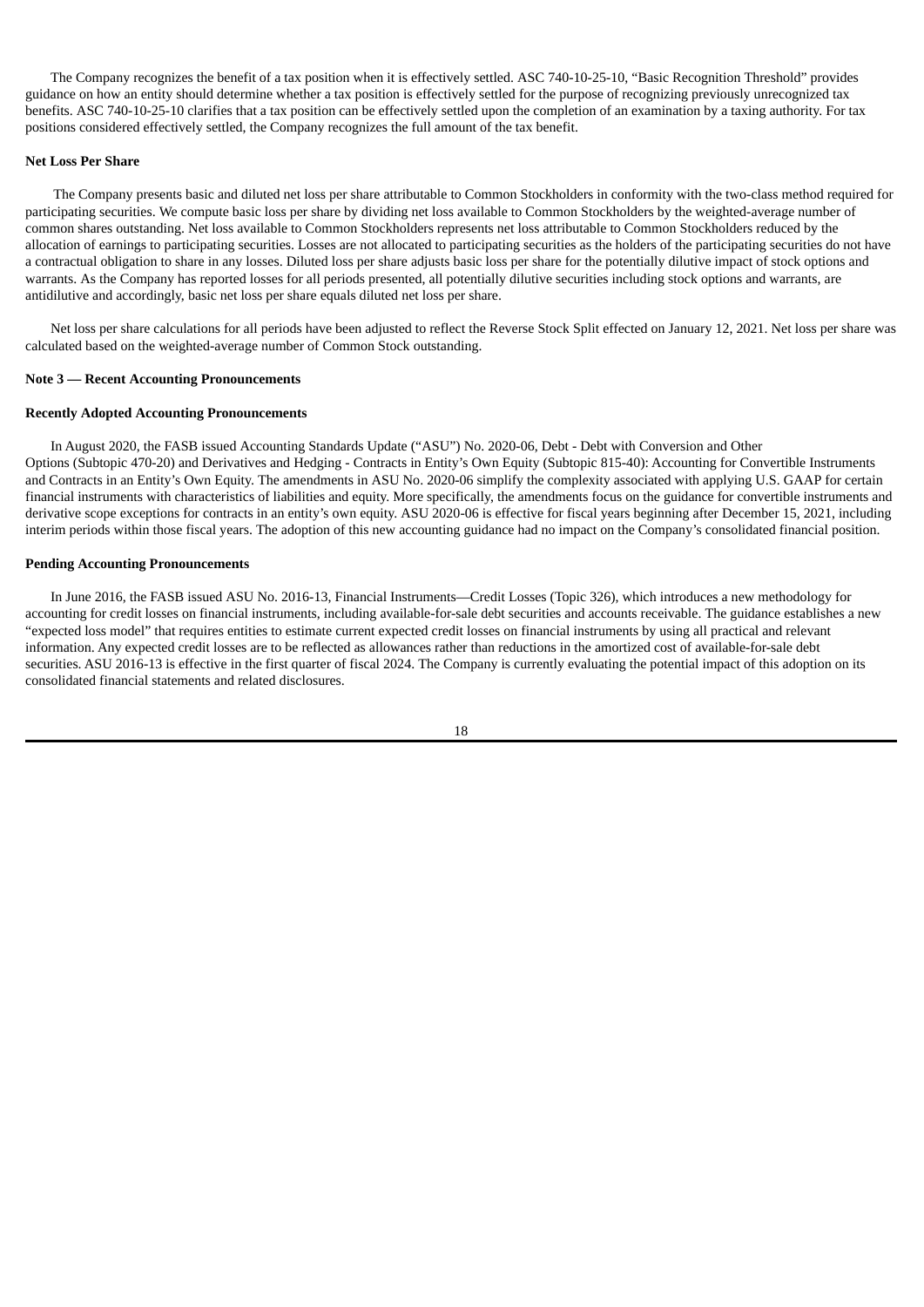The Company recognizes the benefit of a tax position when it is effectively settled. ASC 740-10-25-10, "Basic Recognition Threshold" provides guidance on how an entity should determine whether a tax position is effectively settled for the purpose of recognizing previously unrecognized tax benefits. ASC 740-10-25-10 clarifies that a tax position can be effectively settled upon the completion of an examination by a taxing authority. For tax positions considered effectively settled, the Company recognizes the full amount of the tax benefit.

**Net Loss Per Share**

The Company presents basic and diluted net loss per share attributable to Common Stockholders in conformity with the two-class method required for participating securities. We compute basic loss per share by dividing net loss available to Common Stockholders by the weighted-average number of common shares outstanding. Net loss available to Common Stockholders represents net loss attributable to Common Stockholders reduced by the allocation of earnings to participating securities. Losses are not allocated to participating securities as the holders of the participating securities do not have a contractual obligation to share in any losses. Diluted loss per share adjusts basic loss per share for the potentially dilutive impact of stock options and warrants. As the Company has reported losses for all periods presented, all potentially dilutive securities including stock options and warrants, are antidilutive and accordingly, basic net loss per share equals diluted net loss per share.

Net loss per share calculations for all periods have been adjusted to reflect the Reverse Stock Split effected on January 12, 2021. Net loss per share was calculated based on the weighted-average number of Common Stock outstanding.

**Note 3 — Recent Accounting Pronouncements**

**Recently Adopted Accounting Pronouncements**

In August 2020, the FASB issued Accounting Standards Update ("ASU") No. 2020-06, Debt - Debt with Conversion and Other Options (Subtopic 470-20) and Derivatives and Hedging - Contracts in Entity's Own Equity (Subtopic 815-40): Accounting for Convertible Instruments and Contracts in an Entity's Own Equity. The amendments in ASU No. 2020-06 simplify the complexity associated with applying U.S. GAAP for certain financial instruments with characteristics of liabilities and equity. More specifically, the amendments focus on the guidance for convertible instruments and derivative scope exceptions for contracts in an entity's own equity. ASU 2020-06 is effective for fiscal years beginning after December 15, 2021, including interim periods within those fiscal years. The adoption of this new accounting guidance had no impact on the Company's consolidated financial position.

**Pending Accounting Pronouncements**

In June 2016, the FASB issued ASU No. 2016-13, Financial Instruments—Credit Losses (Topic 326), which introduces a new methodology for accounting for credit losses on financial instruments, including available-for-sale debt securities and accounts receivable. The guidance establishes a new "expected loss model" that requires entities to estimate current expected credit losses on financial instruments by using all practical and relevant information. Any expected credit losses are to be reflected as allowances rather than reductions in the amortized cost of available-for-sale debt securities. ASU 2016-13 is effective in the first quarter of fiscal 2024. The Company is currently evaluating the potential impact of this adoption on its consolidated financial statements and related disclosures.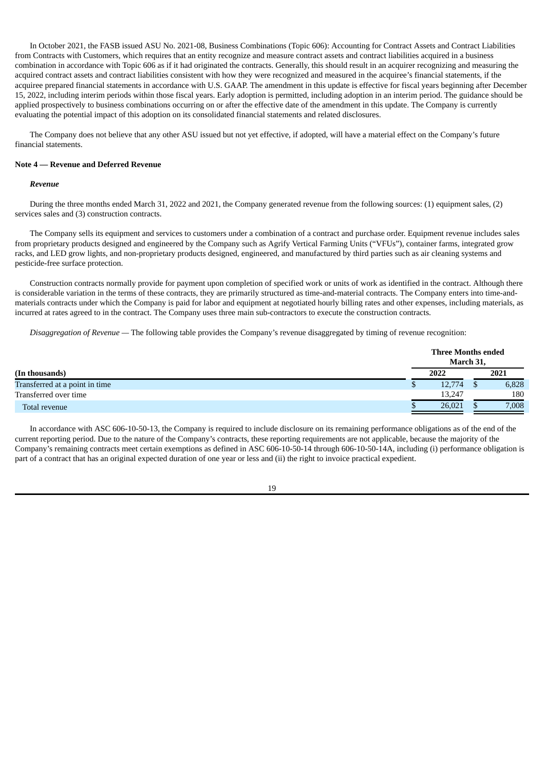In October 2021, the FASB issued ASU No. 2021-08, Business Combinations (Topic 606): Accounting for Contract Assets and Contract Liabilities from Contracts with Customers, which requires that an entity recognize and measure contract assets and contract liabilities acquired in a business combination in accordance with Topic 606 as if it had originated the contracts. Generally, this should result in an acquirer recognizing and measuring the acquired contract assets and contract liabilities consistent with how they were recognized and measured in the acquiree's financial statements, if the acquiree prepared financial statements in accordance with U.S. GAAP. The amendment in this update is effective for fiscal years beginning after December 15, 2022, including interim periods within those fiscal years. Early adoption is permitted, including adoption in an interim period. The guidance should be applied prospectively to business combinations occurring on or after the effective date of the amendment in this update. The Company is currently evaluating the potential impact of this adoption on its consolidated financial statements and related disclosures.

The Company does not believe that any other ASU issued but not yet effective, if adopted, will have a material effect on the Company's future financial statements.

**Note 4 — Revenue and Deferred Revenue**

***Revenue***

During the three months ended March 31, 2022 and 2021, the Company generated revenue from the following sources: (1) equipment sales, (2) services sales and (3) construction contracts.

The Company sells its equipment and services to customers under a combination of a contract and purchase order. Equipment revenue includes sales from proprietary products designed and engineered by the Company such as Agrify Vertical Farming Units ("VFUs"), container farms, integrated grow racks, and LED grow lights, and non-proprietary products designed, engineered, and manufactured by third parties such as air cleaning systems and pesticide-free surface protection.

Construction contracts normally provide for payment upon completion of specified work or units of work as identified in the contract. Although there is considerable variation in the terms of these contracts, they are primarily structured as time-and-material contracts. The Company enters into time-and-materials contracts under which the Company is paid for labor and equipment at negotiated hourly billing rates and other expenses, including materials, as incurred at rates agreed to in the contract. The Company uses three main sub-contractors to execute the construction contracts.

*Disaggregation of Revenue* — The following table provides the Company's revenue disaggregated by timing of revenue recognition:

| (In thousands) | Three Months ended March 31, 2022 | Three Months ended March 31, 2021 |
|---|---|---|
| Transferred at a point in time | $ 12,774 | $ 6,828 |
| Transferred over time | 13,247 | 180 |
| Total revenue | $ 26,021 | $ 7,008 |

In accordance with ASC 606-10-50-13, the Company is required to include disclosure on its remaining performance obligations as of the end of the current reporting period. Due to the nature of the Company's contracts, these reporting requirements are not applicable, because the majority of the Company's remaining contracts meet certain exemptions as defined in ASC 606-10-50-14 through 606-10-50-14A, including (i) performance obligation is part of a contract that has an original expected duration of one year or less and (ii) the right to invoice practical expedient.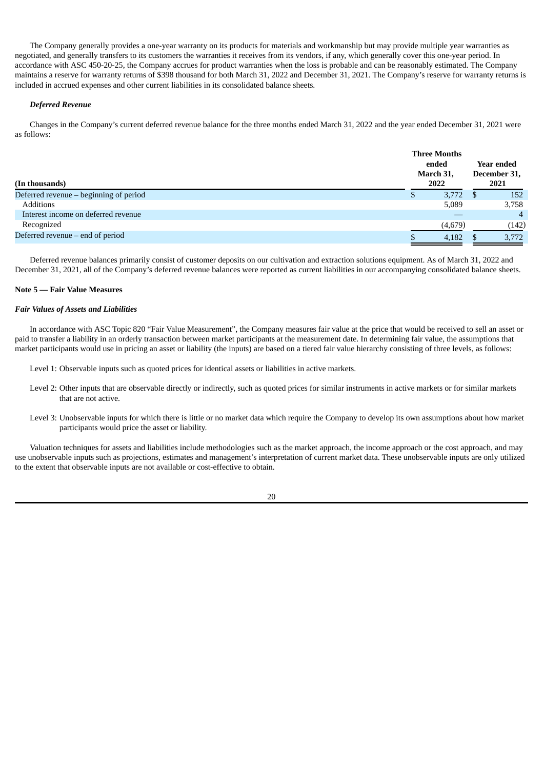The Company generally provides a one-year warranty on its products for materials and workmanship but may provide multiple year warranties as negotiated, and generally transfers to its customers the warranties it receives from its vendors, if any, which generally cover this one-year period. In accordance with ASC 450-20-25, the Company accrues for product warranties when the loss is probable and can be reasonably estimated. The Company maintains a reserve for warranty returns of $398 thousand for both March 31, 2022 and December 31, 2021. The Company's reserve for warranty returns is included in accrued expenses and other current liabilities in its consolidated balance sheets.

***Deferred Revenue***

Changes in the Company's current deferred revenue balance for the three months ended March 31, 2022 and the year ended December 31, 2021 were as follows:

| (In thousands) | Three Months ended March 31, 2022 | Year ended December 31, 2021 |
|---|---|---|
| Deferred revenue – beginning of period | $ 3,772 | $ 152 |
| Additions | 5,089 | 3,758 |
| Interest income on deferred revenue | — | 4 |
| Recognized | (4,679) | (142) |
| Deferred revenue – end of period | $ 4,182 | $ 3,772 |

Deferred revenue balances primarily consist of customer deposits on our cultivation and extraction solutions equipment. As of March 31, 2022 and December 31, 2021, all of the Company's deferred revenue balances were reported as current liabilities in our accompanying consolidated balance sheets.

**Note 5 — Fair Value Measures**

***Fair Values of Assets and Liabilities***

In accordance with ASC Topic 820 "Fair Value Measurement", the Company measures fair value at the price that would be received to sell an asset or paid to transfer a liability in an orderly transaction between market participants at the measurement date. In determining fair value, the assumptions that market participants would use in pricing an asset or liability (the inputs) are based on a tiered fair value hierarchy consisting of three levels, as follows:

Level 1: Observable inputs such as quoted prices for identical assets or liabilities in active markets.

Level 2: Other inputs that are observable directly or indirectly, such as quoted prices for similar instruments in active markets or for similar markets that are not active.

Level 3: Unobservable inputs for which there is little or no market data which require the Company to develop its own assumptions about how market participants would price the asset or liability.

Valuation techniques for assets and liabilities include methodologies such as the market approach, the income approach or the cost approach, and may use unobservable inputs such as projections, estimates and management's interpretation of current market data. These unobservable inputs are only utilized to the extent that observable inputs are not available or cost-effective to obtain.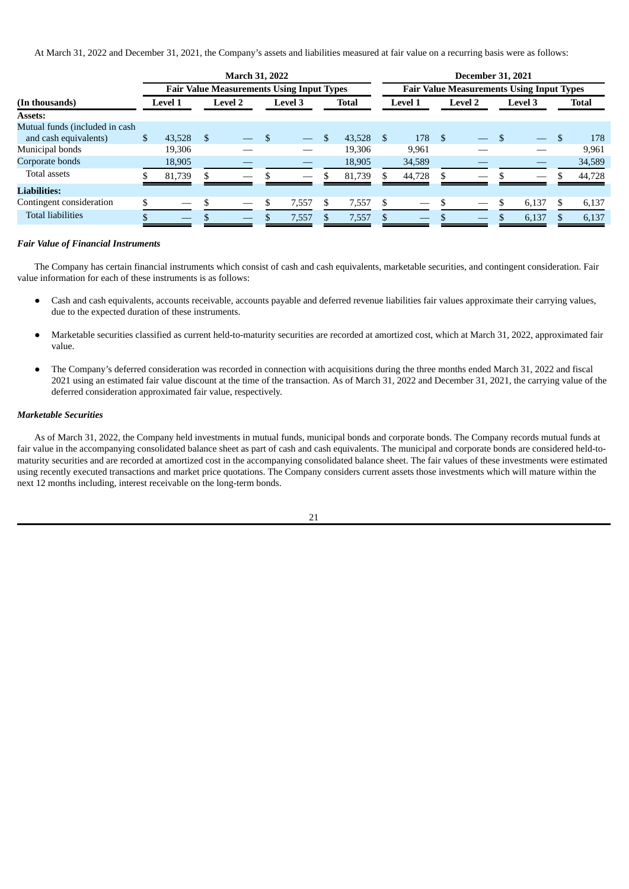At March 31, 2022 and December 31, 2021, the Company's assets and liabilities measured at fair value on a recurring basis were as follows:

| | March 31, 2022 | | | | December 31, 2021 | | | |
|---|---|---|---|---|---|---|---|---|
| | Fair Value Measurements Using Input Types | | | | Fair Value Measurements Using Input Types | | | |
| **(In thousands)** | **Level 1** | **Level 2** | **Level 3** | **Total** | **Level 1** | **Level 2** | **Level 3** | **Total** |
| **Assets:** | | | | | | | | |
| Mutual funds (included in cash and cash equivalents) | $ 43,528 | $ — | $ — | $ 43,528 | $ 178 | $ — | $ — | $ 178 |
| Municipal bonds | 19,306 | — | — | 19,306 | 9,961 | — | — | 9,961 |
| Corporate bonds | 18,905 | — | — | 18,905 | 34,589 | — | — | 34,589 |
| Total assets | $ 81,739 | $ — | $ — | $ 81,739 | $ 44,728 | $ — | $ — | $ 44,728 |
| **Liabilities:** | | | | | | | | |
| Contingent consideration | $ — | $ — | $ 7,557 | $ 7,557 | $ — | $ — | $ 6,137 | $ 6,137 |
| Total liabilities | $ — | $ — | $ 7,557 | $ 7,557 | $ — | $ — | $ 6,137 | $ 6,137 |

***Fair Value of Financial Instruments***

The Company has certain financial instruments which consist of cash and cash equivalents, marketable securities, and contingent consideration. Fair value information for each of these instruments is as follows:

- Cash and cash equivalents, accounts receivable, accounts payable and deferred revenue liabilities fair values approximate their carrying values, due to the expected duration of these instruments.
- Marketable securities classified as current held-to-maturity securities are recorded at amortized cost, which at March 31, 2022, approximated fair value.
- The Company's deferred consideration was recorded in connection with acquisitions during the three months ended March 31, 2022 and fiscal 2021 using an estimated fair value discount at the time of the transaction. As of March 31, 2022 and December 31, 2021, the carrying value of the deferred consideration approximated fair value, respectively.

***Marketable Securities***

As of March 31, 2022, the Company held investments in mutual funds, municipal bonds and corporate bonds. The Company records mutual funds at fair value in the accompanying consolidated balance sheet as part of cash and cash equivalents. The municipal and corporate bonds are considered held-to-maturity securities and are recorded at amortized cost in the accompanying consolidated balance sheet. The fair values of these investments were estimated using recently executed transactions and market price quotations. The Company considers current assets those investments which will mature within the next 12 months including, interest receivable on the long-term bonds.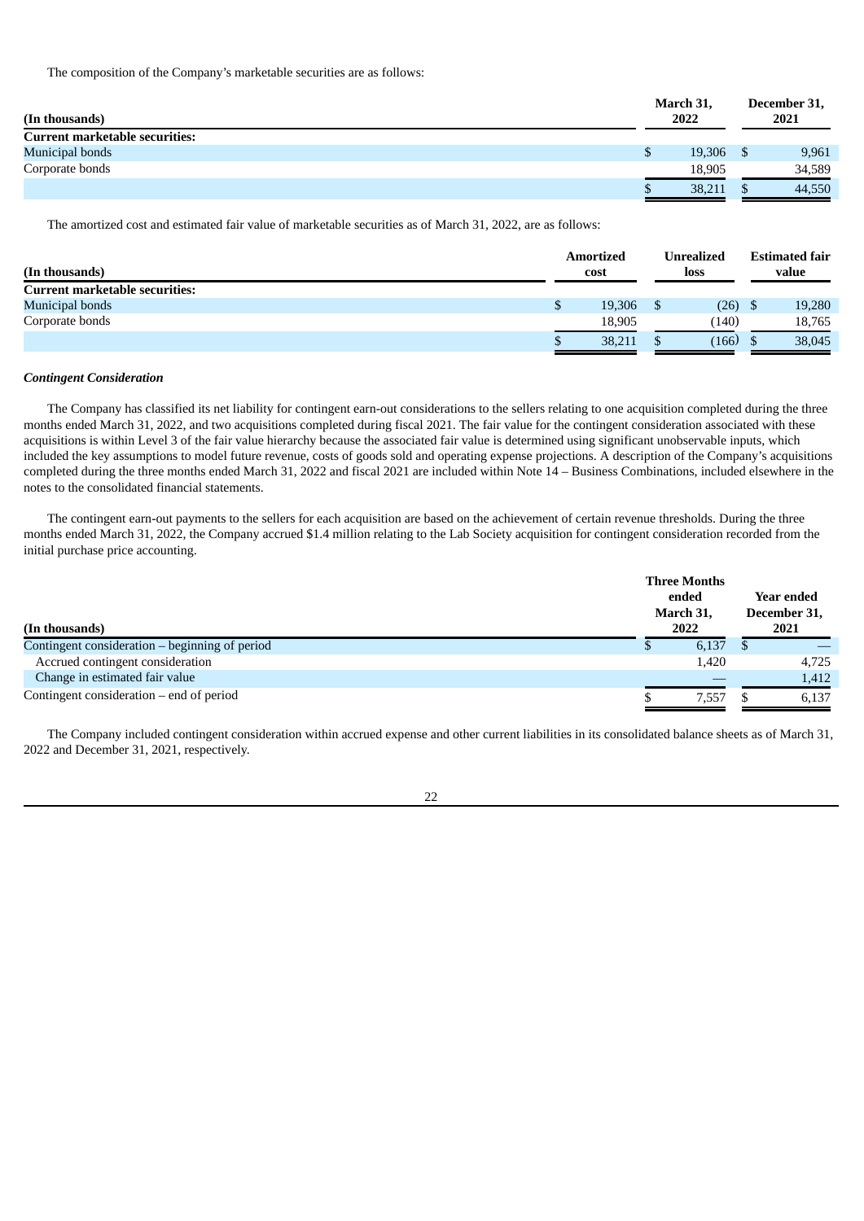The composition of the Company's marketable securities are as follows:

| (In thousands) | March 31, 2022 | December 31, 2021 |
|---|---|---|
| **Current marketable securities:** | | |
| Municipal bonds | $ 19,306 | $ 9,961 |
| Corporate bonds | 18,905 | 34,589 |
| | $ 38,211 | $ 44,550 |

The amortized cost and estimated fair value of marketable securities as of March 31, 2022, are as follows:

| (In thousands) | Amortized cost | Unrealized loss | Estimated fair value |
|---|---|---|---|
| **Current marketable securities:** | | | |
| Municipal bonds | $ 19,306 | $ (26) | $ 19,280 |
| Corporate bonds | 18,905 | (140) | 18,765 |
| | $ 38,211 | $ (166) | $ 38,045 |

***Contingent Consideration***

The Company has classified its net liability for contingent earn-out considerations to the sellers relating to one acquisition completed during the three months ended March 31, 2022, and two acquisitions completed during fiscal 2021. The fair value for the contingent consideration associated with these acquisitions is within Level 3 of the fair value hierarchy because the associated fair value is determined using significant unobservable inputs, which included the key assumptions to model future revenue, costs of goods sold and operating expense projections. A description of the Company's acquisitions completed during the three months ended March 31, 2022 and fiscal 2021 are included within Note 14 – Business Combinations, included elsewhere in the notes to the consolidated financial statements.

The contingent earn-out payments to the sellers for each acquisition are based on the achievement of certain revenue thresholds. During the three months ended March 31, 2022, the Company accrued $1.4 million relating to the Lab Society acquisition for contingent consideration recorded from the initial purchase price accounting.

| (In thousands) | Three Months ended March 31, 2022 | Year ended December 31, 2021 |
|---|---|---|
| Contingent consideration – beginning of period | $ 6,137 | $ — |
| Accrued contingent consideration | 1,420 | 4,725 |
| Change in estimated fair value | — | 1,412 |
| Contingent consideration – end of period | $ 7,557 | $ 6,137 |

The Company included contingent consideration within accrued expense and other current liabilities in its consolidated balance sheets as of March 31, 2022 and December 31, 2021, respectively.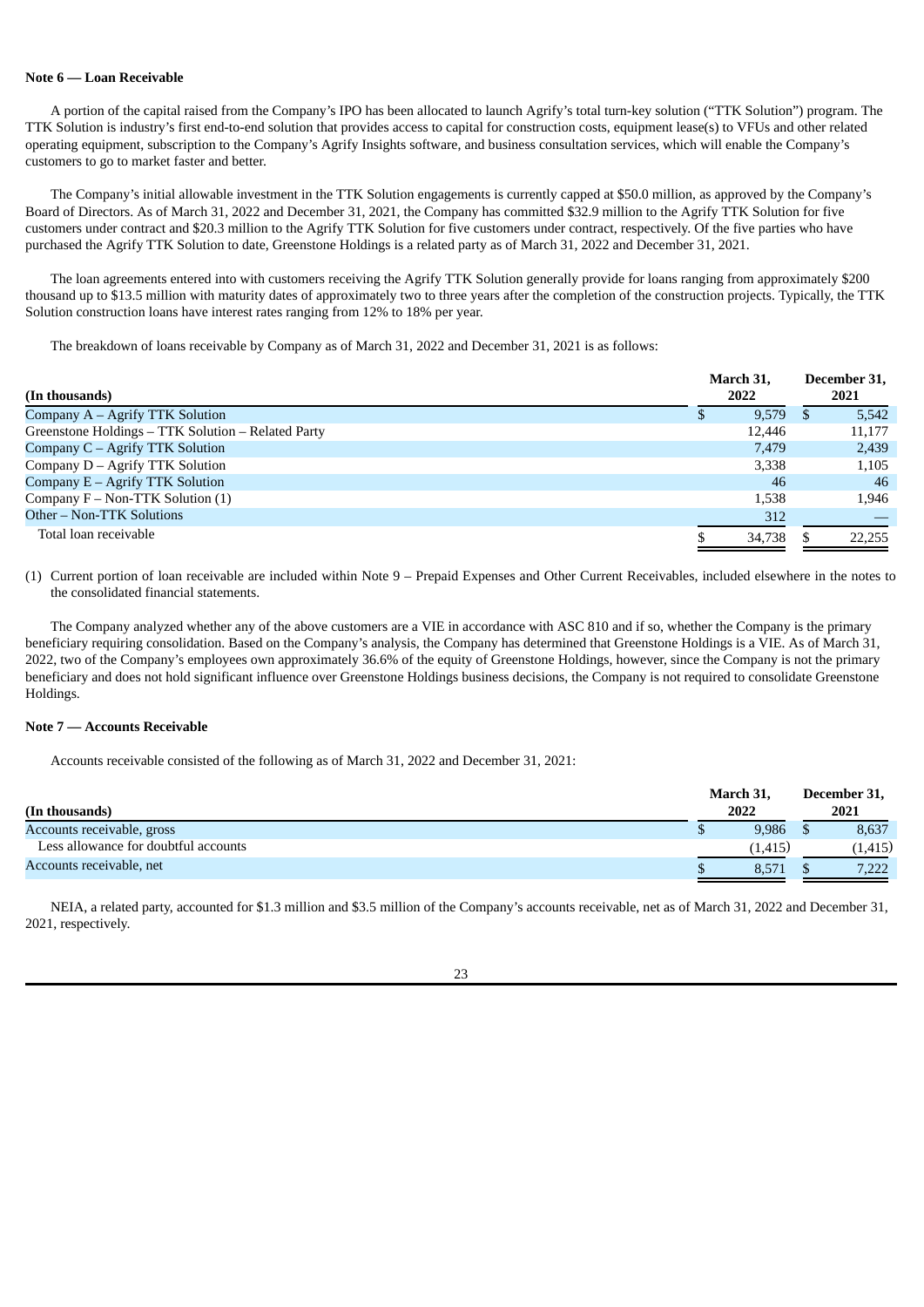**Note 6 — Loan Receivable**

A portion of the capital raised from the Company's IPO has been allocated to launch Agrify's total turn-key solution ("TTK Solution") program. The TTK Solution is industry's first end-to-end solution that provides access to capital for construction costs, equipment lease(s) to VFUs and other related operating equipment, subscription to the Company's Agrify Insights software, and business consultation services, which will enable the Company's customers to go to market faster and better.

The Company's initial allowable investment in the TTK Solution engagements is currently capped at $50.0 million, as approved by the Company's Board of Directors. As of March 31, 2022 and December 31, 2021, the Company has committed $32.9 million to the Agrify TTK Solution for five customers under contract and $20.3 million to the Agrify TTK Solution for five customers under contract, respectively. Of the five parties who have purchased the Agrify TTK Solution to date, Greenstone Holdings is a related party as of March 31, 2022 and December 31, 2021.

The loan agreements entered into with customers receiving the Agrify TTK Solution generally provide for loans ranging from approximately $200 thousand up to $13.5 million with maturity dates of approximately two to three years after the completion of the construction projects. Typically, the TTK Solution construction loans have interest rates ranging from 12% to 18% per year.

The breakdown of loans receivable by Company as of March 31, 2022 and December 31, 2021 is as follows:

| (In thousands) | March 31, 2022 | December 31, 2021 |
|---|---|---|
| Company A – Agrify TTK Solution | $ 9,579 | $ 5,542 |
| Greenstone Holdings – TTK Solution – Related Party | 12,446 | 11,177 |
| Company C – Agrify TTK Solution | 7,479 | 2,439 |
| Company D – Agrify TTK Solution | 3,338 | 1,105 |
| Company E – Agrify TTK Solution | 46 | 46 |
| Company F – Non-TTK Solution (1) | 1,538 | 1,946 |
| Other – Non-TTK Solutions | 312 | — |
| Total loan receivable | $ 34,738 | $ 22,255 |

(1) Current portion of loan receivable are included within Note 9 – Prepaid Expenses and Other Current Receivables, included elsewhere in the notes to the consolidated financial statements.

The Company analyzed whether any of the above customers are a VIE in accordance with ASC 810 and if so, whether the Company is the primary beneficiary requiring consolidation. Based on the Company's analysis, the Company has determined that Greenstone Holdings is a VIE. As of March 31, 2022, two of the Company's employees own approximately 36.6% of the equity of Greenstone Holdings, however, since the Company is not the primary beneficiary and does not hold significant influence over Greenstone Holdings business decisions, the Company is not required to consolidate Greenstone Holdings.

**Note 7 — Accounts Receivable**

Accounts receivable consisted of the following as of March 31, 2022 and December 31, 2021:

| (In thousands) | March 31, 2022 | December 31, 2021 |
|---|---|---|
| Accounts receivable, gross | $ 9,986 | $ 8,637 |
| Less allowance for doubtful accounts | (1,415) | (1,415) |
| Accounts receivable, net | $ 8,571 | $ 7,222 |

NEIA, a related party, accounted for $1.3 million and $3.5 million of the Company's accounts receivable, net as of March 31, 2022 and December 31, 2021, respectively.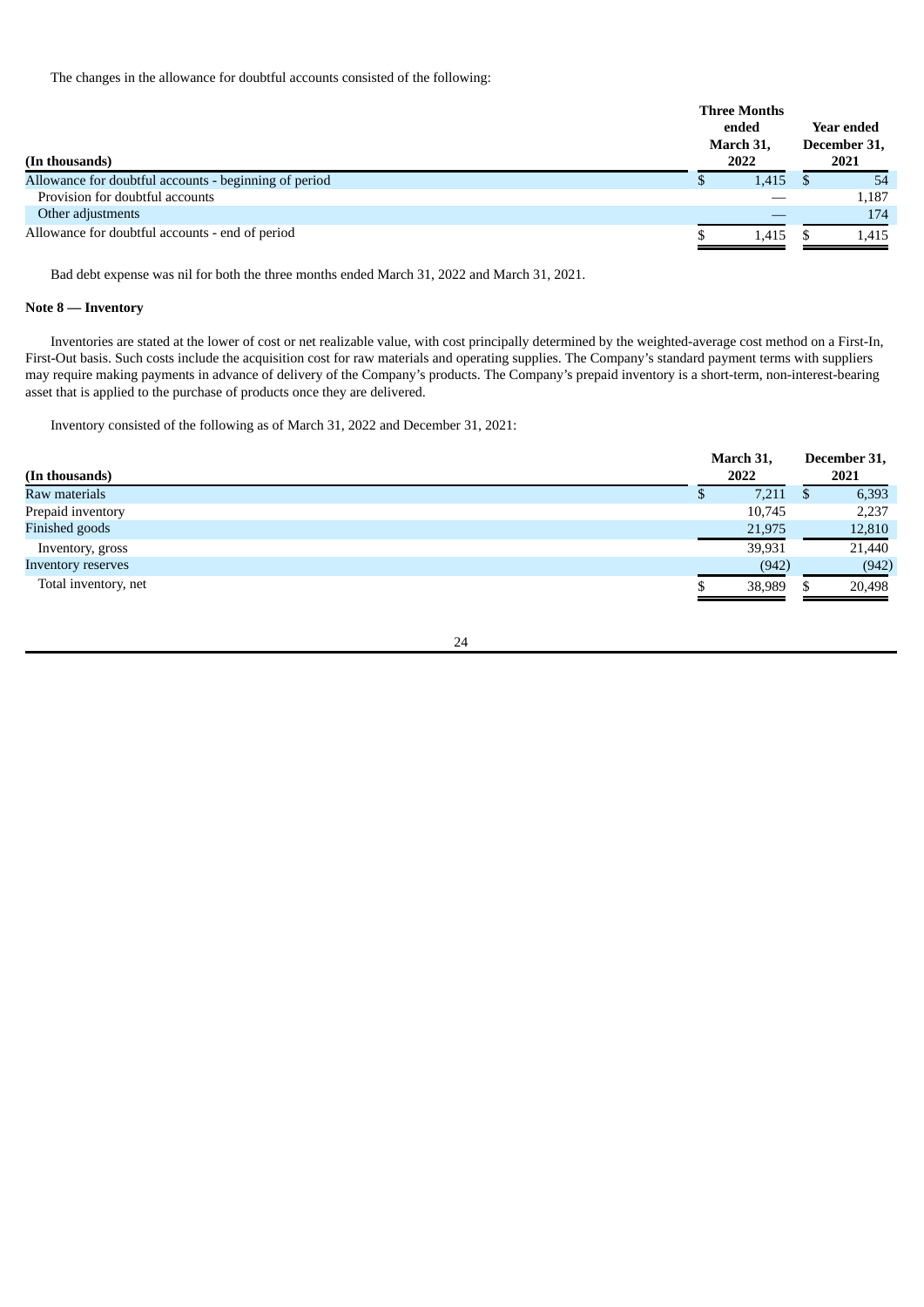The changes in the allowance for doubtful accounts consisted of the following:

| (In thousands) | Three Months ended March 31, 2022 | Year ended December 31, 2021 |
|---|---|---|
| Allowance for doubtful accounts - beginning of period | $ 1,415 | $ 54 |
| Provision for doubtful accounts | — | 1,187 |
| Other adjustments | — | 174 |
| Allowance for doubtful accounts - end of period | $ 1,415 | $ 1,415 |

Bad debt expense was nil for both the three months ended March 31, 2022 and March 31, 2021.

**Note 8 — Inventory**

Inventories are stated at the lower of cost or net realizable value, with cost principally determined by the weighted-average cost method on a First-In, First-Out basis. Such costs include the acquisition cost for raw materials and operating supplies. The Company's standard payment terms with suppliers may require making payments in advance of delivery of the Company's products. The Company's prepaid inventory is a short-term, non-interest-bearing asset that is applied to the purchase of products once they are delivered.

Inventory consisted of the following as of March 31, 2022 and December 31, 2021:

| (In thousands) | March 31, 2022 | December 31, 2021 |
|---|---|---|
| Raw materials | $ 7,211 | $ 6,393 |
| Prepaid inventory | 10,745 | 2,237 |
| Finished goods | 21,975 | 12,810 |
| Inventory, gross | 39,931 | 21,440 |
| Inventory reserves | (942) | (942) |
| Total inventory, net | $ 38,989 | $ 20,498 |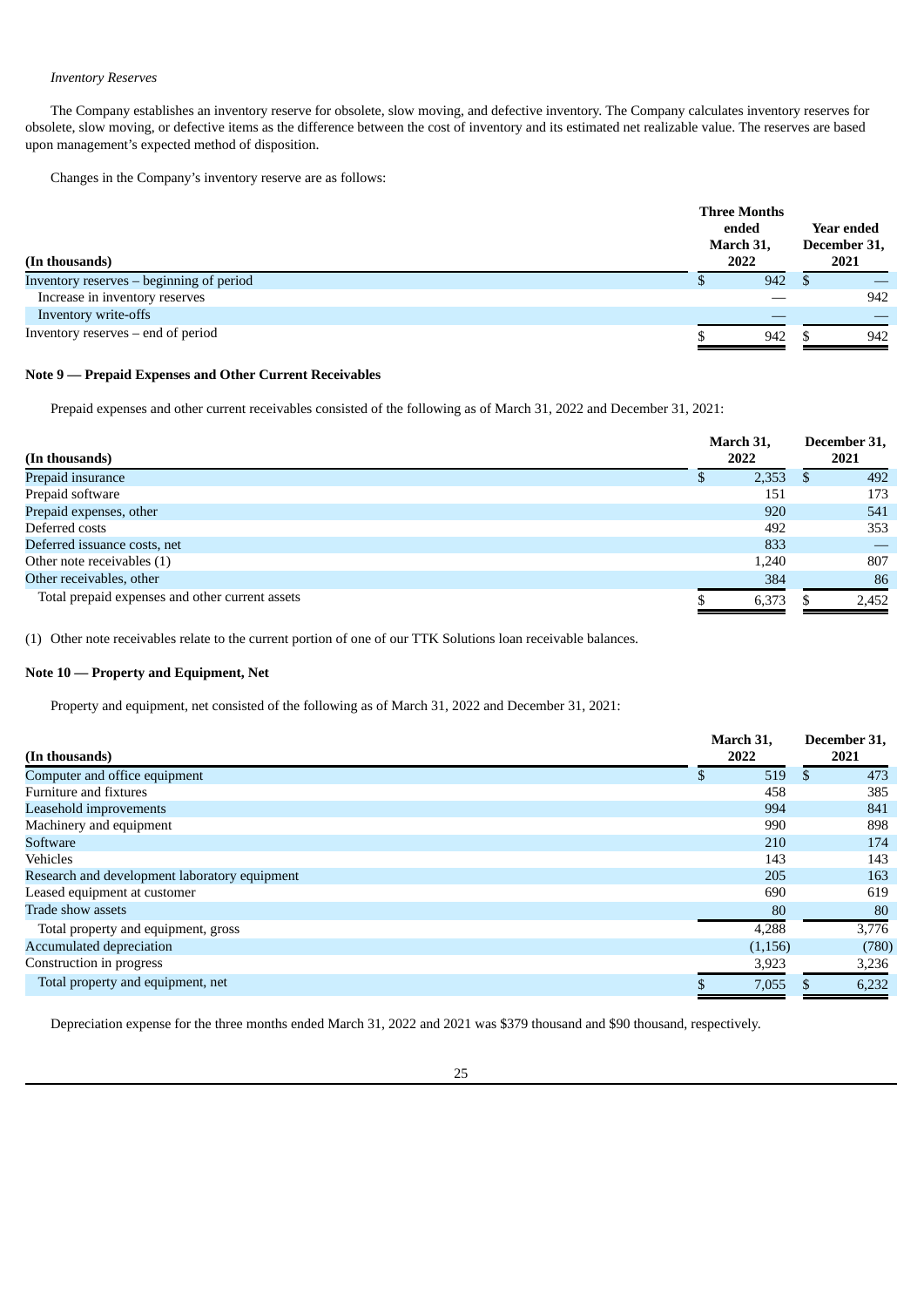*Inventory Reserves*

The Company establishes an inventory reserve for obsolete, slow moving, and defective inventory. The Company calculates inventory reserves for obsolete, slow moving, or defective items as the difference between the cost of inventory and its estimated net realizable value. The reserves are based upon management's expected method of disposition.

Changes in the Company's inventory reserve are as follows:

| (In thousands) | Three Months ended March 31, 2022 | Year ended December 31, 2021 |
|---|---|---|
| Inventory reserves – beginning of period | $ 942 | $ — |
| Increase in inventory reserves | — | 942 |
| Inventory write-offs | — | — |
| Inventory reserves – end of period | $ 942 | $ 942 |

### Note 9 — Prepaid Expenses and Other Current Receivables

Prepaid expenses and other current receivables consisted of the following as of March 31, 2022 and December 31, 2021:

| (In thousands) | March 31, 2022 | December 31, 2021 |
|---|---|---|
| Prepaid insurance | $ 2,353 | $ 492 |
| Prepaid software | 151 | 173 |
| Prepaid expenses, other | 920 | 541 |
| Deferred costs | 492 | 353 |
| Deferred issuance costs, net | 833 | — |
| Other note receivables (1) | 1,240 | 807 |
| Other receivables, other | 384 | 86 |
| Total prepaid expenses and other current assets | $ 6,373 | $ 2,452 |

(1) Other note receivables relate to the current portion of one of our TTK Solutions loan receivable balances.

### Note 10 — Property and Equipment, Net

Property and equipment, net consisted of the following as of March 31, 2022 and December 31, 2021:

| (In thousands) | March 31, 2022 | December 31, 2021 |
|---|---|---|
| Computer and office equipment | $ 519 | $ 473 |
| Furniture and fixtures | 458 | 385 |
| Leasehold improvements | 994 | 841 |
| Machinery and equipment | 990 | 898 |
| Software | 210 | 174 |
| Vehicles | 143 | 143 |
| Research and development laboratory equipment | 205 | 163 |
| Leased equipment at customer | 690 | 619 |
| Trade show assets | 80 | 80 |
| Total property and equipment, gross | 4,288 | 3,776 |
| Accumulated depreciation | (1,156) | (780) |
| Construction in progress | 3,923 | 3,236 |
| Total property and equipment, net | $ 7,055 | $ 6,232 |

Depreciation expense for the three months ended March 31, 2022 and 2021 was $379 thousand and $90 thousand, respectively.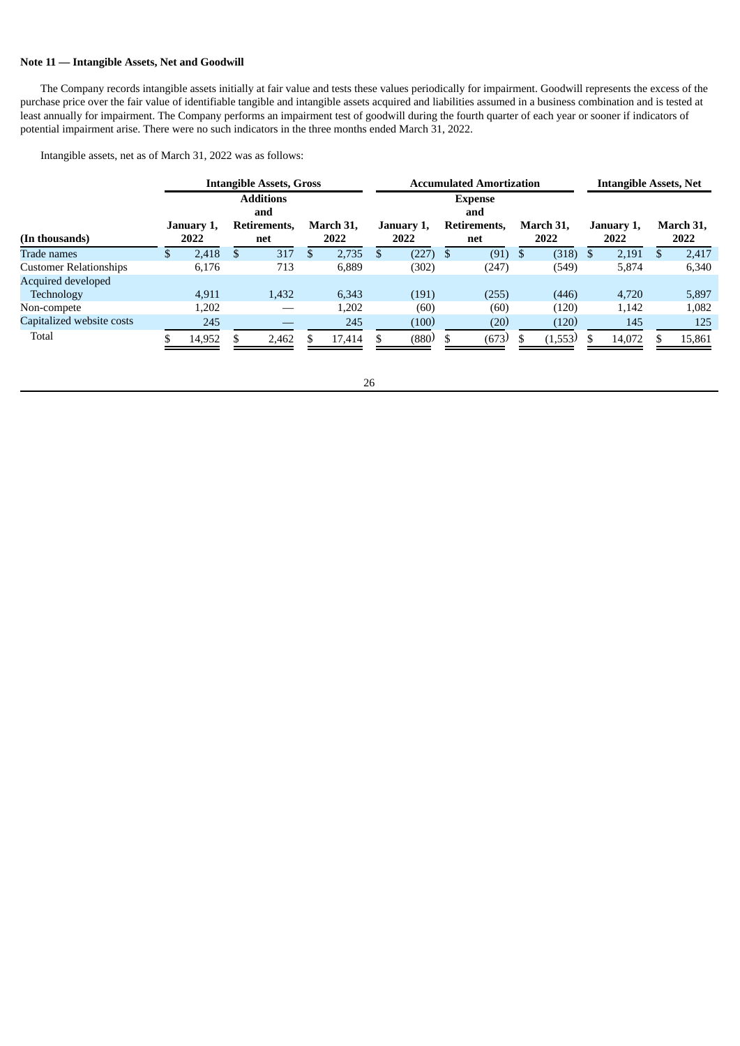**Note 11 — Intangible Assets, Net and Goodwill**

The Company records intangible assets initially at fair value and tests these values periodically for impairment. Goodwill represents the excess of the purchase price over the fair value of identifiable tangible and intangible assets acquired and liabilities assumed in a business combination and is tested at least annually for impairment. The Company performs an impairment test of goodwill during the fourth quarter of each year or sooner if indicators of potential impairment arise. There were no such indicators in the three months ended March 31, 2022.

Intangible assets, net as of March 31, 2022 was as follows:

| | Intangible Assets, Gross | | | Accumulated Amortization | | | Intangible Assets, Net | |
|---|---|---|---|---|---|---|---|---|
| (In thousands) | January 1, 2022 | Additions and Retirements, net | March 31, 2022 | January 1, 2022 | Expense and Retirements, net | March 31, 2022 | January 1, 2022 | March 31, 2022 |
| Trade names | $ 2,418 | $ 317 | $ 2,735 | $ (227) | $ (91) | $ (318) | $ 2,191 | $ 2,417 |
| Customer Relationships | 6,176 | 713 | 6,889 | (302) | (247) | (549) | 5,874 | 6,340 |
| Acquired developed Technology | 4,911 | 1,432 | 6,343 | (191) | (255) | (446) | 4,720 | 5,897 |
| Non-compete | 1,202 | — | 1,202 | (60) | (60) | (120) | 1,142 | 1,082 |
| Capitalized website costs | 245 | — | 245 | (100) | (20) | (120) | 145 | 125 |
| Total | $ 14,952 | $ 2,462 | $ 17,414 | $ (880) | $ (673) | $ (1,553) | $ 14,072 | $ 15,861 |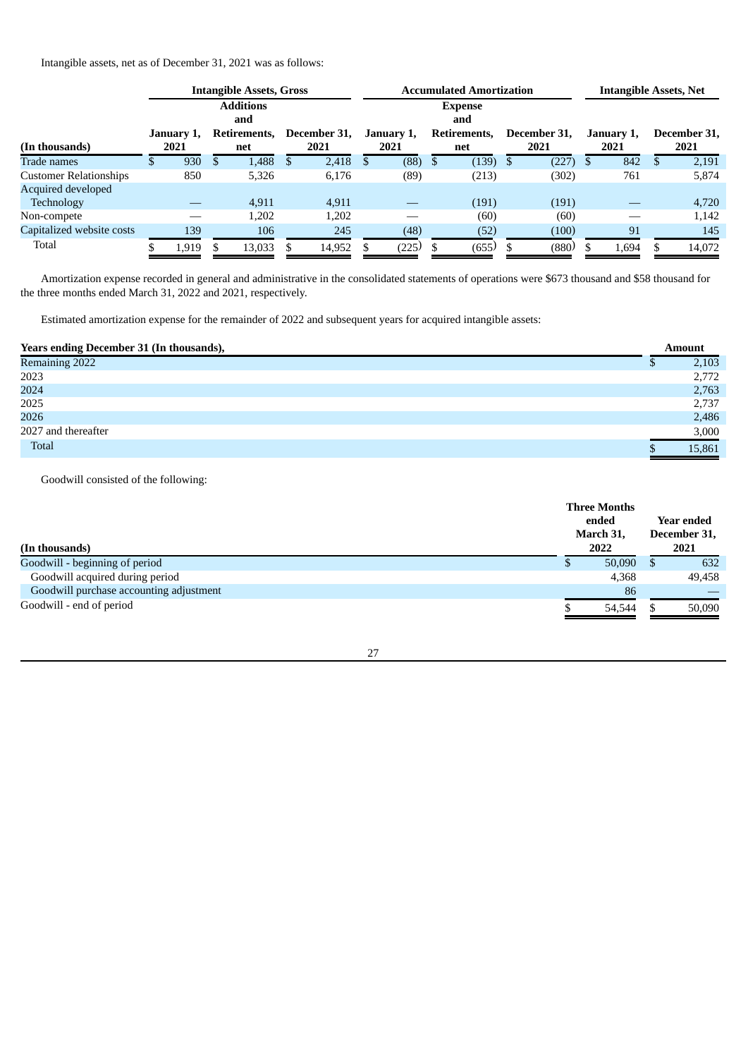Intangible assets, net as of December 31, 2021 was as follows:

| | Intangible Assets, Gross | | | Accumulated Amortization | | | Intangible Assets, Net | |
|---|---|---|---|---|---|---|---|---|
| (In thousands) | January 1, 2021 | Additions and Retirements, net | December 31, 2021 | January 1, 2021 | Expense and Retirements, net | December 31, 2021 | January 1, 2021 | December 31, 2021 |
| Trade names | $ 930 | $ 1,488 | $ 2,418 | $ (88) | $ (139) | $ (227) | $ 842 | $ 2,191 |
| Customer Relationships | 850 | 5,326 | 6,176 | (89) | (213) | (302) | 761 | 5,874 |
| Acquired developed Technology | — | 4,911 | 4,911 | — | (191) | (191) | — | 4,720 |
| Non-compete | — | 1,202 | 1,202 | — | (60) | (60) | — | 1,142 |
| Capitalized website costs | 139 | 106 | 245 | (48) | (52) | (100) | 91 | 145 |
| Total | $ 1,919 | $ 13,033 | $ 14,952 | $ (225) | $ (655) | $ (880) | $ 1,694 | $ 14,072 |

Amortization expense recorded in general and administrative in the consolidated statements of operations were $673 thousand and $58 thousand for the three months ended March 31, 2022 and 2021, respectively.

Estimated amortization expense for the remainder of 2022 and subsequent years for acquired intangible assets:

| Years ending December 31 (In thousands), | Amount |
|---|---|
| Remaining 2022 | $ 2,103 |
| 2023 | 2,772 |
| 2024 | 2,763 |
| 2025 | 2,737 |
| 2026 | 2,486 |
| 2027 and thereafter | 3,000 |
| Total | $ 15,861 |

Goodwill consisted of the following:

| (In thousands) | Three Months ended March 31, 2022 | Year ended December 31, 2021 |
|---|---|---|
| Goodwill - beginning of period | $ 50,090 | $ 632 |
| Goodwill acquired during period | 4,368 | 49,458 |
| Goodwill purchase accounting adjustment | 86 | — |
| Goodwill - end of period | $ 54,544 | $ 50,090 |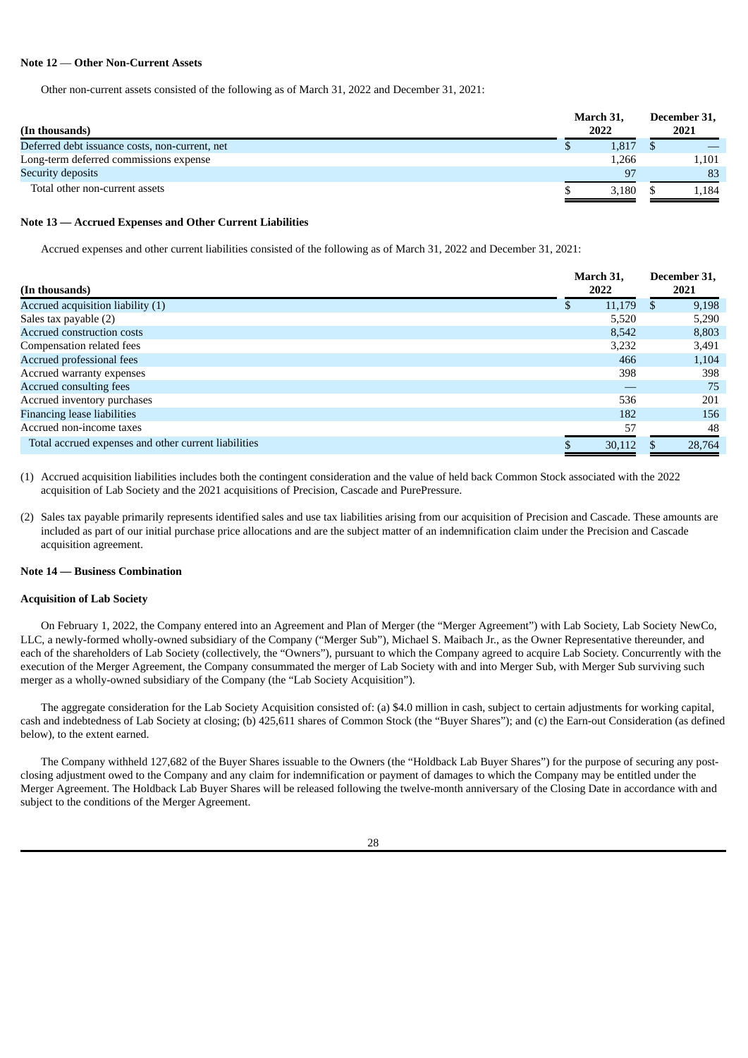**Note 12 — Other Non-Current Assets**

Other non-current assets consisted of the following as of March 31, 2022 and December 31, 2021:

| (In thousands) | March 31, 2022 | December 31, 2021 |
|---|---|---|
| Deferred debt issuance costs, non-current, net | $ 1,817 | $ — |
| Long-term deferred commissions expense | 1,266 | 1,101 |
| Security deposits | 97 | 83 |
| Total other non-current assets | $ 3,180 | $ 1,184 |

**Note 13 — Accrued Expenses and Other Current Liabilities**

Accrued expenses and other current liabilities consisted of the following as of March 31, 2022 and December 31, 2021:

| (In thousands) | March 31, 2022 | December 31, 2021 |
|---|---|---|
| Accrued acquisition liability (1) | $ 11,179 | $ 9,198 |
| Sales tax payable (2) | 5,520 | 5,290 |
| Accrued construction costs | 8,542 | 8,803 |
| Compensation related fees | 3,232 | 3,491 |
| Accrued professional fees | 466 | 1,104 |
| Accrued warranty expenses | 398 | 398 |
| Accrued consulting fees | — | 75 |
| Accrued inventory purchases | 536 | 201 |
| Financing lease liabilities | 182 | 156 |
| Accrued non-income taxes | 57 | 48 |
| Total accrued expenses and other current liabilities | $ 30,112 | $ 28,764 |

(1) Accrued acquisition liabilities includes both the contingent consideration and the value of held back Common Stock associated with the 2022 acquisition of Lab Society and the 2021 acquisitions of Precision, Cascade and PurePressure.

(2) Sales tax payable primarily represents identified sales and use tax liabilities arising from our acquisition of Precision and Cascade. These amounts are included as part of our initial purchase price allocations and are the subject matter of an indemnification claim under the Precision and Cascade acquisition agreement.

**Note 14 — Business Combination**

**Acquisition of Lab Society**

On February 1, 2022, the Company entered into an Agreement and Plan of Merger (the "Merger Agreement") with Lab Society, Lab Society NewCo, LLC, a newly-formed wholly-owned subsidiary of the Company ("Merger Sub"), Michael S. Maibach Jr., as the Owner Representative thereunder, and each of the shareholders of Lab Society (collectively, the "Owners"), pursuant to which the Company agreed to acquire Lab Society. Concurrently with the execution of the Merger Agreement, the Company consummated the merger of Lab Society with and into Merger Sub, with Merger Sub surviving such merger as a wholly-owned subsidiary of the Company (the "Lab Society Acquisition").

The aggregate consideration for the Lab Society Acquisition consisted of: (a) $4.0 million in cash, subject to certain adjustments for working capital, cash and indebtedness of Lab Society at closing; (b) 425,611 shares of Common Stock (the "Buyer Shares"); and (c) the Earn-out Consideration (as defined below), to the extent earned.

The Company withheld 127,682 of the Buyer Shares issuable to the Owners (the "Holdback Lab Buyer Shares") for the purpose of securing any post-closing adjustment owed to the Company and any claim for indemnification or payment of damages to which the Company may be entitled under the Merger Agreement. The Holdback Lab Buyer Shares will be released following the twelve-month anniversary of the Closing Date in accordance with and subject to the conditions of the Merger Agreement.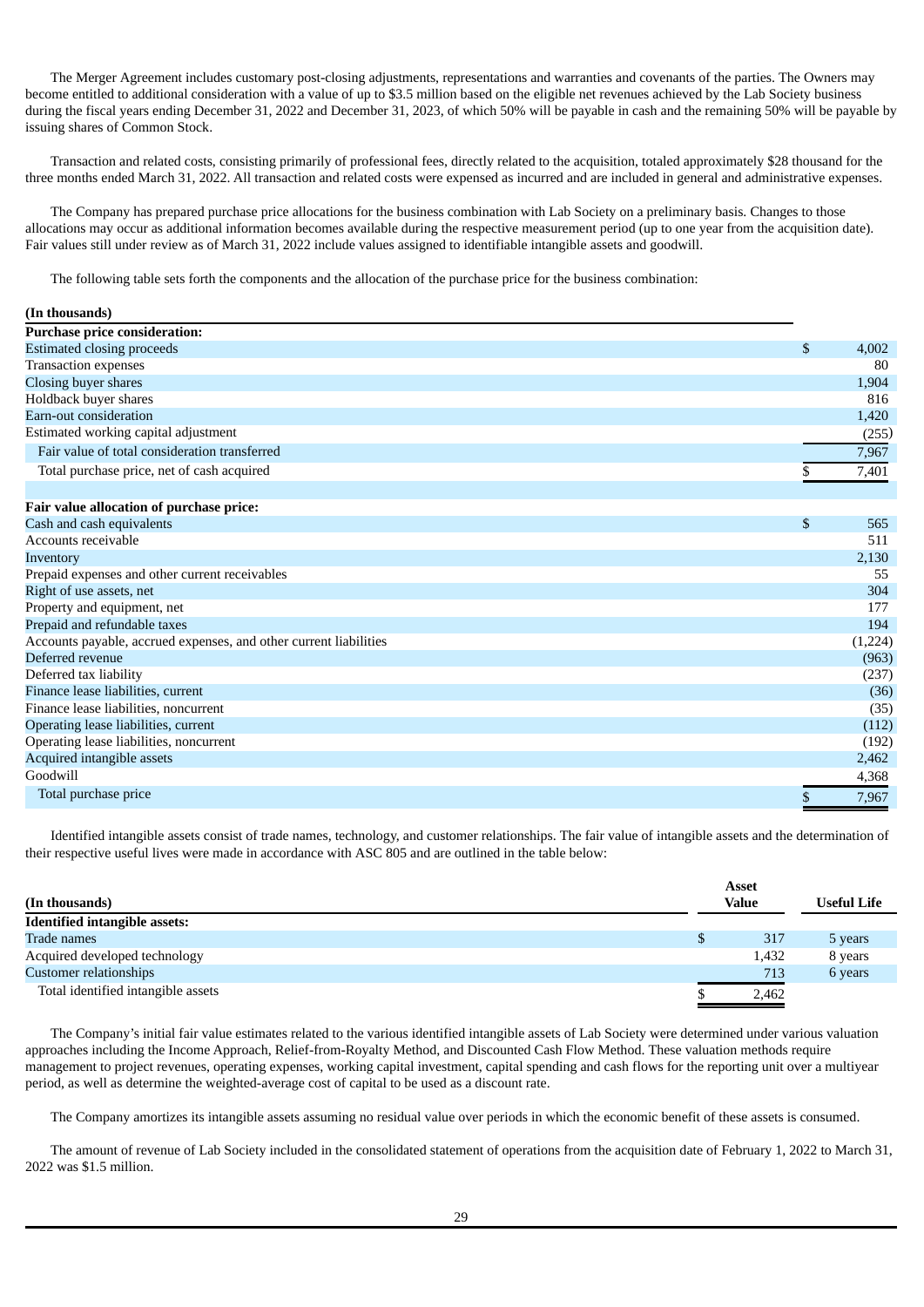The Merger Agreement includes customary post-closing adjustments, representations and warranties and covenants of the parties. The Owners may become entitled to additional consideration with a value of up to $3.5 million based on the eligible net revenues achieved by the Lab Society business during the fiscal years ending December 31, 2022 and December 31, 2023, of which 50% will be payable in cash and the remaining 50% will be payable by issuing shares of Common Stock.

Transaction and related costs, consisting primarily of professional fees, directly related to the acquisition, totaled approximately $28 thousand for the three months ended March 31, 2022. All transaction and related costs were expensed as incurred and are included in general and administrative expenses.

The Company has prepared purchase price allocations for the business combination with Lab Society on a preliminary basis. Changes to those allocations may occur as additional information becomes available during the respective measurement period (up to one year from the acquisition date). Fair values still under review as of March 31, 2022 include values assigned to identifiable intangible assets and goodwill.

The following table sets forth the components and the allocation of the purchase price for the business combination:

| (In thousands) | |
|---|---|
| **Purchase price consideration:** | |
| Estimated closing proceeds | $ 4,002 |
| Transaction expenses | 80 |
| Closing buyer shares | 1,904 |
| Holdback buyer shares | 816 |
| Earn-out consideration | 1,420 |
| Estimated working capital adjustment | (255) |
| Fair value of total consideration transferred | 7,967 |
| Total purchase price, net of cash acquired | $ 7,401 |
| | |
| **Fair value allocation of purchase price:** | |
| Cash and cash equivalents | $ 565 |
| Accounts receivable | 511 |
| Inventory | 2,130 |
| Prepaid expenses and other current receivables | 55 |
| Right of use assets, net | 304 |
| Property and equipment, net | 177 |
| Prepaid and refundable taxes | 194 |
| Accounts payable, accrued expenses, and other current liabilities | (1,224) |
| Deferred revenue | (963) |
| Deferred tax liability | (237) |
| Finance lease liabilities, current | (36) |
| Finance lease liabilities, noncurrent | (35) |
| Operating lease liabilities, current | (112) |
| Operating lease liabilities, noncurrent | (192) |
| Acquired intangible assets | 2,462 |
| Goodwill | 4,368 |
| Total purchase price | $ 7,967 |

Identified intangible assets consist of trade names, technology, and customer relationships. The fair value of intangible assets and the determination of their respective useful lives were made in accordance with ASC 805 and are outlined in the table below:

| (In thousands) | Asset Value | Useful Life |
|---|---|---|
| **Identified intangible assets:** | | |
| Trade names | $ 317 | 5 years |
| Acquired developed technology | 1,432 | 8 years |
| Customer relationships | 713 | 6 years |
| Total identified intangible assets | $ 2,462 | |

The Company's initial fair value estimates related to the various identified intangible assets of Lab Society were determined under various valuation approaches including the Income Approach, Relief-from-Royalty Method, and Discounted Cash Flow Method. These valuation methods require management to project revenues, operating expenses, working capital investment, capital spending and cash flows for the reporting unit over a multiyear period, as well as determine the weighted-average cost of capital to be used as a discount rate.

The Company amortizes its intangible assets assuming no residual value over periods in which the economic benefit of these assets is consumed.

The amount of revenue of Lab Society included in the consolidated statement of operations from the acquisition date of February 1, 2022 to March 31, 2022 was $1.5 million.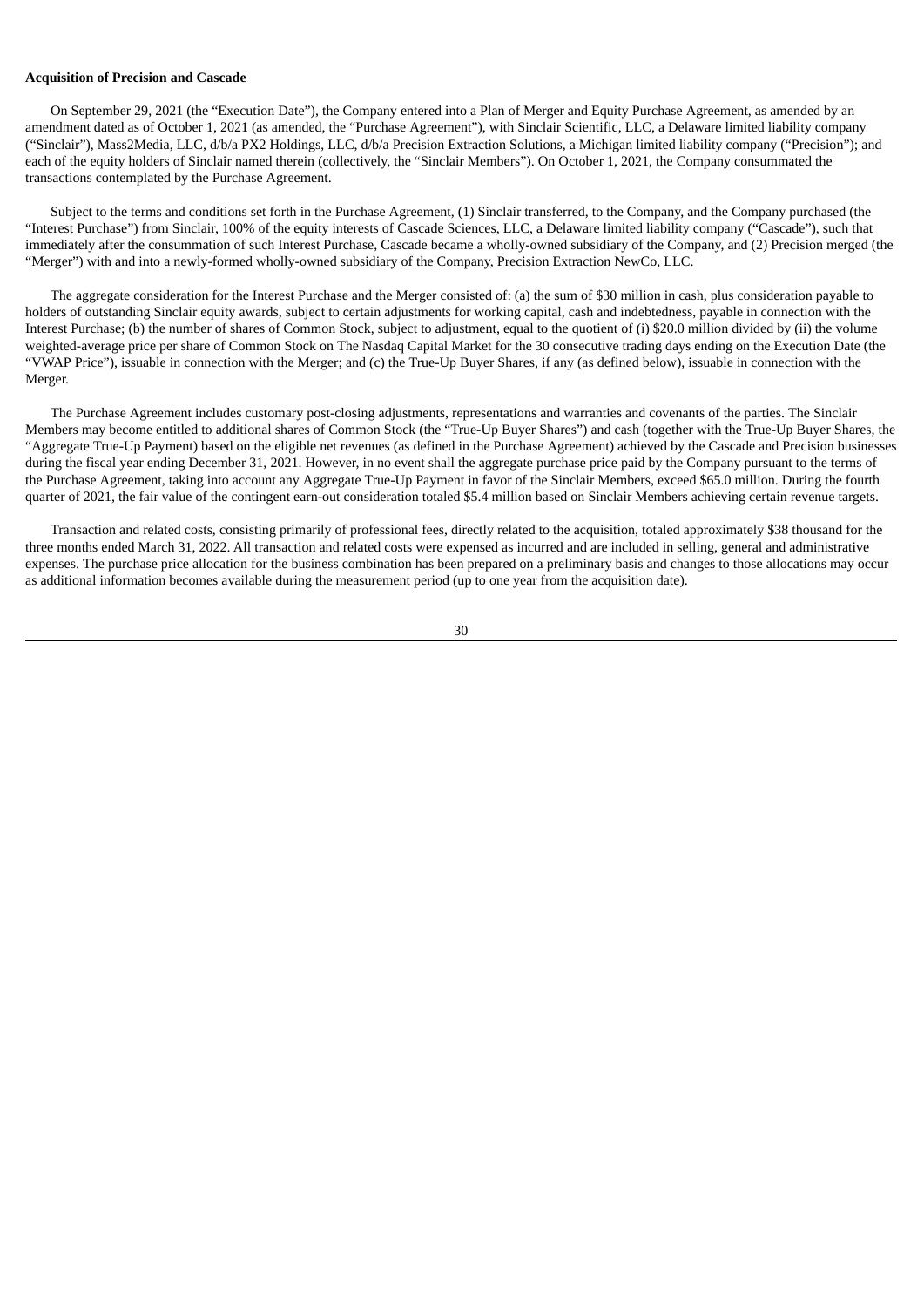**Acquisition of Precision and Cascade**

On September 29, 2021 (the "Execution Date"), the Company entered into a Plan of Merger and Equity Purchase Agreement, as amended by an amendment dated as of October 1, 2021 (as amended, the "Purchase Agreement"), with Sinclair Scientific, LLC, a Delaware limited liability company ("Sinclair"), Mass2Media, LLC, d/b/a PX2 Holdings, LLC, d/b/a Precision Extraction Solutions, a Michigan limited liability company ("Precision"); and each of the equity holders of Sinclair named therein (collectively, the "Sinclair Members"). On October 1, 2021, the Company consummated the transactions contemplated by the Purchase Agreement.

Subject to the terms and conditions set forth in the Purchase Agreement, (1) Sinclair transferred, to the Company, and the Company purchased (the "Interest Purchase") from Sinclair, 100% of the equity interests of Cascade Sciences, LLC, a Delaware limited liability company ("Cascade"), such that immediately after the consummation of such Interest Purchase, Cascade became a wholly-owned subsidiary of the Company, and (2) Precision merged (the "Merger") with and into a newly-formed wholly-owned subsidiary of the Company, Precision Extraction NewCo, LLC.

The aggregate consideration for the Interest Purchase and the Merger consisted of: (a) the sum of $30 million in cash, plus consideration payable to holders of outstanding Sinclair equity awards, subject to certain adjustments for working capital, cash and indebtedness, payable in connection with the Interest Purchase; (b) the number of shares of Common Stock, subject to adjustment, equal to the quotient of (i) $20.0 million divided by (ii) the volume weighted-average price per share of Common Stock on The Nasdaq Capital Market for the 30 consecutive trading days ending on the Execution Date (the "VWAP Price"), issuable in connection with the Merger; and (c) the True-Up Buyer Shares, if any (as defined below), issuable in connection with the Merger.

The Purchase Agreement includes customary post-closing adjustments, representations and warranties and covenants of the parties. The Sinclair Members may become entitled to additional shares of Common Stock (the "True-Up Buyer Shares") and cash (together with the True-Up Buyer Shares, the "Aggregate True-Up Payment) based on the eligible net revenues (as defined in the Purchase Agreement) achieved by the Cascade and Precision businesses during the fiscal year ending December 31, 2021. However, in no event shall the aggregate purchase price paid by the Company pursuant to the terms of the Purchase Agreement, taking into account any Aggregate True-Up Payment in favor of the Sinclair Members, exceed $65.0 million. During the fourth quarter of 2021, the fair value of the contingent earn-out consideration totaled $5.4 million based on Sinclair Members achieving certain revenue targets.

Transaction and related costs, consisting primarily of professional fees, directly related to the acquisition, totaled approximately $38 thousand for the three months ended March 31, 2022. All transaction and related costs were expensed as incurred and are included in selling, general and administrative expenses. The purchase price allocation for the business combination has been prepared on a preliminary basis and changes to those allocations may occur as additional information becomes available during the measurement period (up to one year from the acquisition date).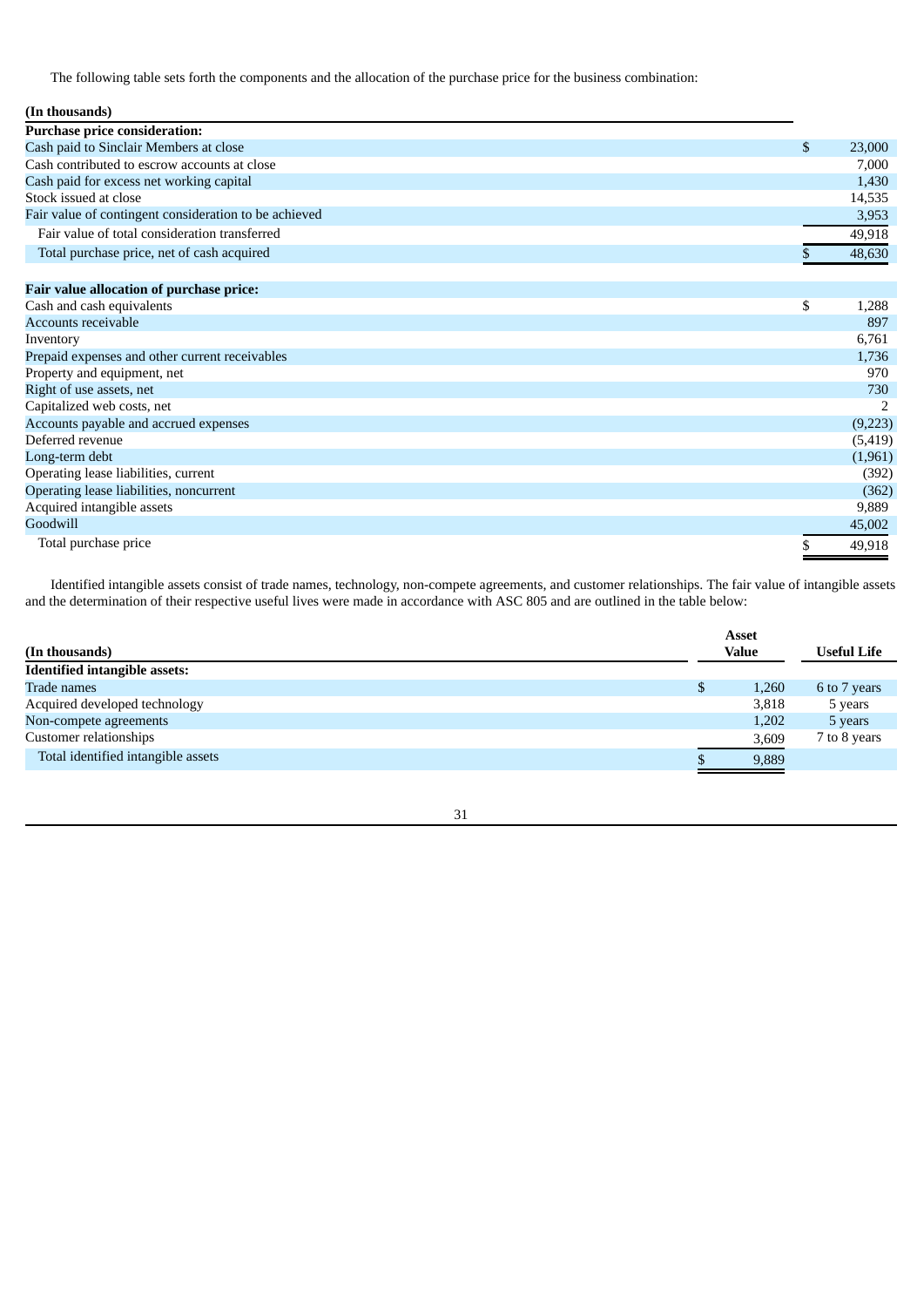The following table sets forth the components and the allocation of the purchase price for the business combination:

| (In thousands) | |
|---|---|
| **Purchase price consideration:** | |
| Cash paid to Sinclair Members at close | $ 23,000 |
| Cash contributed to escrow accounts at close | 7,000 |
| Cash paid for excess net working capital | 1,430 |
| Stock issued at close | 14,535 |
| Fair value of contingent consideration to be achieved | 3,953 |
| Fair value of total consideration transferred | 49,918 |
| Total purchase price, net of cash acquired | $ 48,630 |
| | |
| **Fair value allocation of purchase price:** | |
| Cash and cash equivalents | $ 1,288 |
| Accounts receivable | 897 |
| Inventory | 6,761 |
| Prepaid expenses and other current receivables | 1,736 |
| Property and equipment, net | 970 |
| Right of use assets, net | 730 |
| Capitalized web costs, net | 2 |
| Accounts payable and accrued expenses | (9,223) |
| Deferred revenue | (5,419) |
| Long-term debt | (1,961) |
| Operating lease liabilities, current | (392) |
| Operating lease liabilities, noncurrent | (362) |
| Acquired intangible assets | 9,889 |
| Goodwill | 45,002 |
| Total purchase price | $ 49,918 |

Identified intangible assets consist of trade names, technology, non-compete agreements, and customer relationships. The fair value of intangible assets and the determination of their respective useful lives were made in accordance with ASC 805 and are outlined in the table below:

| (In thousands) | Asset Value | Useful Life |
|---|---|---|
| **Identified intangible assets:** | | |
| Trade names | $ 1,260 | 6 to 7 years |
| Acquired developed technology | 3,818 | 5 years |
| Non-compete agreements | 1,202 | 5 years |
| Customer relationships | 3,609 | 7 to 8 years |
| Total identified intangible assets | $ 9,889 | |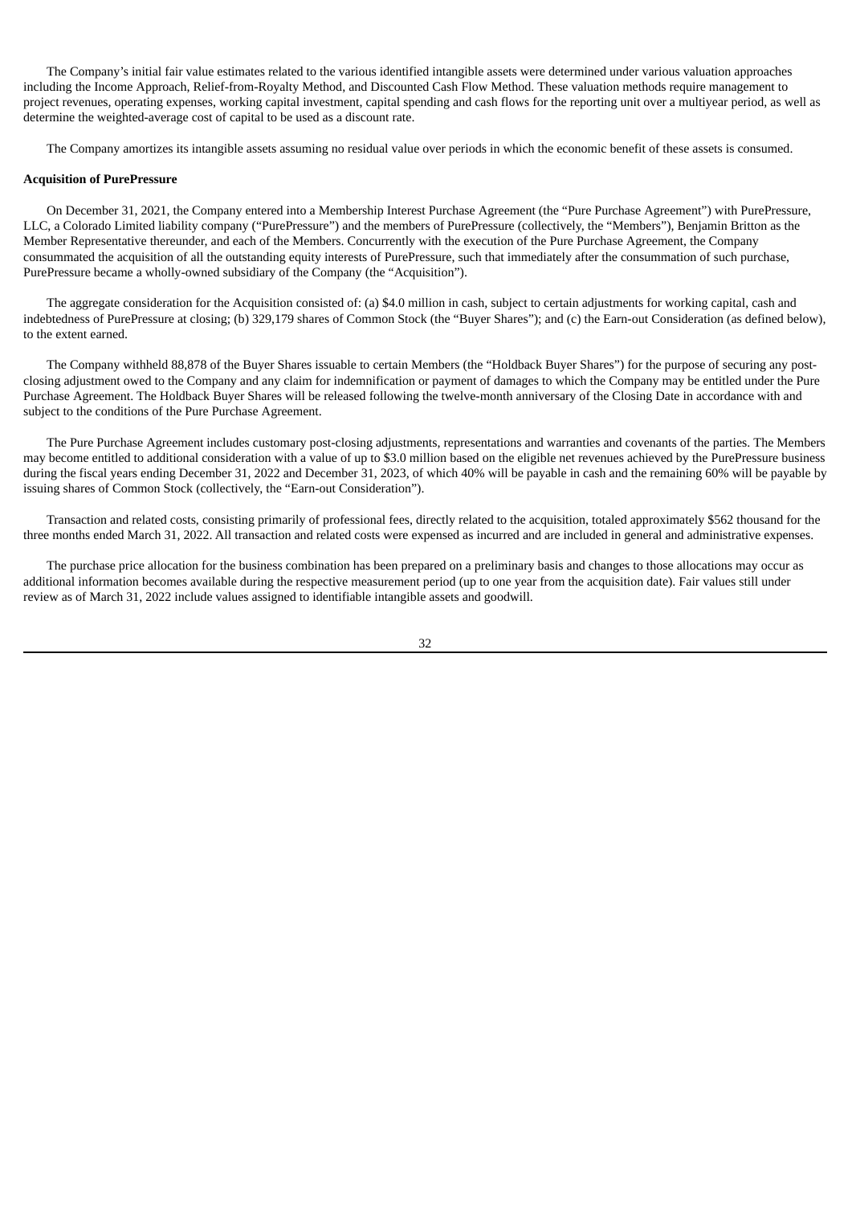The Company's initial fair value estimates related to the various identified intangible assets were determined under various valuation approaches including the Income Approach, Relief-from-Royalty Method, and Discounted Cash Flow Method. These valuation methods require management to project revenues, operating expenses, working capital investment, capital spending and cash flows for the reporting unit over a multiyear period, as well as determine the weighted-average cost of capital to be used as a discount rate.

The Company amortizes its intangible assets assuming no residual value over periods in which the economic benefit of these assets is consumed.

**Acquisition of PurePressure**

On December 31, 2021, the Company entered into a Membership Interest Purchase Agreement (the "Pure Purchase Agreement") with PurePressure, LLC, a Colorado Limited liability company ("PurePressure") and the members of PurePressure (collectively, the "Members"), Benjamin Britton as the Member Representative thereunder, and each of the Members. Concurrently with the execution of the Pure Purchase Agreement, the Company consummated the acquisition of all the outstanding equity interests of PurePressure, such that immediately after the consummation of such purchase, PurePressure became a wholly-owned subsidiary of the Company (the "Acquisition").

The aggregate consideration for the Acquisition consisted of: (a) $4.0 million in cash, subject to certain adjustments for working capital, cash and indebtedness of PurePressure at closing; (b) 329,179 shares of Common Stock (the "Buyer Shares"); and (c) the Earn-out Consideration (as defined below), to the extent earned.

The Company withheld 88,878 of the Buyer Shares issuable to certain Members (the "Holdback Buyer Shares") for the purpose of securing any post-closing adjustment owed to the Company and any claim for indemnification or payment of damages to which the Company may be entitled under the Pure Purchase Agreement. The Holdback Buyer Shares will be released following the twelve-month anniversary of the Closing Date in accordance with and subject to the conditions of the Pure Purchase Agreement.

The Pure Purchase Agreement includes customary post-closing adjustments, representations and warranties and covenants of the parties. The Members may become entitled to additional consideration with a value of up to $3.0 million based on the eligible net revenues achieved by the PurePressure business during the fiscal years ending December 31, 2022 and December 31, 2023, of which 40% will be payable in cash and the remaining 60% will be payable by issuing shares of Common Stock (collectively, the "Earn-out Consideration").

Transaction and related costs, consisting primarily of professional fees, directly related to the acquisition, totaled approximately $562 thousand for the three months ended March 31, 2022. All transaction and related costs were expensed as incurred and are included in general and administrative expenses.

The purchase price allocation for the business combination has been prepared on a preliminary basis and changes to those allocations may occur as additional information becomes available during the respective measurement period (up to one year from the acquisition date). Fair values still under review as of March 31, 2022 include values assigned to identifiable intangible assets and goodwill.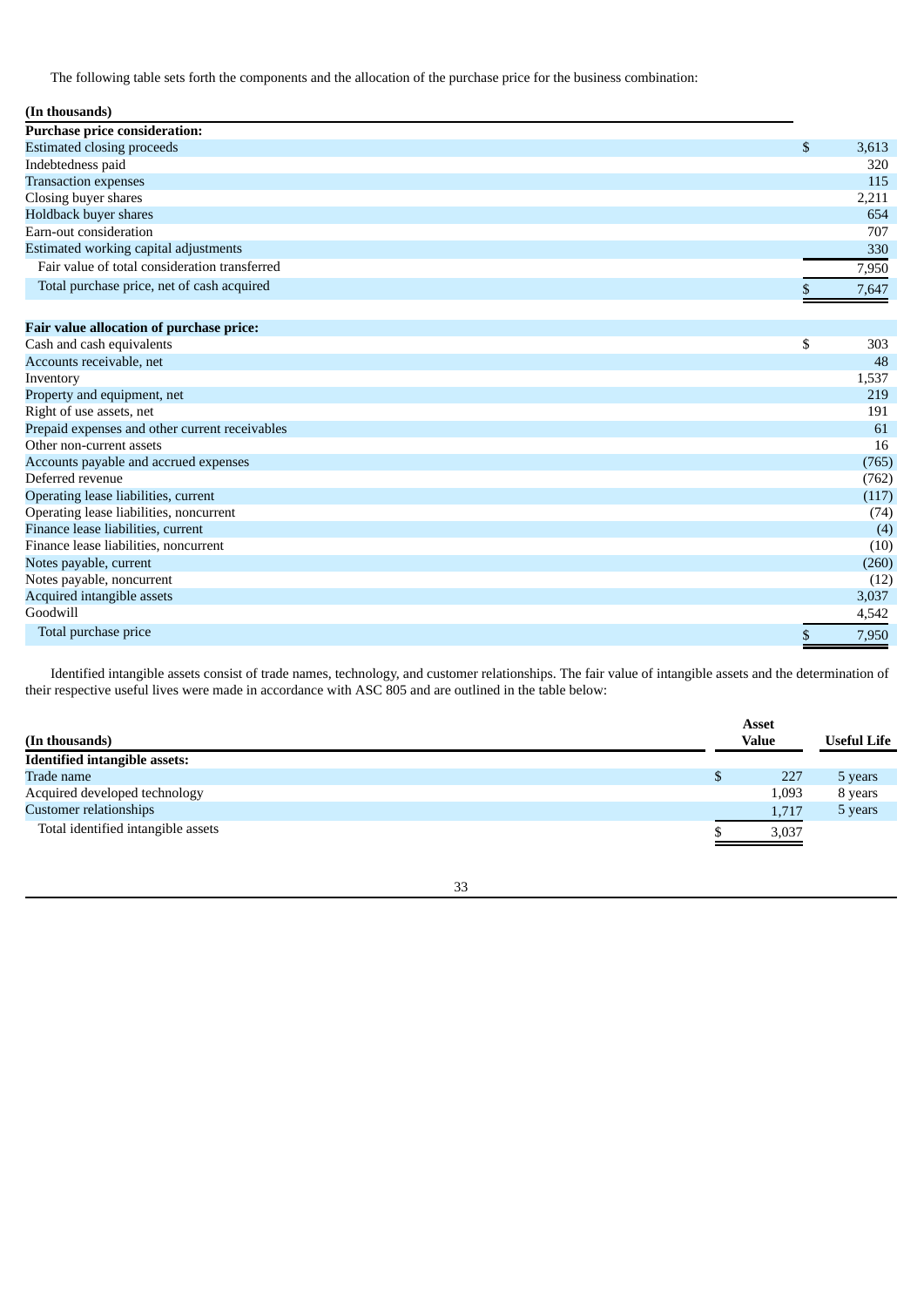The following table sets forth the components and the allocation of the purchase price for the business combination:

| (In thousands) | |
|---|---|
| **Purchase price consideration:** | |
| Estimated closing proceeds | $ 3,613 |
| Indebtedness paid | 320 |
| Transaction expenses | 115 |
| Closing buyer shares | 2,211 |
| Holdback buyer shares | 654 |
| Earn-out consideration | 707 |
| Estimated working capital adjustments | 330 |
| Fair value of total consideration transferred | 7,950 |
| Total purchase price, net of cash acquired | $ 7,647 |
| | |
| **Fair value allocation of purchase price:** | |
| Cash and cash equivalents | $ 303 |
| Accounts receivable, net | 48 |
| Inventory | 1,537 |
| Property and equipment, net | 219 |
| Right of use assets, net | 191 |
| Prepaid expenses and other current receivables | 61 |
| Other non-current assets | 16 |
| Accounts payable and accrued expenses | (765) |
| Deferred revenue | (762) |
| Operating lease liabilities, current | (117) |
| Operating lease liabilities, noncurrent | (74) |
| Finance lease liabilities, current | (4) |
| Finance lease liabilities, noncurrent | (10) |
| Notes payable, current | (260) |
| Notes payable, noncurrent | (12) |
| Acquired intangible assets | 3,037 |
| Goodwill | 4,542 |
| Total purchase price | $ 7,950 |

Identified intangible assets consist of trade names, technology, and customer relationships. The fair value of intangible assets and the determination of their respective useful lives were made in accordance with ASC 805 and are outlined in the table below:

| (In thousands) | Asset Value | Useful Life |
|---|---|---|
| **Identified intangible assets:** | | |
| Trade name | $ 227 | 5 years |
| Acquired developed technology | 1,093 | 8 years |
| Customer relationships | 1,717 | 5 years |
| Total identified intangible assets | $ 3,037 | |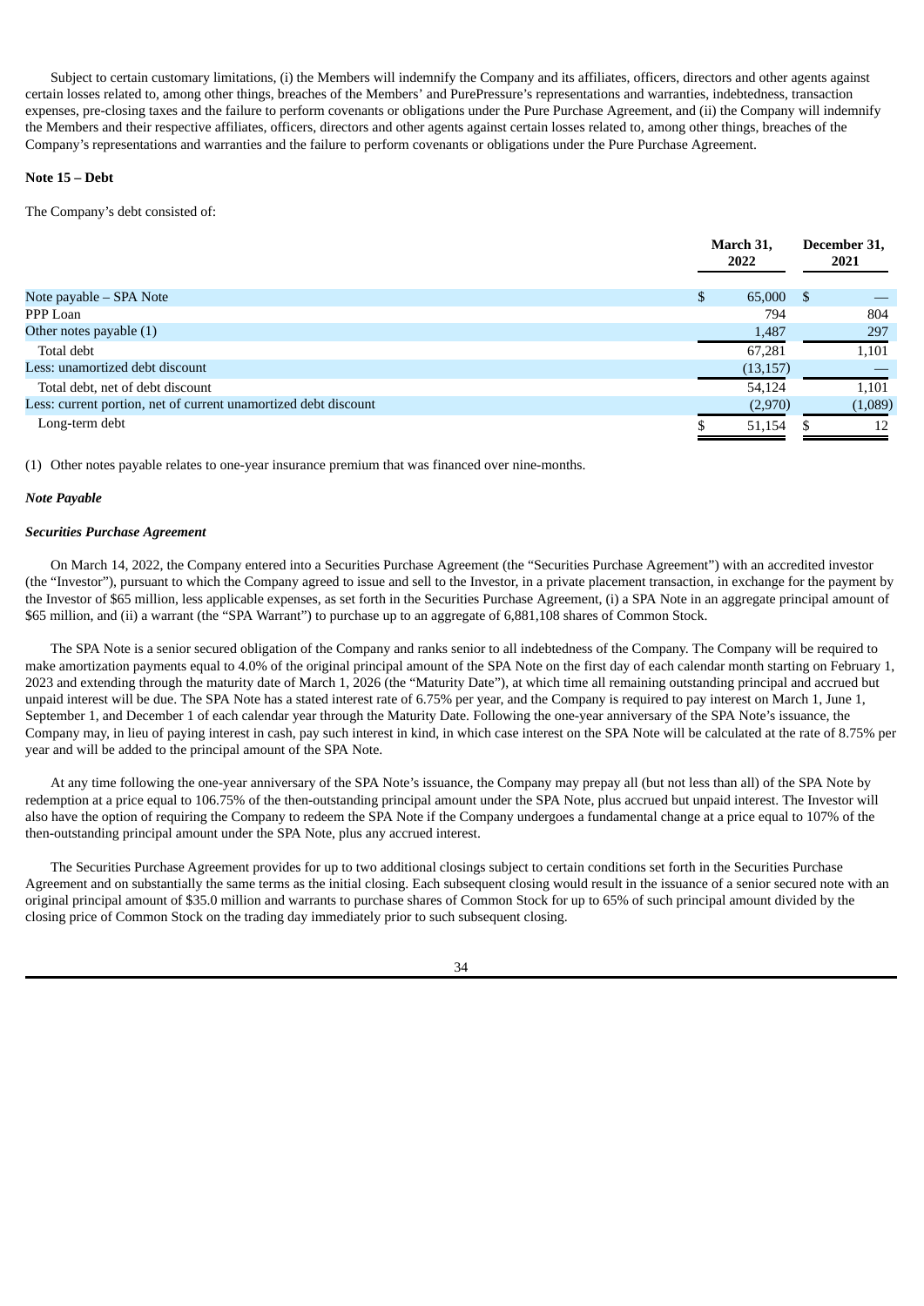Subject to certain customary limitations, (i) the Members will indemnify the Company and its affiliates, officers, directors and other agents against certain losses related to, among other things, breaches of the Members' and PurePressure's representations and warranties, indebtedness, transaction expenses, pre-closing taxes and the failure to perform covenants or obligations under the Pure Purchase Agreement, and (ii) the Company will indemnify the Members and their respective affiliates, officers, directors and other agents against certain losses related to, among other things, breaches of the Company's representations and warranties and the failure to perform covenants or obligations under the Pure Purchase Agreement.

**Note 15 – Debt**

The Company's debt consisted of:

| | March 31, 2022 | December 31, 2021 |
|---|---|---|
| Note payable – SPA Note | $ 65,000 | $ — |
| PPP Loan | 794 | 804 |
| Other notes payable (1) | 1,487 | 297 |
| Total debt | 67,281 | 1,101 |
| Less: unamortized debt discount | (13,157) | — |
| Total debt, net of debt discount | 54,124 | 1,101 |
| Less: current portion, net of current unamortized debt discount | (2,970) | (1,089) |
| Long-term debt | $ 51,154 | $ 12 |

(1) Other notes payable relates to one-year insurance premium that was financed over nine-months.

***Note Payable***

***Securities Purchase Agreement***

On March 14, 2022, the Company entered into a Securities Purchase Agreement (the "Securities Purchase Agreement") with an accredited investor (the "Investor"), pursuant to which the Company agreed to issue and sell to the Investor, in a private placement transaction, in exchange for the payment by the Investor of $65 million, less applicable expenses, as set forth in the Securities Purchase Agreement, (i) a SPA Note in an aggregate principal amount of $65 million, and (ii) a warrant (the "SPA Warrant") to purchase up to an aggregate of 6,881,108 shares of Common Stock.

The SPA Note is a senior secured obligation of the Company and ranks senior to all indebtedness of the Company. The Company will be required to make amortization payments equal to 4.0% of the original principal amount of the SPA Note on the first day of each calendar month starting on February 1, 2023 and extending through the maturity date of March 1, 2026 (the "Maturity Date"), at which time all remaining outstanding principal and accrued but unpaid interest will be due. The SPA Note has a stated interest rate of 6.75% per year, and the Company is required to pay interest on March 1, June 1, September 1, and December 1 of each calendar year through the Maturity Date. Following the one-year anniversary of the SPA Note's issuance, the Company may, in lieu of paying interest in cash, pay such interest in kind, in which case interest on the SPA Note will be calculated at the rate of 8.75% per year and will be added to the principal amount of the SPA Note.

At any time following the one-year anniversary of the SPA Note's issuance, the Company may prepay all (but not less than all) of the SPA Note by redemption at a price equal to 106.75% of the then-outstanding principal amount under the SPA Note, plus accrued but unpaid interest. The Investor will also have the option of requiring the Company to redeem the SPA Note if the Company undergoes a fundamental change at a price equal to 107% of the then-outstanding principal amount under the SPA Note, plus any accrued interest.

The Securities Purchase Agreement provides for up to two additional closings subject to certain conditions set forth in the Securities Purchase Agreement and on substantially the same terms as the initial closing. Each subsequent closing would result in the issuance of a senior secured note with an original principal amount of $35.0 million and warrants to purchase shares of Common Stock for up to 65% of such principal amount divided by the closing price of Common Stock on the trading day immediately prior to such subsequent closing.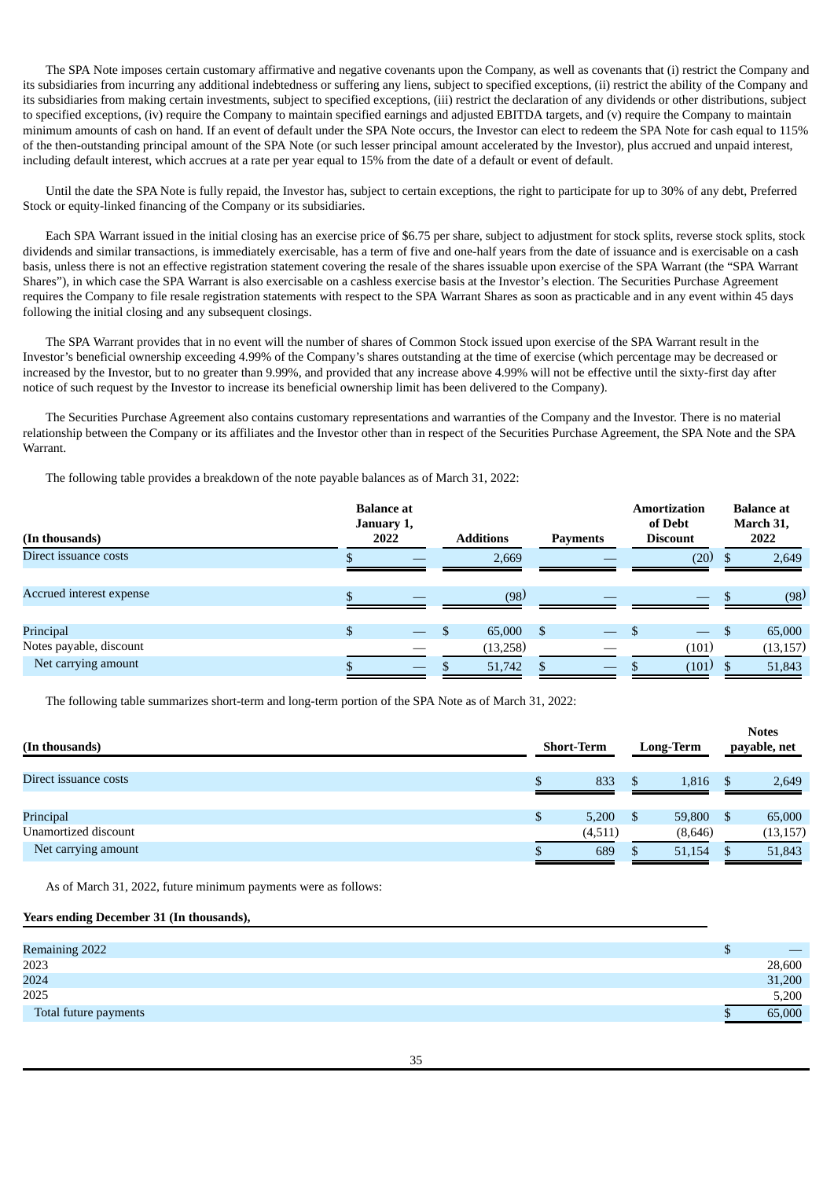The SPA Note imposes certain customary affirmative and negative covenants upon the Company, as well as covenants that (i) restrict the Company and its subsidiaries from incurring any additional indebtedness or suffering any liens, subject to specified exceptions, (ii) restrict the ability of the Company and its subsidiaries from making certain investments, subject to specified exceptions, (iii) restrict the declaration of any dividends or other distributions, subject to specified exceptions, (iv) require the Company to maintain specified earnings and adjusted EBITDA targets, and (v) require the Company to maintain minimum amounts of cash on hand. If an event of default under the SPA Note occurs, the Investor can elect to redeem the SPA Note for cash equal to 115% of the then-outstanding principal amount of the SPA Note (or such lesser principal amount accelerated by the Investor), plus accrued and unpaid interest, including default interest, which accrues at a rate per year equal to 15% from the date of a default or event of default.

Until the date the SPA Note is fully repaid, the Investor has, subject to certain exceptions, the right to participate for up to 30% of any debt, Preferred Stock or equity-linked financing of the Company or its subsidiaries.

Each SPA Warrant issued in the initial closing has an exercise price of $6.75 per share, subject to adjustment for stock splits, reverse stock splits, stock dividends and similar transactions, is immediately exercisable, has a term of five and one-half years from the date of issuance and is exercisable on a cash basis, unless there is not an effective registration statement covering the resale of the shares issuable upon exercise of the SPA Warrant (the "SPA Warrant Shares"), in which case the SPA Warrant is also exercisable on a cashless exercise basis at the Investor's election. The Securities Purchase Agreement requires the Company to file resale registration statements with respect to the SPA Warrant Shares as soon as practicable and in any event within 45 days following the initial closing and any subsequent closings.

The SPA Warrant provides that in no event will the number of shares of Common Stock issued upon exercise of the SPA Warrant result in the Investor's beneficial ownership exceeding 4.99% of the Company's shares outstanding at the time of exercise (which percentage may be decreased or increased by the Investor, but to no greater than 9.99%, and provided that any increase above 4.99% will not be effective until the sixty-first day after notice of such request by the Investor to increase its beneficial ownership limit has been delivered to the Company).

The Securities Purchase Agreement also contains customary representations and warranties of the Company and the Investor. There is no material relationship between the Company or its affiliates and the Investor other than in respect of the Securities Purchase Agreement, the SPA Note and the SPA Warrant.

The following table provides a breakdown of the note payable balances as of March 31, 2022:

| (In thousands) | Balance at January 1, 2022 | Additions | Payments | Amortization of Debt Discount | Balance at March 31, 2022 |
|---|---|---|---|---|---|
| Direct issuance costs | $ — | 2,669 | — | (20) | $ 2,649 |
| Accrued interest expense | $ — | (98) | — | — | $ (98) |
| Principal | $ — | $ 65,000 | $ — | $ — | $ 65,000 |
| Notes payable, discount | — | (13,258) | — | (101) | (13,157) |
| Net carrying amount | $ — | $ 51,742 | $ — | $ (101) | $ 51,843 |

The following table summarizes short-term and long-term portion of the SPA Note as of March 31, 2022:

| (In thousands) | Short-Term | Long-Term | Notes payable, net |
|---|---|---|---|
| Direct issuance costs | $ 833 | $ 1,816 | $ 2,649 |
| Principal | $ 5,200 | $ 59,800 | $ 65,000 |
| Unamortized discount | (4,511) | (8,646) | (13,157) |
| Net carrying amount | $ 689 | $ 51,154 | $ 51,843 |

As of March 31, 2022, future minimum payments were as follows:

| Years ending December 31 (In thousands), | |
|---|---|
| Remaining 2022 | $ — |
| 2023 | 28,600 |
| 2024 | 31,200 |
| 2025 | 5,200 |
| Total future payments | $ 65,000 |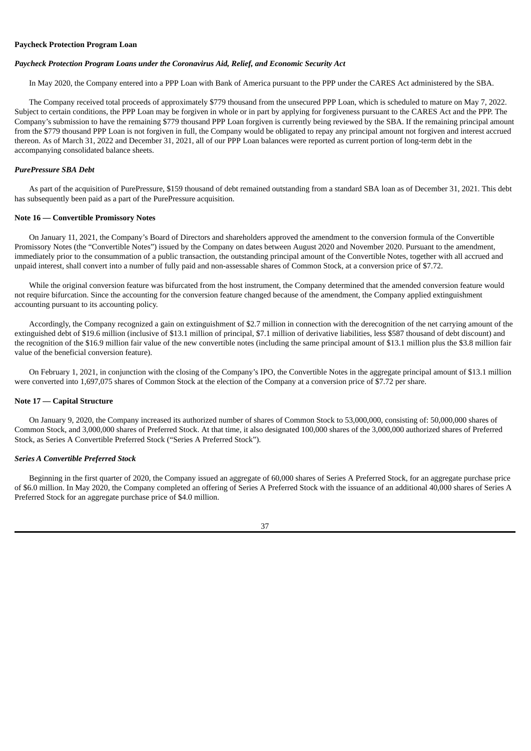**Paycheck Protection Program Loan**

***Paycheck Protection Program Loans under the Coronavirus Aid, Relief, and Economic Security Act***

In May 2020, the Company entered into a PPP Loan with Bank of America pursuant to the PPP under the CARES Act administered by the SBA.

The Company received total proceeds of approximately $779 thousand from the unsecured PPP Loan, which is scheduled to mature on May 7, 2022. Subject to certain conditions, the PPP Loan may be forgiven in whole or in part by applying for forgiveness pursuant to the CARES Act and the PPP. The Company's submission to have the remaining $779 thousand PPP Loan forgiven is currently being reviewed by the SBA. If the remaining principal amount from the $779 thousand PPP Loan is not forgiven in full, the Company would be obligated to repay any principal amount not forgiven and interest accrued thereon. As of March 31, 2022 and December 31, 2021, all of our PPP Loan balances were reported as current portion of long-term debt in the accompanying consolidated balance sheets.

***PurePressure SBA Debt***

As part of the acquisition of PurePressure, $159 thousand of debt remained outstanding from a standard SBA loan as of December 31, 2021. This debt has subsequently been paid as a part of the PurePressure acquisition.

**Note 16 — Convertible Promissory Notes**

On January 11, 2021, the Company's Board of Directors and shareholders approved the amendment to the conversion formula of the Convertible Promissory Notes (the "Convertible Notes") issued by the Company on dates between August 2020 and November 2020. Pursuant to the amendment, immediately prior to the consummation of a public transaction, the outstanding principal amount of the Convertible Notes, together with all accrued and unpaid interest, shall convert into a number of fully paid and non-assessable shares of Common Stock, at a conversion price of $7.72.

While the original conversion feature was bifurcated from the host instrument, the Company determined that the amended conversion feature would not require bifurcation. Since the accounting for the conversion feature changed because of the amendment, the Company applied extinguishment accounting pursuant to its accounting policy.

Accordingly, the Company recognized a gain on extinguishment of $2.7 million in connection with the derecognition of the net carrying amount of the extinguished debt of $19.6 million (inclusive of $13.1 million of principal, $7.1 million of derivative liabilities, less $587 thousand of debt discount) and the recognition of the $16.9 million fair value of the new convertible notes (including the same principal amount of $13.1 million plus the $3.8 million fair value of the beneficial conversion feature).

On February 1, 2021, in conjunction with the closing of the Company's IPO, the Convertible Notes in the aggregate principal amount of $13.1 million were converted into 1,697,075 shares of Common Stock at the election of the Company at a conversion price of $7.72 per share.

**Note 17 — Capital Structure**

On January 9, 2020, the Company increased its authorized number of shares of Common Stock to 53,000,000, consisting of: 50,000,000 shares of Common Stock, and 3,000,000 shares of Preferred Stock. At that time, it also designated 100,000 shares of the 3,000,000 authorized shares of Preferred Stock, as Series A Convertible Preferred Stock ("Series A Preferred Stock").

***Series A Convertible Preferred Stock***

Beginning in the first quarter of 2020, the Company issued an aggregate of 60,000 shares of Series A Preferred Stock, for an aggregate purchase price of $6.0 million. In May 2020, the Company completed an offering of Series A Preferred Stock with the issuance of an additional 40,000 shares of Series A Preferred Stock for an aggregate purchase price of $4.0 million.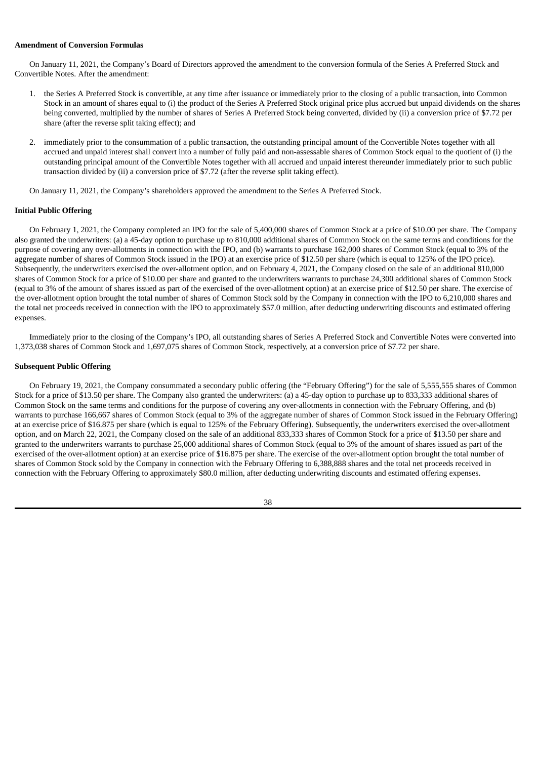**Amendment of Conversion Formulas**

On January 11, 2021, the Company's Board of Directors approved the amendment to the conversion formula of the Series A Preferred Stock and Convertible Notes. After the amendment:

1. the Series A Preferred Stock is convertible, at any time after issuance or immediately prior to the closing of a public transaction, into Common Stock in an amount of shares equal to (i) the product of the Series A Preferred Stock original price plus accrued but unpaid dividends on the shares being converted, multiplied by the number of shares of Series A Preferred Stock being converted, divided by (ii) a conversion price of $7.72 per share (after the reverse split taking effect); and

2. immediately prior to the consummation of a public transaction, the outstanding principal amount of the Convertible Notes together with all accrued and unpaid interest shall convert into a number of fully paid and non-assessable shares of Common Stock equal to the quotient of (i) the outstanding principal amount of the Convertible Notes together with all accrued and unpaid interest thereunder immediately prior to such public transaction divided by (ii) a conversion price of $7.72 (after the reverse split taking effect).

On January 11, 2021, the Company's shareholders approved the amendment to the Series A Preferred Stock.

**Initial Public Offering**

On February 1, 2021, the Company completed an IPO for the sale of 5,400,000 shares of Common Stock at a price of $10.00 per share. The Company also granted the underwriters: (a) a 45-day option to purchase up to 810,000 additional shares of Common Stock on the same terms and conditions for the purpose of covering any over-allotments in connection with the IPO, and (b) warrants to purchase 162,000 shares of Common Stock (equal to 3% of the aggregate number of shares of Common Stock issued in the IPO) at an exercise price of $12.50 per share (which is equal to 125% of the IPO price). Subsequently, the underwriters exercised the over-allotment option, and on February 4, 2021, the Company closed on the sale of an additional 810,000 shares of Common Stock for a price of $10.00 per share and granted to the underwriters warrants to purchase 24,300 additional shares of Common Stock (equal to 3% of the amount of shares issued as part of the exercised of the over-allotment option) at an exercise price of $12.50 per share. The exercise of the over-allotment option brought the total number of shares of Common Stock sold by the Company in connection with the IPO to 6,210,000 shares and the total net proceeds received in connection with the IPO to approximately $57.0 million, after deducting underwriting discounts and estimated offering expenses.

Immediately prior to the closing of the Company's IPO, all outstanding shares of Series A Preferred Stock and Convertible Notes were converted into 1,373,038 shares of Common Stock and 1,697,075 shares of Common Stock, respectively, at a conversion price of $7.72 per share.

**Subsequent Public Offering**

On February 19, 2021, the Company consummated a secondary public offering (the "February Offering") for the sale of 5,555,555 shares of Common Stock for a price of $13.50 per share. The Company also granted the underwriters: (a) a 45-day option to purchase up to 833,333 additional shares of Common Stock on the same terms and conditions for the purpose of covering any over-allotments in connection with the February Offering, and (b) warrants to purchase 166,667 shares of Common Stock (equal to 3% of the aggregate number of shares of Common Stock issued in the February Offering) at an exercise price of $16.875 per share (which is equal to 125% of the February Offering). Subsequently, the underwriters exercised the over-allotment option, and on March 22, 2021, the Company closed on the sale of an additional 833,333 shares of Common Stock for a price of $13.50 per share and granted to the underwriters warrants to purchase 25,000 additional shares of Common Stock (equal to 3% of the amount of shares issued as part of the exercised of the over-allotment option) at an exercise price of $16.875 per share. The exercise of the over-allotment option brought the total number of shares of Common Stock sold by the Company in connection with the February Offering to 6,388,888 shares and the total net proceeds received in connection with the February Offering to approximately $80.0 million, after deducting underwriting discounts and estimated offering expenses.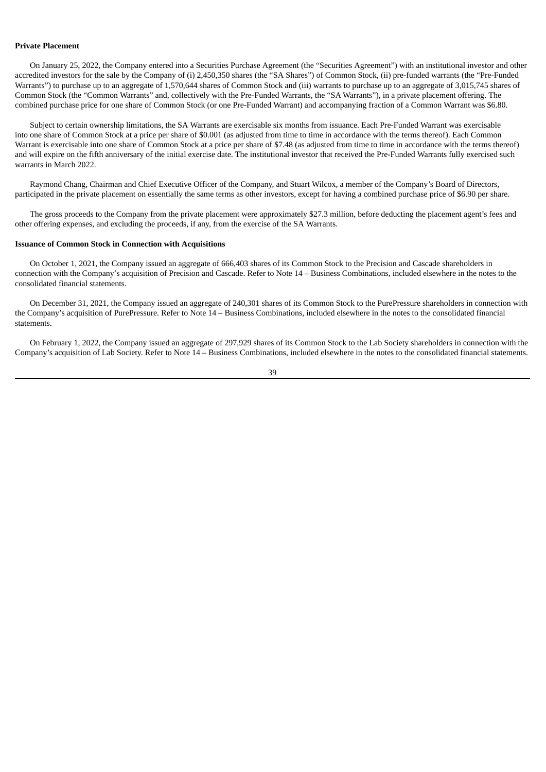**Private Placement**

On January 25, 2022, the Company entered into a Securities Purchase Agreement (the "Securities Agreement") with an institutional investor and other accredited investors for the sale by the Company of (i) 2,450,350 shares (the "SA Shares") of Common Stock, (ii) pre-funded warrants (the "Pre-Funded Warrants") to purchase up to an aggregate of 1,570,644 shares of Common Stock and (iii) warrants to purchase up to an aggregate of 3,015,745 shares of Common Stock (the "Common Warrants" and, collectively with the Pre-Funded Warrants, the "SA Warrants"), in a private placement offering. The combined purchase price for one share of Common Stock (or one Pre-Funded Warrant) and accompanying fraction of a Common Warrant was $6.80.

Subject to certain ownership limitations, the SA Warrants are exercisable six months from issuance. Each Pre-Funded Warrant was exercisable into one share of Common Stock at a price per share of $0.001 (as adjusted from time to time in accordance with the terms thereof). Each Common Warrant is exercisable into one share of Common Stock at a price per share of $7.48 (as adjusted from time to time in accordance with the terms thereof) and will expire on the fifth anniversary of the initial exercise date. The institutional investor that received the Pre-Funded Warrants fully exercised such warrants in March 2022.

Raymond Chang, Chairman and Chief Executive Officer of the Company, and Stuart Wilcox, a member of the Company's Board of Directors, participated in the private placement on essentially the same terms as other investors, except for having a combined purchase price of $6.90 per share.

The gross proceeds to the Company from the private placement were approximately $27.3 million, before deducting the placement agent's fees and other offering expenses, and excluding the proceeds, if any, from the exercise of the SA Warrants.

**Issuance of Common Stock in Connection with Acquisitions**

On October 1, 2021, the Company issued an aggregate of 666,403 shares of its Common Stock to the Precision and Cascade shareholders in connection with the Company's acquisition of Precision and Cascade. Refer to Note 14 – Business Combinations, included elsewhere in the notes to the consolidated financial statements.

On December 31, 2021, the Company issued an aggregate of 240,301 shares of its Common Stock to the PurePressure shareholders in connection with the Company's acquisition of PurePressure. Refer to Note 14 – Business Combinations, included elsewhere in the notes to the consolidated financial statements.

On February 1, 2022, the Company issued an aggregate of 297,929 shares of its Common Stock to the Lab Society shareholders in connection with the Company's acquisition of Lab Society. Refer to Note 14 – Business Combinations, included elsewhere in the notes to the consolidated financial statements.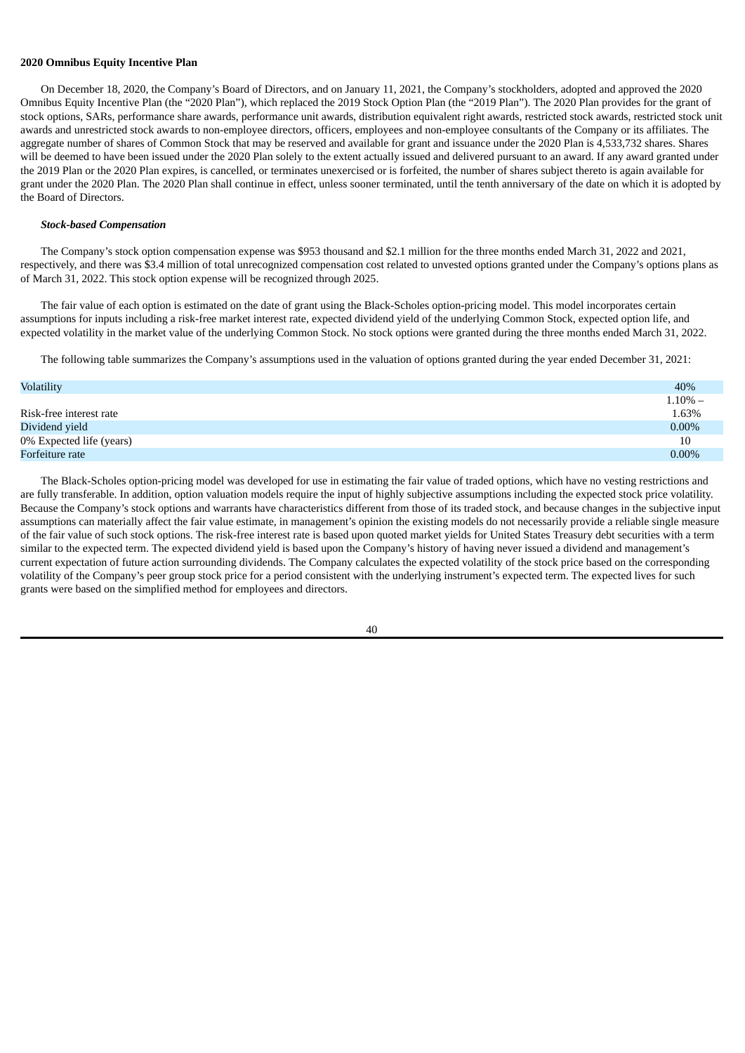**2020 Omnibus Equity Incentive Plan**

On December 18, 2020, the Company's Board of Directors, and on January 11, 2021, the Company's stockholders, adopted and approved the 2020 Omnibus Equity Incentive Plan (the "2020 Plan"), which replaced the 2019 Stock Option Plan (the "2019 Plan"). The 2020 Plan provides for the grant of stock options, SARs, performance share awards, performance unit awards, distribution equivalent right awards, restricted stock awards, restricted stock unit awards and unrestricted stock awards to non-employee directors, officers, employees and non-employee consultants of the Company or its affiliates. The aggregate number of shares of Common Stock that may be reserved and available for grant and issuance under the 2020 Plan is 4,533,732 shares. Shares will be deemed to have been issued under the 2020 Plan solely to the extent actually issued and delivered pursuant to an award. If any award granted under the 2019 Plan or the 2020 Plan expires, is cancelled, or terminates unexercised or is forfeited, the number of shares subject thereto is again available for grant under the 2020 Plan. The 2020 Plan shall continue in effect, unless sooner terminated, until the tenth anniversary of the date on which it is adopted by the Board of Directors.

***Stock-based Compensation***

The Company's stock option compensation expense was $953 thousand and $2.1 million for the three months ended March 31, 2022 and 2021, respectively, and there was $3.4 million of total unrecognized compensation cost related to unvested options granted under the Company's options plans as of March 31, 2022. This stock option expense will be recognized through 2025.

The fair value of each option is estimated on the date of grant using the Black-Scholes option-pricing model. This model incorporates certain assumptions for inputs including a risk-free market interest rate, expected dividend yield of the underlying Common Stock, expected option life, and expected volatility in the market value of the underlying Common Stock. No stock options were granted during the three months ended March 31, 2022.

The following table summarizes the Company's assumptions used in the valuation of options granted during the year ended December 31, 2021:

| | |
|---|---|
| Volatility | 40% |
| Risk-free interest rate | 1.10% – 1.63% |
| Dividend yield | 0.00% |
| 0% Expected life (years) | 10 |
| Forfeiture rate | 0.00% |

The Black-Scholes option-pricing model was developed for use in estimating the fair value of traded options, which have no vesting restrictions and are fully transferable. In addition, option valuation models require the input of highly subjective assumptions including the expected stock price volatility. Because the Company's stock options and warrants have characteristics different from those of its traded stock, and because changes in the subjective input assumptions can materially affect the fair value estimate, in management's opinion the existing models do not necessarily provide a reliable single measure of the fair value of such stock options. The risk-free interest rate is based upon quoted market yields for United States Treasury debt securities with a term similar to the expected term. The expected dividend yield is based upon the Company's history of having never issued a dividend and management's current expectation of future action surrounding dividends. The Company calculates the expected volatility of the stock price based on the corresponding volatility of the Company's peer group stock price for a period consistent with the underlying instrument's expected term. The expected lives for such grants were based on the simplified method for employees and directors.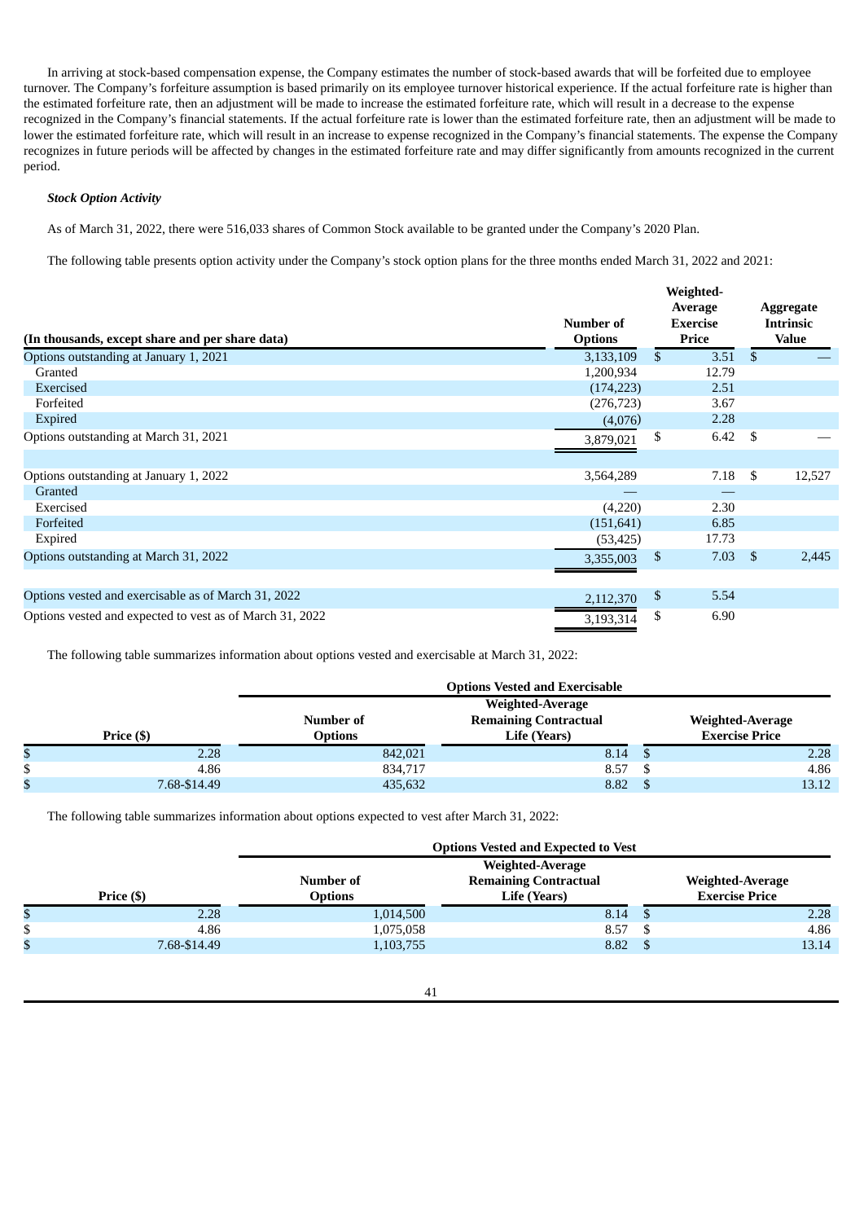In arriving at stock-based compensation expense, the Company estimates the number of stock-based awards that will be forfeited due to employee turnover. The Company's forfeiture assumption is based primarily on its employee turnover historical experience. If the actual forfeiture rate is higher than the estimated forfeiture rate, then an adjustment will be made to increase the estimated forfeiture rate, which will result in a decrease to the expense recognized in the Company's financial statements. If the actual forfeiture rate is lower than the estimated forfeiture rate, then an adjustment will be made to lower the estimated forfeiture rate, which will result in an increase to expense recognized in the Company's financial statements. The expense the Company recognizes in future periods will be affected by changes in the estimated forfeiture rate and may differ significantly from amounts recognized in the current period.

***Stock Option Activity***

As of March 31, 2022, there were 516,033 shares of Common Stock available to be granted under the Company's 2020 Plan.

The following table presents option activity under the Company's stock option plans for the three months ended March 31, 2022 and 2021:

| (In thousands, except share and per share data) | Number of Options | Weighted-Average Exercise Price | Aggregate Intrinsic Value |
|---|---|---|---|
| Options outstanding at January 1, 2021 | 3,133,109 | $ 3.51 | $ — |
| Granted | 1,200,934 | 12.79 | |
| Exercised | (174,223) | 2.51 | |
| Forfeited | (276,723) | 3.67 | |
| Expired | (4,076) | 2.28 | |
| Options outstanding at March 31, 2021 | 3,879,021 | $ 6.42 | $ — |
| | | | |
| Options outstanding at January 1, 2022 | 3,564,289 | 7.18 | $ 12,527 |
| Granted | — | — | |
| Exercised | (4,220) | 2.30 | |
| Forfeited | (151,641) | 6.85 | |
| Expired | (53,425) | 17.73 | |
| Options outstanding at March 31, 2022 | 3,355,003 | $ 7.03 | $ 2,445 |
| | | | |
| Options vested and exercisable as of March 31, 2022 | 2,112,370 | $ 5.54 | |
| Options vested and expected to vest as of March 31, 2022 | 3,193,314 | $ 6.90 | |

The following table summarizes information about options vested and exercisable at March 31, 2022:

| | Options Vested and Exercisable | | |
|---|---|---|---|
| Price ($) | Number of Options | Weighted-Average Remaining Contractual Life (Years) | Weighted-Average Exercise Price |
| $ 2.28 | 842,021 | 8.14 | $ 2.28 |
| $ 4.86 | 834,717 | 8.57 | $ 4.86 |
| $ 7.68-$14.49 | 435,632 | 8.82 | $ 13.12 |

The following table summarizes information about options expected to vest after March 31, 2022:

| | Options Vested and Expected to Vest | | |
|---|---|---|---|
| Price ($) | Number of Options | Weighted-Average Remaining Contractual Life (Years) | Weighted-Average Exercise Price |
| $ 2.28 | 1,014,500 | 8.14 | $ 2.28 |
| $ 4.86 | 1,075,058 | 8.57 | $ 4.86 |
| $ 7.68-$14.49 | 1,103,755 | 8.82 | $ 13.14 |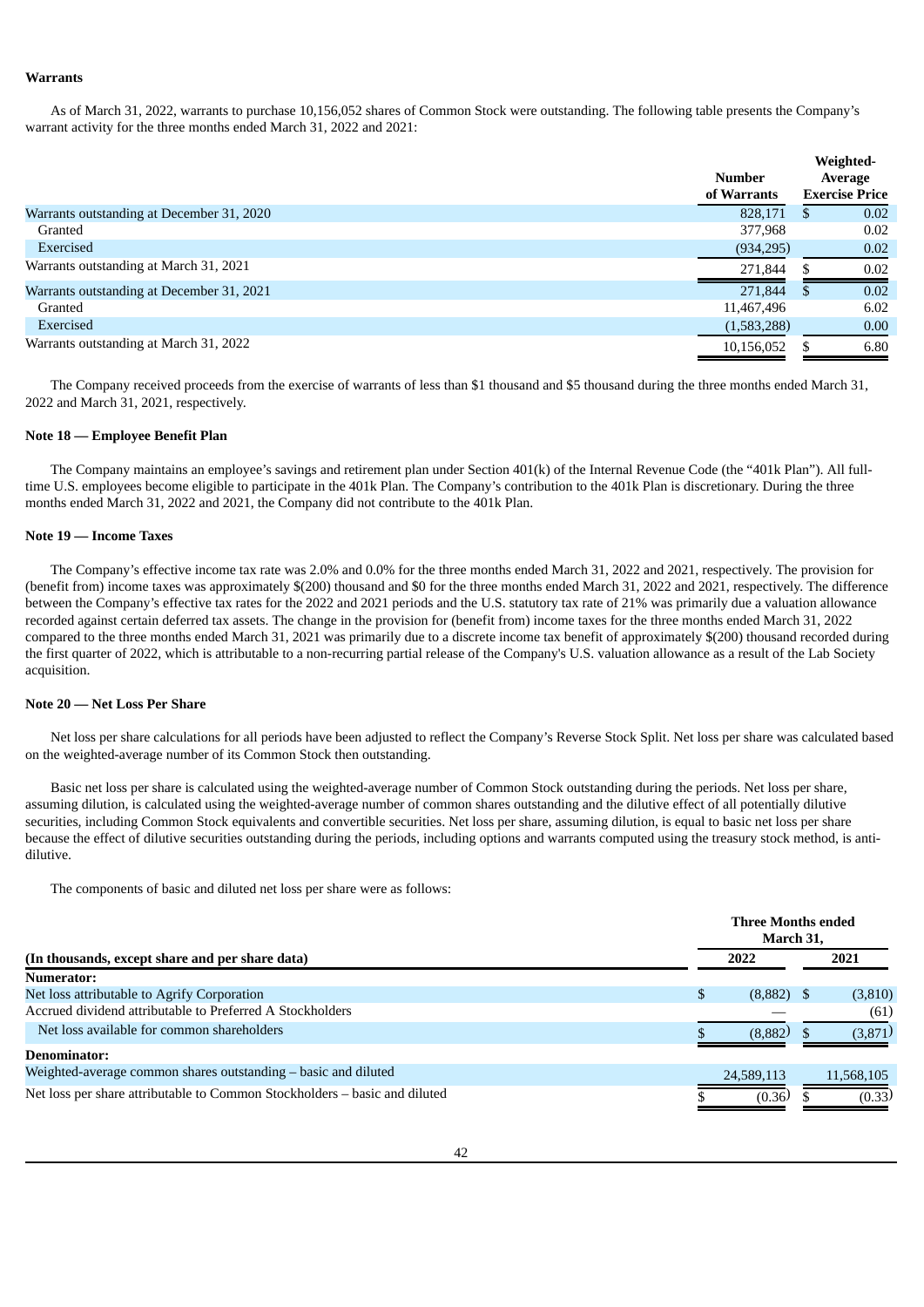**Warrants**

As of March 31, 2022, warrants to purchase 10,156,052 shares of Common Stock were outstanding. The following table presents the Company's warrant activity for the three months ended March 31, 2022 and 2021:

| | Number of Warrants | Weighted-Average Exercise Price |
|---|---|---|
| Warrants outstanding at December 31, 2020 | 828,171 | $ 0.02 |
| Granted | 377,968 | 0.02 |
| Exercised | (934,295) | 0.02 |
| Warrants outstanding at March 31, 2021 | 271,844 | $ 0.02 |
| Warrants outstanding at December 31, 2021 | 271,844 | $ 0.02 |
| Granted | 11,467,496 | 6.02 |
| Exercised | (1,583,288) | 0.00 |
| Warrants outstanding at March 31, 2022 | 10,156,052 | $ 6.80 |

The Company received proceeds from the exercise of warrants of less than $1 thousand and $5 thousand during the three months ended March 31, 2022 and March 31, 2021, respectively.

**Note 18 — Employee Benefit Plan**

The Company maintains an employee's savings and retirement plan under Section 401(k) of the Internal Revenue Code (the "401k Plan"). All full-time U.S. employees become eligible to participate in the 401k Plan. The Company's contribution to the 401k Plan is discretionary. During the three months ended March 31, 2022 and 2021, the Company did not contribute to the 401k Plan.

**Note 19 — Income Taxes**

The Company's effective income tax rate was 2.0% and 0.0% for the three months ended March 31, 2022 and 2021, respectively. The provision for (benefit from) income taxes was approximately $(200) thousand and $0 for the three months ended March 31, 2022 and 2021, respectively. The difference between the Company's effective tax rates for the 2022 and 2021 periods and the U.S. statutory tax rate of 21% was primarily due a valuation allowance recorded against certain deferred tax assets. The change in the provision for (benefit from) income taxes for the three months ended March 31, 2022 compared to the three months ended March 31, 2021 was primarily due to a discrete income tax benefit of approximately $(200) thousand recorded during the first quarter of 2022, which is attributable to a non-recurring partial release of the Company's U.S. valuation allowance as a result of the Lab Society acquisition.

**Note 20 — Net Loss Per Share**

Net loss per share calculations for all periods have been adjusted to reflect the Company's Reverse Stock Split. Net loss per share was calculated based on the weighted-average number of its Common Stock then outstanding.

Basic net loss per share is calculated using the weighted-average number of Common Stock outstanding during the periods. Net loss per share, assuming dilution, is calculated using the weighted-average number of common shares outstanding and the dilutive effect of all potentially dilutive securities, including Common Stock equivalents and convertible securities. Net loss per share, assuming dilution, is equal to basic net loss per share because the effect of dilutive securities outstanding during the periods, including options and warrants computed using the treasury stock method, is anti-dilutive.

The components of basic and diluted net loss per share were as follows:

| (In thousands, except share and per share data) | Three Months ended March 31, 2022 | Three Months ended March 31, 2021 |
|---|---|---|
| **Numerator:** | | |
| Net loss attributable to Agrify Corporation | $ (8,882) | $ (3,810) |
| Accrued dividend attributable to Preferred A Stockholders | — | (61) |
| Net loss available for common shareholders | $ (8,882) | $ (3,871) |
| **Denominator:** | | |
| Weighted-average common shares outstanding – basic and diluted | 24,589,113 | 11,568,105 |
| Net loss per share attributable to Common Stockholders – basic and diluted | $ (0.36) | $ (0.33) |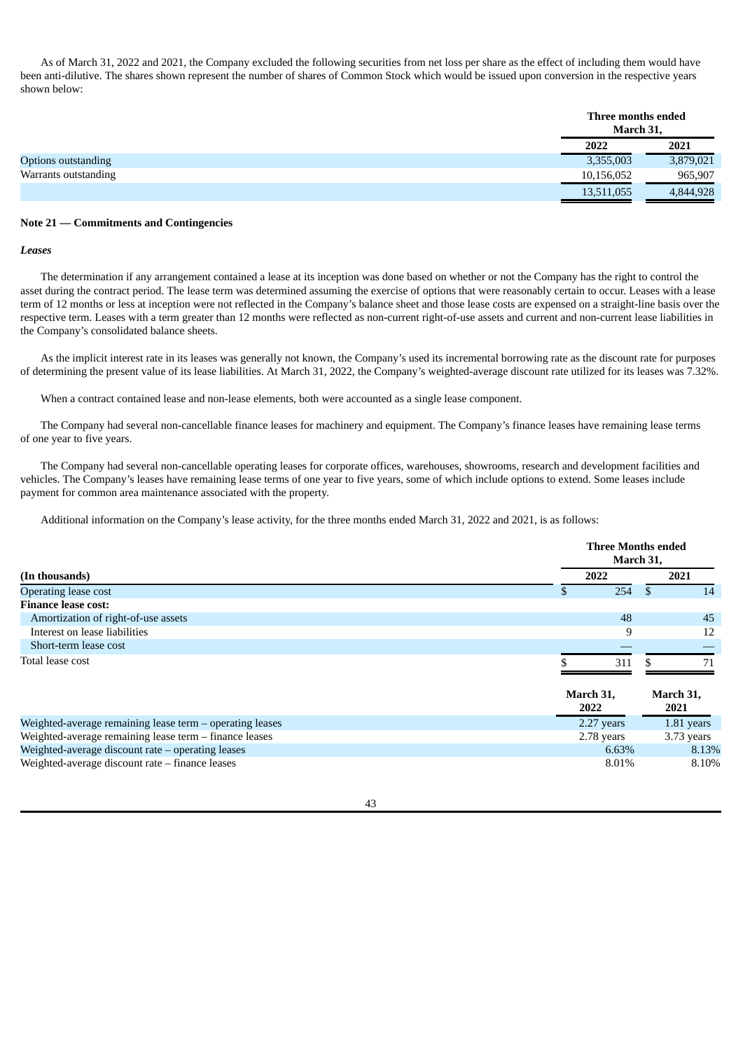As of March 31, 2022 and 2021, the Company excluded the following securities from net loss per share as the effect of including them would have been anti-dilutive. The shares shown represent the number of shares of Common Stock which would be issued upon conversion in the respective years shown below:

| | Three months ended March 31, | |
|---|---|---|
| | 2022 | 2021 |
| Options outstanding | 3,355,003 | 3,879,021 |
| Warrants outstanding | 10,156,052 | 965,907 |
| | 13,511,055 | 4,844,928 |

**Note 21 — Commitments and Contingencies**

***Leases***

The determination if any arrangement contained a lease at its inception was done based on whether or not the Company has the right to control the asset during the contract period. The lease term was determined assuming the exercise of options that were reasonably certain to occur. Leases with a lease term of 12 months or less at inception were not reflected in the Company's balance sheet and those lease costs are expensed on a straight-line basis over the respective term. Leases with a term greater than 12 months were reflected as non-current right-of-use assets and current and non-current lease liabilities in the Company's consolidated balance sheets.

As the implicit interest rate in its leases was generally not known, the Company's used its incremental borrowing rate as the discount rate for purposes of determining the present value of its lease liabilities. At March 31, 2022, the Company's weighted-average discount rate utilized for its leases was 7.32%.

When a contract contained lease and non-lease elements, both were accounted as a single lease component.

The Company had several non-cancellable finance leases for machinery and equipment. The Company's finance leases have remaining lease terms of one year to five years.

The Company had several non-cancellable operating leases for corporate offices, warehouses, showrooms, research and development facilities and vehicles. The Company's leases have remaining lease terms of one year to five years, some of which include options to extend. Some leases include payment for common area maintenance associated with the property.

Additional information on the Company's lease activity, for the three months ended March 31, 2022 and 2021, is as follows:

| | Three Months ended March 31, | |
|---|---|---|
| **(In thousands)** | **2022** | **2021** |
| Operating lease cost | $ 254 | $ 14 |
| **Finance lease cost:** | | |
| Amortization of right-of-use assets | 48 | 45 |
| Interest on lease liabilities | 9 | 12 |
| Short-term lease cost | — | — |
| Total lease cost | $ 311 | $ 71 |

| | March 31, 2022 | March 31, 2021 |
|---|---|---|
| Weighted-average remaining lease term – operating leases | 2.27 years | 1.81 years |
| Weighted-average remaining lease term – finance leases | 2.78 years | 3.73 years |
| Weighted-average discount rate – operating leases | 6.63% | 8.13% |
| Weighted-average discount rate – finance leases | 8.01% | 8.10% |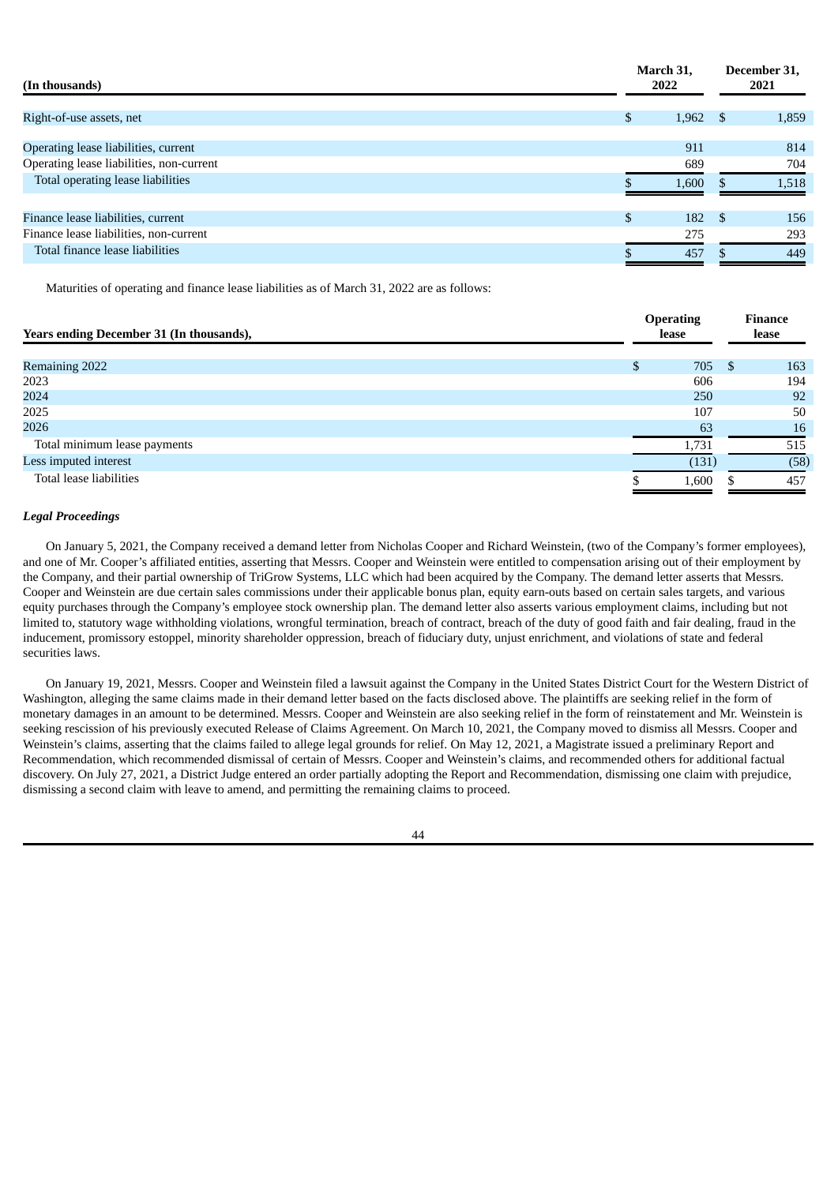| (In thousands) | March 31, 2022 | December 31, 2021 |
|---|---|---|
| Right-of-use assets, net | $ 1,962 | $ 1,859 |
| Operating lease liabilities, current | 911 | 814 |
| Operating lease liabilities, non-current | 689 | 704 |
| Total operating lease liabilities | $ 1,600 | $ 1,518 |
| Finance lease liabilities, current | $ 182 | $ 156 |
| Finance lease liabilities, non-current | 275 | 293 |
| Total finance lease liabilities | $ 457 | $ 449 |

Maturities of operating and finance lease liabilities as of March 31, 2022 are as follows:

| Years ending December 31 (In thousands), | Operating lease | Finance lease |
|---|---|---|
| Remaining 2022 | $ 705 | $ 163 |
| 2023 | 606 | 194 |
| 2024 | 250 | 92 |
| 2025 | 107 | 50 |
| 2026 | 63 | 16 |
| Total minimum lease payments | 1,731 | 515 |
| Less imputed interest | (131) | (58) |
| Total lease liabilities | $ 1,600 | $ 457 |

***Legal Proceedings***

On January 5, 2021, the Company received a demand letter from Nicholas Cooper and Richard Weinstein, (two of the Company's former employees), and one of Mr. Cooper's affiliated entities, asserting that Messrs. Cooper and Weinstein were entitled to compensation arising out of their employment by the Company, and their partial ownership of TriGrow Systems, LLC which had been acquired by the Company. The demand letter asserts that Messrs. Cooper and Weinstein are due certain sales commissions under their applicable bonus plan, equity earn-outs based on certain sales targets, and various equity purchases through the Company's employee stock ownership plan. The demand letter also asserts various employment claims, including but not limited to, statutory wage withholding violations, wrongful termination, breach of contract, breach of the duty of good faith and fair dealing, fraud in the inducement, promissory estoppel, minority shareholder oppression, breach of fiduciary duty, unjust enrichment, and violations of state and federal securities laws.

On January 19, 2021, Messrs. Cooper and Weinstein filed a lawsuit against the Company in the United States District Court for the Western District of Washington, alleging the same claims made in their demand letter based on the facts disclosed above. The plaintiffs are seeking relief in the form of monetary damages in an amount to be determined. Messrs. Cooper and Weinstein are also seeking relief in the form of reinstatement and Mr. Weinstein is seeking rescission of his previously executed Release of Claims Agreement. On March 10, 2021, the Company moved to dismiss all Messrs. Cooper and Weinstein's claims, asserting that the claims failed to allege legal grounds for relief. On May 12, 2021, a Magistrate issued a preliminary Report and Recommendation, which recommended dismissal of certain of Messrs. Cooper and Weinstein's claims, and recommended others for additional factual discovery. On July 27, 2021, a District Judge entered an order partially adopting the Report and Recommendation, dismissing one claim with prejudice, dismissing a second claim with leave to amend, and permitting the remaining claims to proceed.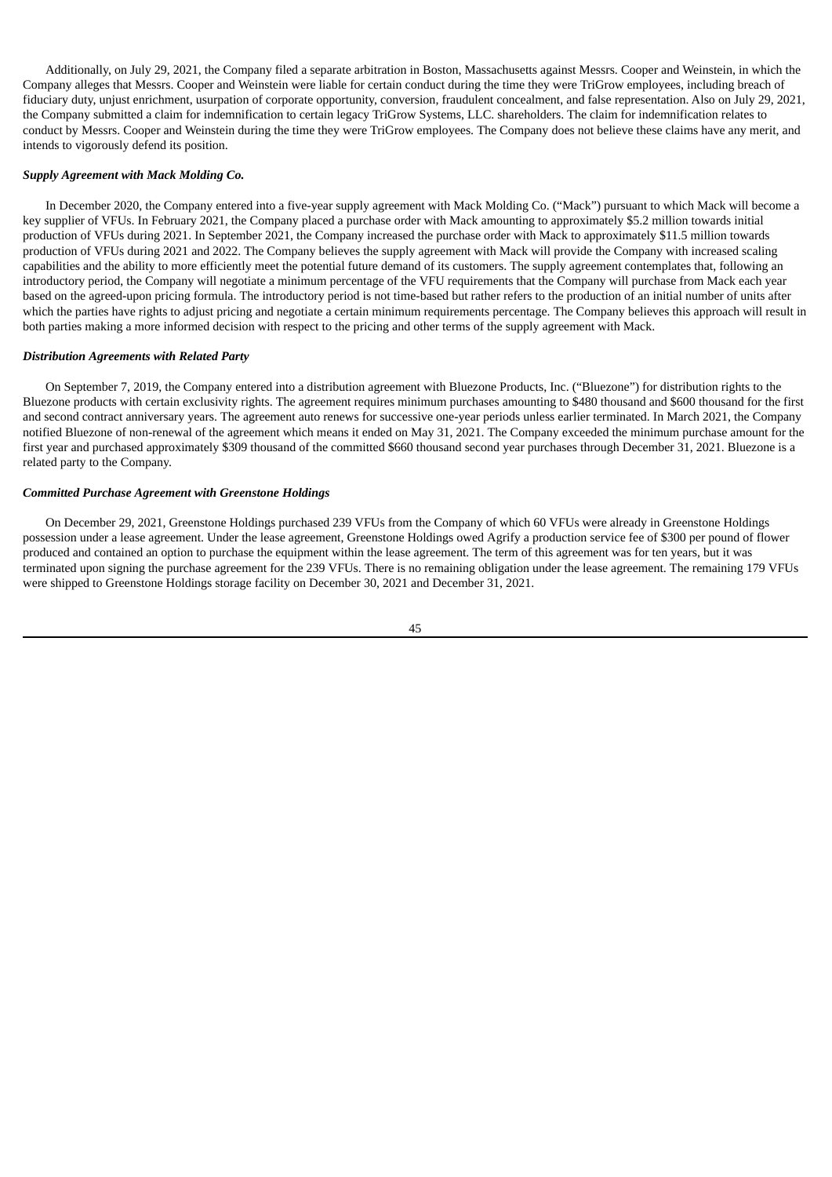Additionally, on July 29, 2021, the Company filed a separate arbitration in Boston, Massachusetts against Messrs. Cooper and Weinstein, in which the Company alleges that Messrs. Cooper and Weinstein were liable for certain conduct during the time they were TriGrow employees, including breach of fiduciary duty, unjust enrichment, usurpation of corporate opportunity, conversion, fraudulent concealment, and false representation. Also on July 29, 2021, the Company submitted a claim for indemnification to certain legacy TriGrow Systems, LLC. shareholders. The claim for indemnification relates to conduct by Messrs. Cooper and Weinstein during the time they were TriGrow employees. The Company does not believe these claims have any merit, and intends to vigorously defend its position.

***Supply Agreement with Mack Molding Co.***

In December 2020, the Company entered into a five-year supply agreement with Mack Molding Co. ("Mack") pursuant to which Mack will become a key supplier of VFUs. In February 2021, the Company placed a purchase order with Mack amounting to approximately $5.2 million towards initial production of VFUs during 2021. In September 2021, the Company increased the purchase order with Mack to approximately $11.5 million towards production of VFUs during 2021 and 2022. The Company believes the supply agreement with Mack will provide the Company with increased scaling capabilities and the ability to more efficiently meet the potential future demand of its customers. The supply agreement contemplates that, following an introductory period, the Company will negotiate a minimum percentage of the VFU requirements that the Company will purchase from Mack each year based on the agreed-upon pricing formula. The introductory period is not time-based but rather refers to the production of an initial number of units after which the parties have rights to adjust pricing and negotiate a certain minimum requirements percentage. The Company believes this approach will result in both parties making a more informed decision with respect to the pricing and other terms of the supply agreement with Mack.

***Distribution Agreements with Related Party***

On September 7, 2019, the Company entered into a distribution agreement with Bluezone Products, Inc. ("Bluezone") for distribution rights to the Bluezone products with certain exclusivity rights. The agreement requires minimum purchases amounting to $480 thousand and $600 thousand for the first and second contract anniversary years. The agreement auto renews for successive one-year periods unless earlier terminated. In March 2021, the Company notified Bluezone of non-renewal of the agreement which means it ended on May 31, 2021. The Company exceeded the minimum purchase amount for the first year and purchased approximately $309 thousand of the committed $660 thousand second year purchases through December 31, 2021. Bluezone is a related party to the Company.

***Committed Purchase Agreement with Greenstone Holdings***

On December 29, 2021, Greenstone Holdings purchased 239 VFUs from the Company of which 60 VFUs were already in Greenstone Holdings possession under a lease agreement. Under the lease agreement, Greenstone Holdings owed Agrify a production service fee of $300 per pound of flower produced and contained an option to purchase the equipment within the lease agreement. The term of this agreement was for ten years, but it was terminated upon signing the purchase agreement for the 239 VFUs. There is no remaining obligation under the lease agreement. The remaining 179 VFUs were shipped to Greenstone Holdings storage facility on December 30, 2021 and December 31, 2021.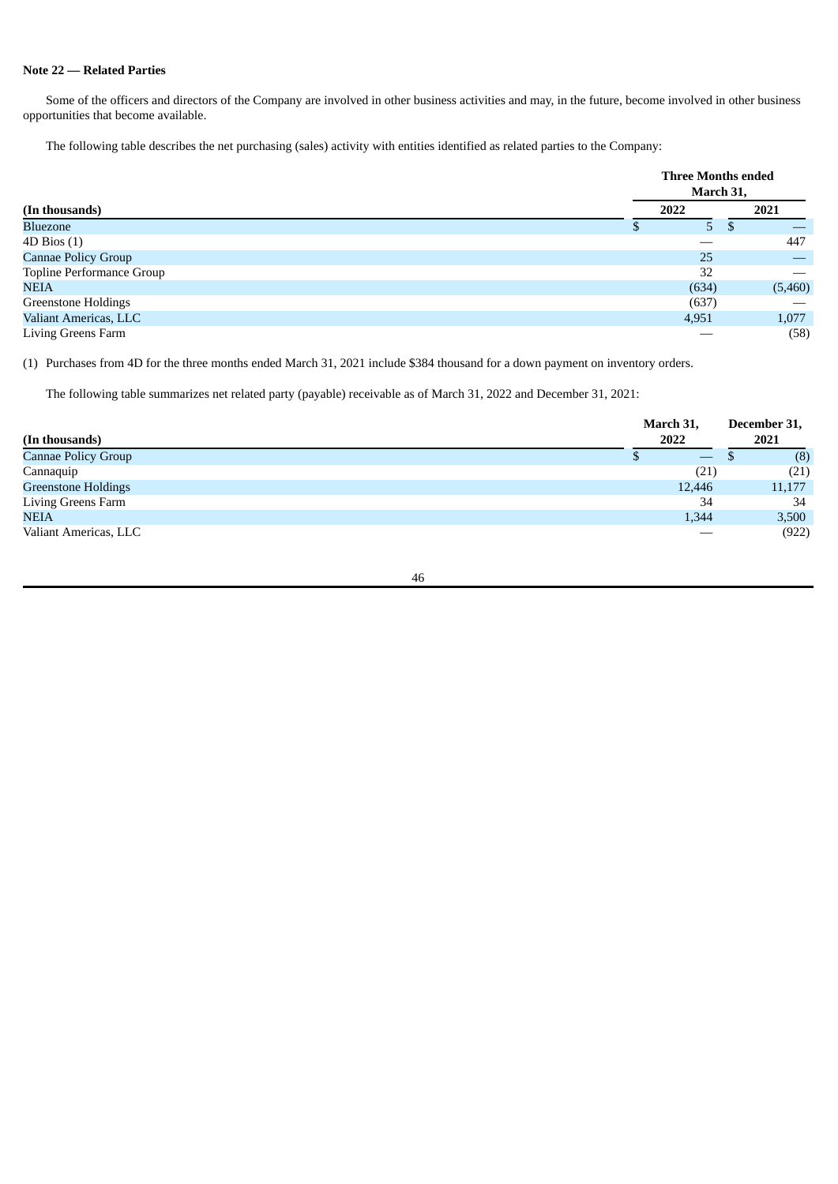**Note 22 — Related Parties**

Some of the officers and directors of the Company are involved in other business activities and may, in the future, become involved in other business opportunities that become available.

The following table describes the net purchasing (sales) activity with entities identified as related parties to the Company:

| (In thousands) | Three Months ended March 31, 2022 | Three Months ended March 31, 2021 |
|---|---|---|
| Bluezone | $ 5 | $ — |
| 4D Bios (1) | — | 447 |
| Cannae Policy Group | 25 | — |
| Topline Performance Group | 32 | — |
| NEIA | (634) | (5,460) |
| Greenstone Holdings | (637) | — |
| Valiant Americas, LLC | 4,951 | 1,077 |
| Living Greens Farm | — | (58) |

(1) Purchases from 4D for the three months ended March 31, 2021 include $384 thousand for a down payment on inventory orders.

The following table summarizes net related party (payable) receivable as of March 31, 2022 and December 31, 2021:

| (In thousands) | March 31, 2022 | December 31, 2021 |
|---|---|---|
| Cannae Policy Group | $ — | $ (8) |
| Cannaquip | (21) | (21) |
| Greenstone Holdings | 12,446 | 11,177 |
| Living Greens Farm | 34 | 34 |
| NEIA | 1,344 | 3,500 |
| Valiant Americas, LLC | — | (922) |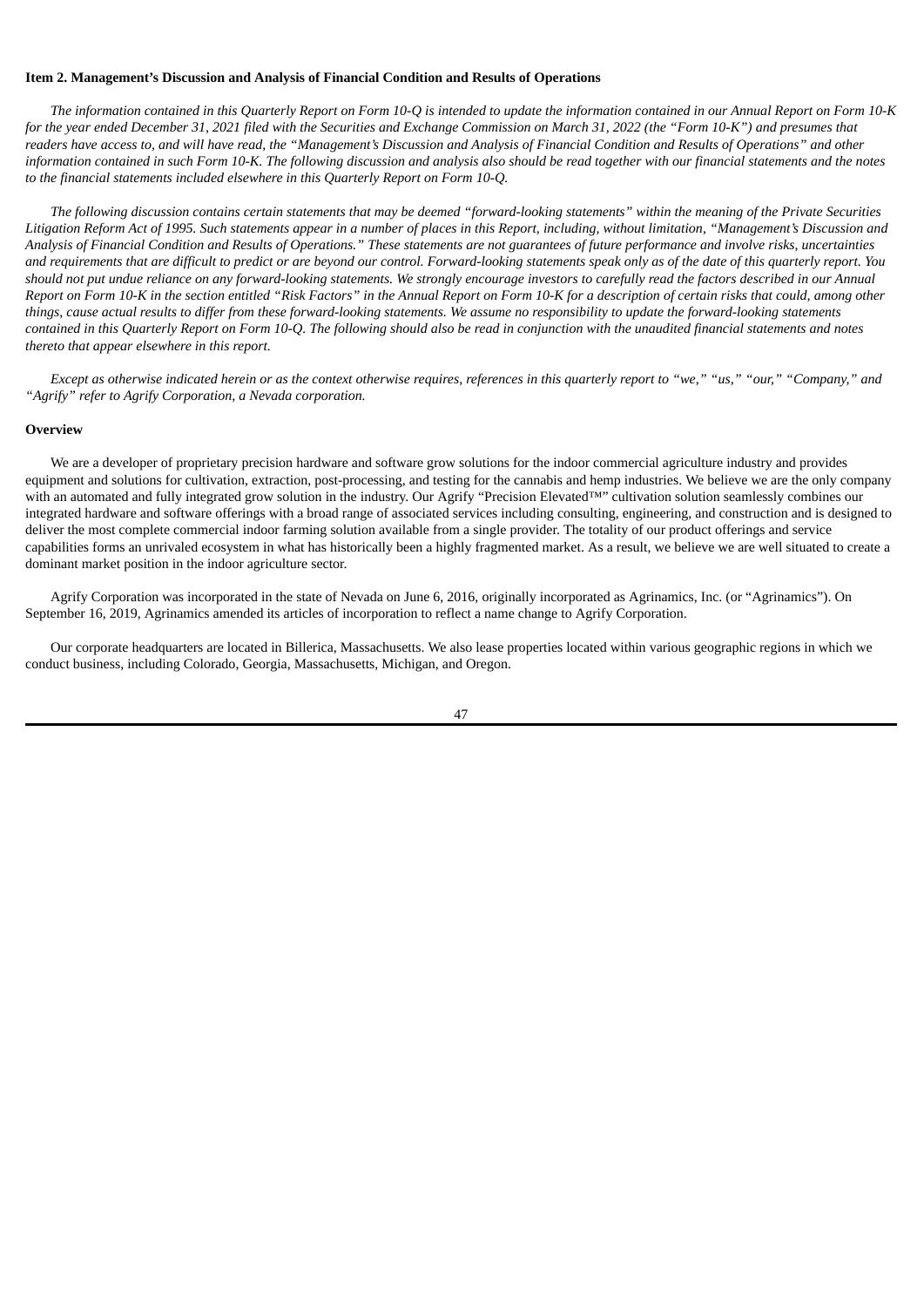**Item 2. Management's Discussion and Analysis of Financial Condition and Results of Operations**

*The information contained in this Quarterly Report on Form 10-Q is intended to update the information contained in our Annual Report on Form 10-K for the year ended December 31, 2021 filed with the Securities and Exchange Commission on March 31, 2022 (the "Form 10-K") and presumes that readers have access to, and will have read, the "Management's Discussion and Analysis of Financial Condition and Results of Operations" and other information contained in such Form 10-K. The following discussion and analysis also should be read together with our financial statements and the notes to the financial statements included elsewhere in this Quarterly Report on Form 10-Q.*

*The following discussion contains certain statements that may be deemed "forward-looking statements" within the meaning of the Private Securities Litigation Reform Act of 1995. Such statements appear in a number of places in this Report, including, without limitation, "Management's Discussion and Analysis of Financial Condition and Results of Operations." These statements are not guarantees of future performance and involve risks, uncertainties and requirements that are difficult to predict or are beyond our control. Forward-looking statements speak only as of the date of this quarterly report. You should not put undue reliance on any forward-looking statements. We strongly encourage investors to carefully read the factors described in our Annual Report on Form 10-K in the section entitled "Risk Factors" in the Annual Report on Form 10-K for a description of certain risks that could, among other things, cause actual results to differ from these forward-looking statements. We assume no responsibility to update the forward-looking statements contained in this Quarterly Report on Form 10-Q. The following should also be read in conjunction with the unaudited financial statements and notes thereto that appear elsewhere in this report.*

*Except as otherwise indicated herein or as the context otherwise requires, references in this quarterly report to "we," "us," "our," "Company," and "Agrify" refer to Agrify Corporation, a Nevada corporation.*

**Overview**

We are a developer of proprietary precision hardware and software grow solutions for the indoor commercial agriculture industry and provides equipment and solutions for cultivation, extraction, post-processing, and testing for the cannabis and hemp industries. We believe we are the only company with an automated and fully integrated grow solution in the industry. Our Agrify "Precision Elevated™" cultivation solution seamlessly combines our integrated hardware and software offerings with a broad range of associated services including consulting, engineering, and construction and is designed to deliver the most complete commercial indoor farming solution available from a single provider. The totality of our product offerings and service capabilities forms an unrivaled ecosystem in what has historically been a highly fragmented market. As a result, we believe we are well situated to create a dominant market position in the indoor agriculture sector.

Agrify Corporation was incorporated in the state of Nevada on June 6, 2016, originally incorporated as Agrinamics, Inc. (or "Agrinamics"). On September 16, 2019, Agrinamics amended its articles of incorporation to reflect a name change to Agrify Corporation.

Our corporate headquarters are located in Billerica, Massachusetts. We also lease properties located within various geographic regions in which we conduct business, including Colorado, Georgia, Massachusetts, Michigan, and Oregon.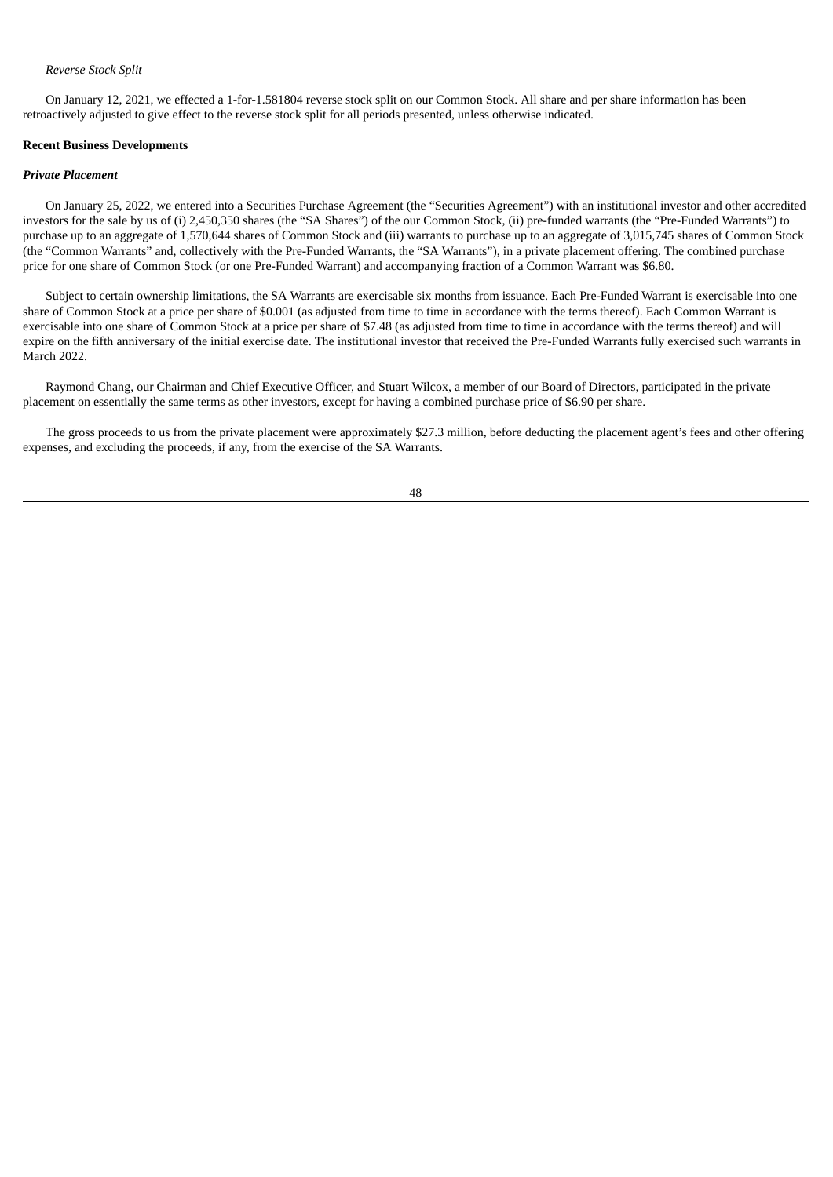*Reverse Stock Split*

On January 12, 2021, we effected a 1-for-1.581804 reverse stock split on our Common Stock. All share and per share information has been retroactively adjusted to give effect to the reverse stock split for all periods presented, unless otherwise indicated.

**Recent Business Developments**

***Private Placement***

On January 25, 2022, we entered into a Securities Purchase Agreement (the "Securities Agreement") with an institutional investor and other accredited investors for the sale by us of (i) 2,450,350 shares (the "SA Shares") of the our Common Stock, (ii) pre-funded warrants (the "Pre-Funded Warrants") to purchase up to an aggregate of 1,570,644 shares of Common Stock and (iii) warrants to purchase up to an aggregate of 3,015,745 shares of Common Stock (the "Common Warrants" and, collectively with the Pre-Funded Warrants, the "SA Warrants"), in a private placement offering. The combined purchase price for one share of Common Stock (or one Pre-Funded Warrant) and accompanying fraction of a Common Warrant was $6.80.

Subject to certain ownership limitations, the SA Warrants are exercisable six months from issuance. Each Pre-Funded Warrant is exercisable into one share of Common Stock at a price per share of $0.001 (as adjusted from time to time in accordance with the terms thereof). Each Common Warrant is exercisable into one share of Common Stock at a price per share of $7.48 (as adjusted from time to time in accordance with the terms thereof) and will expire on the fifth anniversary of the initial exercise date. The institutional investor that received the Pre-Funded Warrants fully exercised such warrants in March 2022.

Raymond Chang, our Chairman and Chief Executive Officer, and Stuart Wilcox, a member of our Board of Directors, participated in the private placement on essentially the same terms as other investors, except for having a combined purchase price of $6.90 per share.

The gross proceeds to us from the private placement were approximately $27.3 million, before deducting the placement agent's fees and other offering expenses, and excluding the proceeds, if any, from the exercise of the SA Warrants.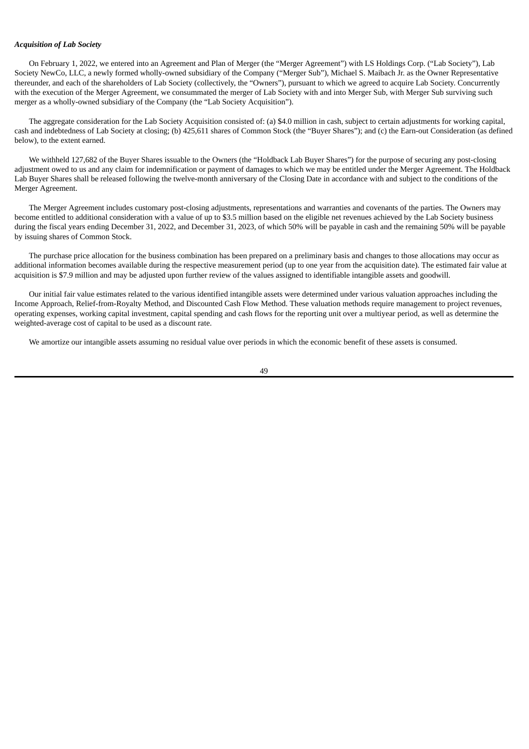***Acquisition of Lab Society***

On February 1, 2022, we entered into an Agreement and Plan of Merger (the "Merger Agreement") with LS Holdings Corp. ("Lab Society"), Lab Society NewCo, LLC, a newly formed wholly-owned subsidiary of the Company ("Merger Sub"), Michael S. Maibach Jr. as the Owner Representative thereunder, and each of the shareholders of Lab Society (collectively, the "Owners"), pursuant to which we agreed to acquire Lab Society. Concurrently with the execution of the Merger Agreement, we consummated the merger of Lab Society with and into Merger Sub, with Merger Sub surviving such merger as a wholly-owned subsidiary of the Company (the "Lab Society Acquisition").

The aggregate consideration for the Lab Society Acquisition consisted of: (a) $4.0 million in cash, subject to certain adjustments for working capital, cash and indebtedness of Lab Society at closing; (b) 425,611 shares of Common Stock (the "Buyer Shares"); and (c) the Earn-out Consideration (as defined below), to the extent earned.

We withheld 127,682 of the Buyer Shares issuable to the Owners (the "Holdback Lab Buyer Shares") for the purpose of securing any post-closing adjustment owed to us and any claim for indemnification or payment of damages to which we may be entitled under the Merger Agreement. The Holdback Lab Buyer Shares shall be released following the twelve-month anniversary of the Closing Date in accordance with and subject to the conditions of the Merger Agreement.

The Merger Agreement includes customary post-closing adjustments, representations and warranties and covenants of the parties. The Owners may become entitled to additional consideration with a value of up to $3.5 million based on the eligible net revenues achieved by the Lab Society business during the fiscal years ending December 31, 2022, and December 31, 2023, of which 50% will be payable in cash and the remaining 50% will be payable by issuing shares of Common Stock.

The purchase price allocation for the business combination has been prepared on a preliminary basis and changes to those allocations may occur as additional information becomes available during the respective measurement period (up to one year from the acquisition date). The estimated fair value at acquisition is $7.9 million and may be adjusted upon further review of the values assigned to identifiable intangible assets and goodwill.

Our initial fair value estimates related to the various identified intangible assets were determined under various valuation approaches including the Income Approach, Relief-from-Royalty Method, and Discounted Cash Flow Method. These valuation methods require management to project revenues, operating expenses, working capital investment, capital spending and cash flows for the reporting unit over a multiyear period, as well as determine the weighted-average cost of capital to be used as a discount rate.

We amortize our intangible assets assuming no residual value over periods in which the economic benefit of these assets is consumed.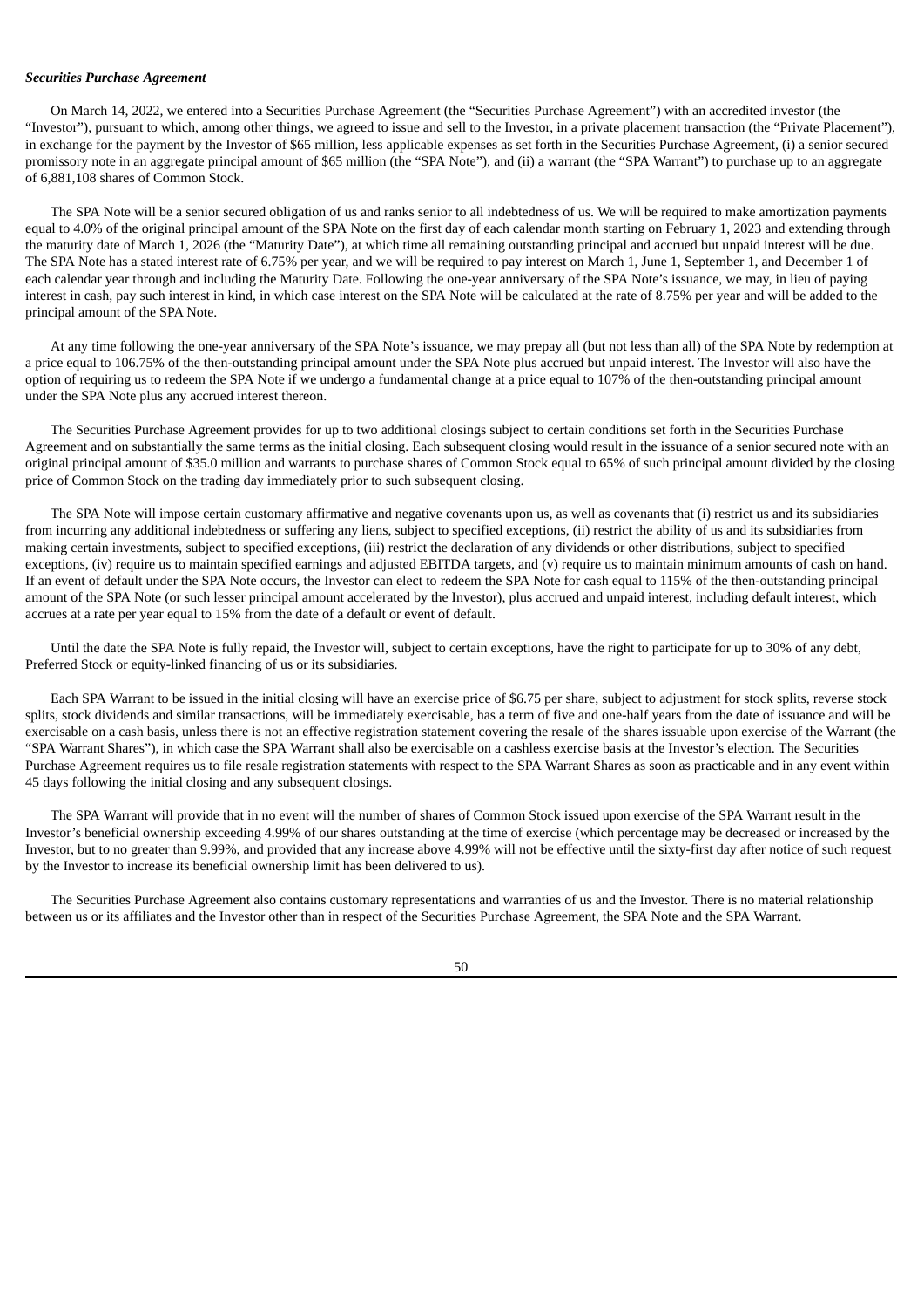***Securities Purchase Agreement***

On March 14, 2022, we entered into a Securities Purchase Agreement (the "Securities Purchase Agreement") with an accredited investor (the "Investor"), pursuant to which, among other things, we agreed to issue and sell to the Investor, in a private placement transaction (the "Private Placement"), in exchange for the payment by the Investor of $65 million, less applicable expenses as set forth in the Securities Purchase Agreement, (i) a senior secured promissory note in an aggregate principal amount of $65 million (the "SPA Note"), and (ii) a warrant (the "SPA Warrant") to purchase up to an aggregate of 6,881,108 shares of Common Stock.

The SPA Note will be a senior secured obligation of us and ranks senior to all indebtedness of us. We will be required to make amortization payments equal to 4.0% of the original principal amount of the SPA Note on the first day of each calendar month starting on February 1, 2023 and extending through the maturity date of March 1, 2026 (the "Maturity Date"), at which time all remaining outstanding principal and accrued but unpaid interest will be due. The SPA Note has a stated interest rate of 6.75% per year, and we will be required to pay interest on March 1, June 1, September 1, and December 1 of each calendar year through and including the Maturity Date. Following the one-year anniversary of the SPA Note's issuance, we may, in lieu of paying interest in cash, pay such interest in kind, in which case interest on the SPA Note will be calculated at the rate of 8.75% per year and will be added to the principal amount of the SPA Note.

At any time following the one-year anniversary of the SPA Note's issuance, we may prepay all (but not less than all) of the SPA Note by redemption at a price equal to 106.75% of the then-outstanding principal amount under the SPA Note plus accrued but unpaid interest. The Investor will also have the option of requiring us to redeem the SPA Note if we undergo a fundamental change at a price equal to 107% of the then-outstanding principal amount under the SPA Note plus any accrued interest thereon.

The Securities Purchase Agreement provides for up to two additional closings subject to certain conditions set forth in the Securities Purchase Agreement and on substantially the same terms as the initial closing. Each subsequent closing would result in the issuance of a senior secured note with an original principal amount of $35.0 million and warrants to purchase shares of Common Stock equal to 65% of such principal amount divided by the closing price of Common Stock on the trading day immediately prior to such subsequent closing.

The SPA Note will impose certain customary affirmative and negative covenants upon us, as well as covenants that (i) restrict us and its subsidiaries from incurring any additional indebtedness or suffering any liens, subject to specified exceptions, (ii) restrict the ability of us and its subsidiaries from making certain investments, subject to specified exceptions, (iii) restrict the declaration of any dividends or other distributions, subject to specified exceptions, (iv) require us to maintain specified earnings and adjusted EBITDA targets, and (v) require us to maintain minimum amounts of cash on hand. If an event of default under the SPA Note occurs, the Investor can elect to redeem the SPA Note for cash equal to 115% of the then-outstanding principal amount of the SPA Note (or such lesser principal amount accelerated by the Investor), plus accrued and unpaid interest, including default interest, which accrues at a rate per year equal to 15% from the date of a default or event of default.

Until the date the SPA Note is fully repaid, the Investor will, subject to certain exceptions, have the right to participate for up to 30% of any debt, Preferred Stock or equity-linked financing of us or its subsidiaries.

Each SPA Warrant to be issued in the initial closing will have an exercise price of $6.75 per share, subject to adjustment for stock splits, reverse stock splits, stock dividends and similar transactions, will be immediately exercisable, has a term of five and one-half years from the date of issuance and will be exercisable on a cash basis, unless there is not an effective registration statement covering the resale of the shares issuable upon exercise of the Warrant (the "SPA Warrant Shares"), in which case the SPA Warrant shall also be exercisable on a cashless exercise basis at the Investor's election. The Securities Purchase Agreement requires us to file resale registration statements with respect to the SPA Warrant Shares as soon as practicable and in any event within 45 days following the initial closing and any subsequent closings.

The SPA Warrant will provide that in no event will the number of shares of Common Stock issued upon exercise of the SPA Warrant result in the Investor's beneficial ownership exceeding 4.99% of our shares outstanding at the time of exercise (which percentage may be decreased or increased by the Investor, but to no greater than 9.99%, and provided that any increase above 4.99% will not be effective until the sixty-first day after notice of such request by the Investor to increase its beneficial ownership limit has been delivered to us).

The Securities Purchase Agreement also contains customary representations and warranties of us and the Investor. There is no material relationship between us or its affiliates and the Investor other than in respect of the Securities Purchase Agreement, the SPA Note and the SPA Warrant.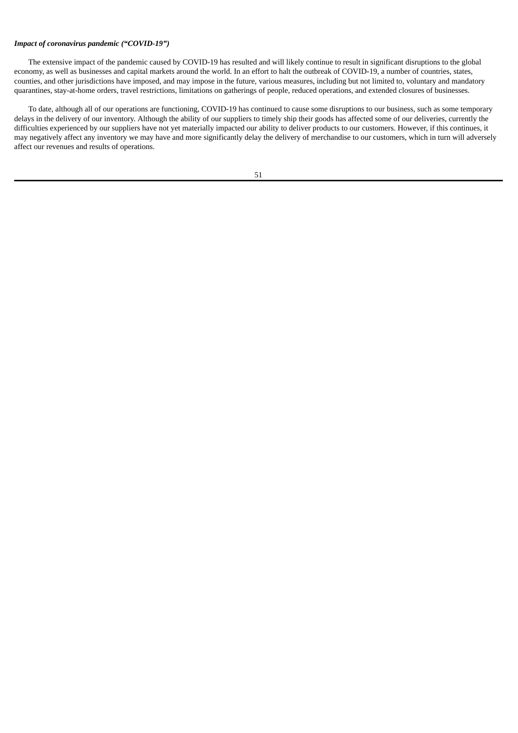***Impact of coronavirus pandemic ("COVID-19")***

The extensive impact of the pandemic caused by COVID-19 has resulted and will likely continue to result in significant disruptions to the global economy, as well as businesses and capital markets around the world. In an effort to halt the outbreak of COVID-19, a number of countries, states, counties, and other jurisdictions have imposed, and may impose in the future, various measures, including but not limited to, voluntary and mandatory quarantines, stay-at-home orders, travel restrictions, limitations on gatherings of people, reduced operations, and extended closures of businesses.

To date, although all of our operations are functioning, COVID-19 has continued to cause some disruptions to our business, such as some temporary delays in the delivery of our inventory. Although the ability of our suppliers to timely ship their goods has affected some of our deliveries, currently the difficulties experienced by our suppliers have not yet materially impacted our ability to deliver products to our customers. However, if this continues, it may negatively affect any inventory we may have and more significantly delay the delivery of merchandise to our customers, which in turn will adversely affect our revenues and results of operations.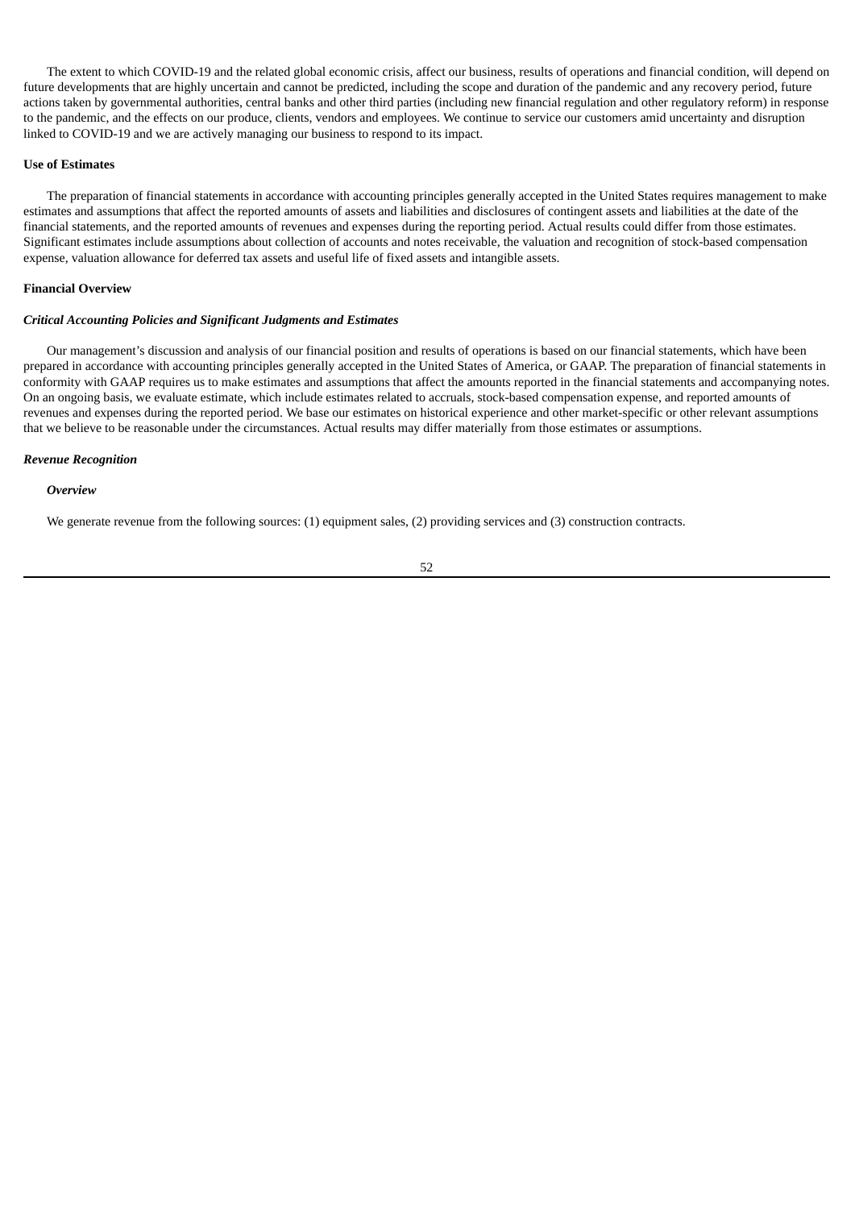The extent to which COVID-19 and the related global economic crisis, affect our business, results of operations and financial condition, will depend on future developments that are highly uncertain and cannot be predicted, including the scope and duration of the pandemic and any recovery period, future actions taken by governmental authorities, central banks and other third parties (including new financial regulation and other regulatory reform) in response to the pandemic, and the effects on our produce, clients, vendors and employees. We continue to service our customers amid uncertainty and disruption linked to COVID-19 and we are actively managing our business to respond to its impact.

**Use of Estimates**

The preparation of financial statements in accordance with accounting principles generally accepted in the United States requires management to make estimates and assumptions that affect the reported amounts of assets and liabilities and disclosures of contingent assets and liabilities at the date of the financial statements, and the reported amounts of revenues and expenses during the reporting period. Actual results could differ from those estimates. Significant estimates include assumptions about collection of accounts and notes receivable, the valuation and recognition of stock-based compensation expense, valuation allowance for deferred tax assets and useful life of fixed assets and intangible assets.

**Financial Overview**

***Critical Accounting Policies and Significant Judgments and Estimates***

Our management's discussion and analysis of our financial position and results of operations is based on our financial statements, which have been prepared in accordance with accounting principles generally accepted in the United States of America, or GAAP. The preparation of financial statements in conformity with GAAP requires us to make estimates and assumptions that affect the amounts reported in the financial statements and accompanying notes. On an ongoing basis, we evaluate estimate, which include estimates related to accruals, stock-based compensation expense, and reported amounts of revenues and expenses during the reported period. We base our estimates on historical experience and other market-specific or other relevant assumptions that we believe to be reasonable under the circumstances. Actual results may differ materially from those estimates or assumptions.

***Revenue Recognition***

***Overview***

We generate revenue from the following sources: (1) equipment sales, (2) providing services and (3) construction contracts.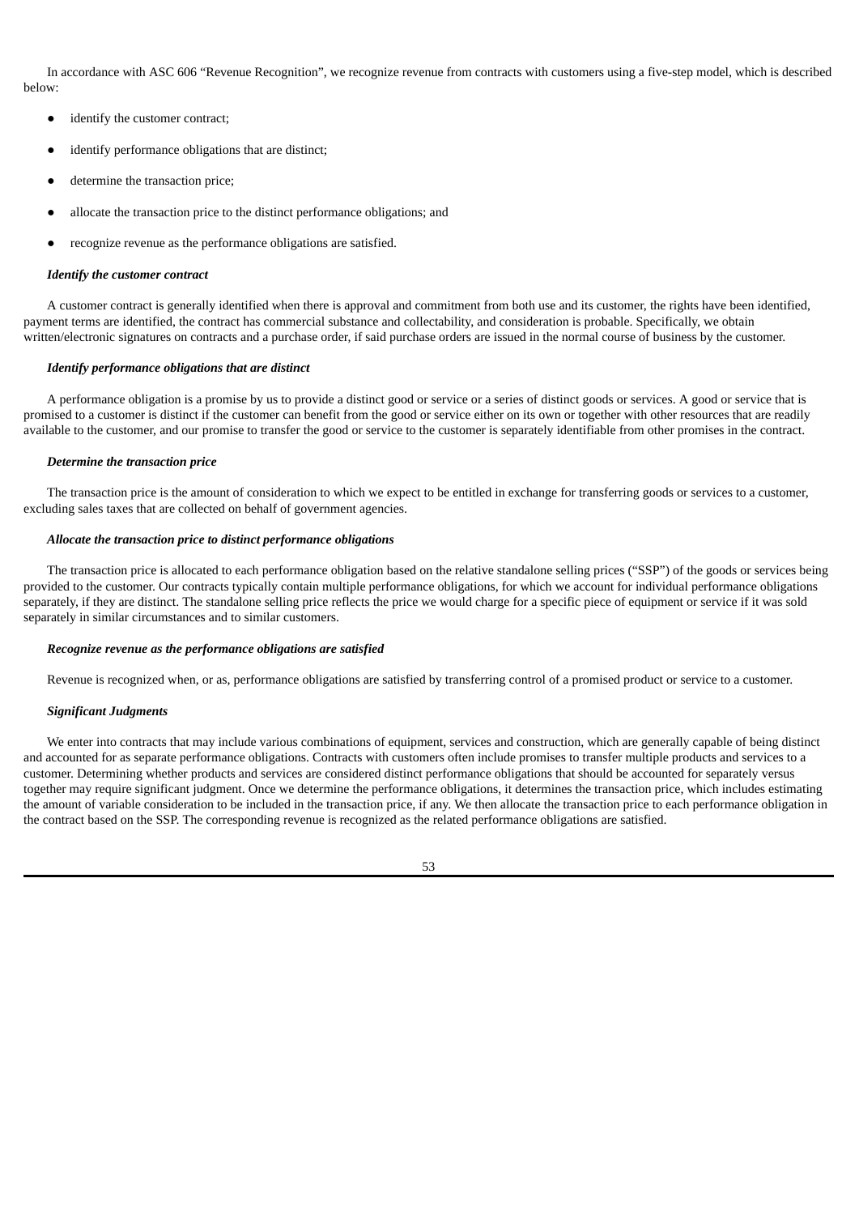In accordance with ASC 606 "Revenue Recognition", we recognize revenue from contracts with customers using a five-step model, which is described below:

- identify the customer contract;
- identify performance obligations that are distinct;
- determine the transaction price;
- allocate the transaction price to the distinct performance obligations; and
- recognize revenue as the performance obligations are satisfied.

***Identify the customer contract***

A customer contract is generally identified when there is approval and commitment from both use and its customer, the rights have been identified, payment terms are identified, the contract has commercial substance and collectability, and consideration is probable. Specifically, we obtain written/electronic signatures on contracts and a purchase order, if said purchase orders are issued in the normal course of business by the customer.

***Identify performance obligations that are distinct***

A performance obligation is a promise by us to provide a distinct good or service or a series of distinct goods or services. A good or service that is promised to a customer is distinct if the customer can benefit from the good or service either on its own or together with other resources that are readily available to the customer, and our promise to transfer the good or service to the customer is separately identifiable from other promises in the contract.

***Determine the transaction price***

The transaction price is the amount of consideration to which we expect to be entitled in exchange for transferring goods or services to a customer, excluding sales taxes that are collected on behalf of government agencies.

***Allocate the transaction price to distinct performance obligations***

The transaction price is allocated to each performance obligation based on the relative standalone selling prices ("SSP") of the goods or services being provided to the customer. Our contracts typically contain multiple performance obligations, for which we account for individual performance obligations separately, if they are distinct. The standalone selling price reflects the price we would charge for a specific piece of equipment or service if it was sold separately in similar circumstances and to similar customers.

***Recognize revenue as the performance obligations are satisfied***

Revenue is recognized when, or as, performance obligations are satisfied by transferring control of a promised product or service to a customer.

***Significant Judgments***

We enter into contracts that may include various combinations of equipment, services and construction, which are generally capable of being distinct and accounted for as separate performance obligations. Contracts with customers often include promises to transfer multiple products and services to a customer. Determining whether products and services are considered distinct performance obligations that should be accounted for separately versus together may require significant judgment. Once we determine the performance obligations, it determines the transaction price, which includes estimating the amount of variable consideration to be included in the transaction price, if any. We then allocate the transaction price to each performance obligation in the contract based on the SSP. The corresponding revenue is recognized as the related performance obligations are satisfied.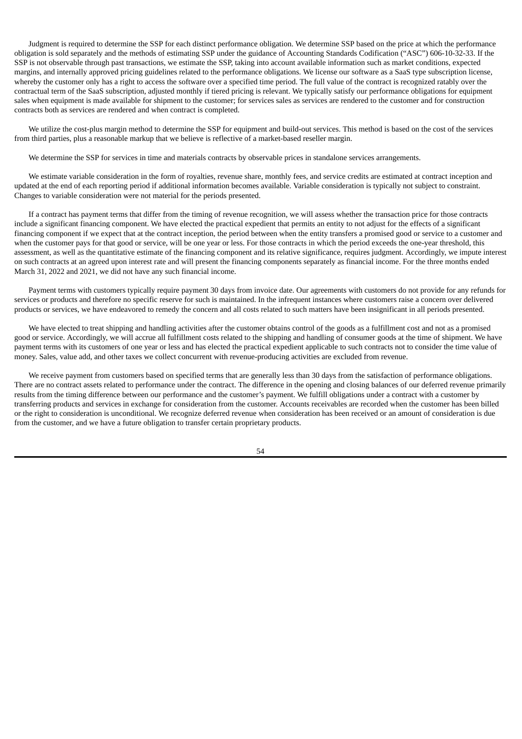Judgment is required to determine the SSP for each distinct performance obligation. We determine SSP based on the price at which the performance obligation is sold separately and the methods of estimating SSP under the guidance of Accounting Standards Codification ("ASC") 606-10-32-33. If the SSP is not observable through past transactions, we estimate the SSP, taking into account available information such as market conditions, expected margins, and internally approved pricing guidelines related to the performance obligations. We license our software as a SaaS type subscription license, whereby the customer only has a right to access the software over a specified time period. The full value of the contract is recognized ratably over the contractual term of the SaaS subscription, adjusted monthly if tiered pricing is relevant. We typically satisfy our performance obligations for equipment sales when equipment is made available for shipment to the customer; for services sales as services are rendered to the customer and for construction contracts both as services are rendered and when contract is completed.

We utilize the cost-plus margin method to determine the SSP for equipment and build-out services. This method is based on the cost of the services from third parties, plus a reasonable markup that we believe is reflective of a market-based reseller margin.

We determine the SSP for services in time and materials contracts by observable prices in standalone services arrangements.

We estimate variable consideration in the form of royalties, revenue share, monthly fees, and service credits are estimated at contract inception and updated at the end of each reporting period if additional information becomes available. Variable consideration is typically not subject to constraint. Changes to variable consideration were not material for the periods presented.

If a contract has payment terms that differ from the timing of revenue recognition, we will assess whether the transaction price for those contracts include a significant financing component. We have elected the practical expedient that permits an entity to not adjust for the effects of a significant financing component if we expect that at the contract inception, the period between when the entity transfers a promised good or service to a customer and when the customer pays for that good or service, will be one year or less. For those contracts in which the period exceeds the one-year threshold, this assessment, as well as the quantitative estimate of the financing component and its relative significance, requires judgment. Accordingly, we impute interest on such contracts at an agreed upon interest rate and will present the financing components separately as financial income. For the three months ended March 31, 2022 and 2021, we did not have any such financial income.

Payment terms with customers typically require payment 30 days from invoice date. Our agreements with customers do not provide for any refunds for services or products and therefore no specific reserve for such is maintained. In the infrequent instances where customers raise a concern over delivered products or services, we have endeavored to remedy the concern and all costs related to such matters have been insignificant in all periods presented.

We have elected to treat shipping and handling activities after the customer obtains control of the goods as a fulfillment cost and not as a promised good or service. Accordingly, we will accrue all fulfillment costs related to the shipping and handling of consumer goods at the time of shipment. We have payment terms with its customers of one year or less and has elected the practical expedient applicable to such contracts not to consider the time value of money. Sales, value add, and other taxes we collect concurrent with revenue-producing activities are excluded from revenue.

We receive payment from customers based on specified terms that are generally less than 30 days from the satisfaction of performance obligations. There are no contract assets related to performance under the contract. The difference in the opening and closing balances of our deferred revenue primarily results from the timing difference between our performance and the customer's payment. We fulfill obligations under a contract with a customer by transferring products and services in exchange for consideration from the customer. Accounts receivables are recorded when the customer has been billed or the right to consideration is unconditional. We recognize deferred revenue when consideration has been received or an amount of consideration is due from the customer, and we have a future obligation to transfer certain proprietary products.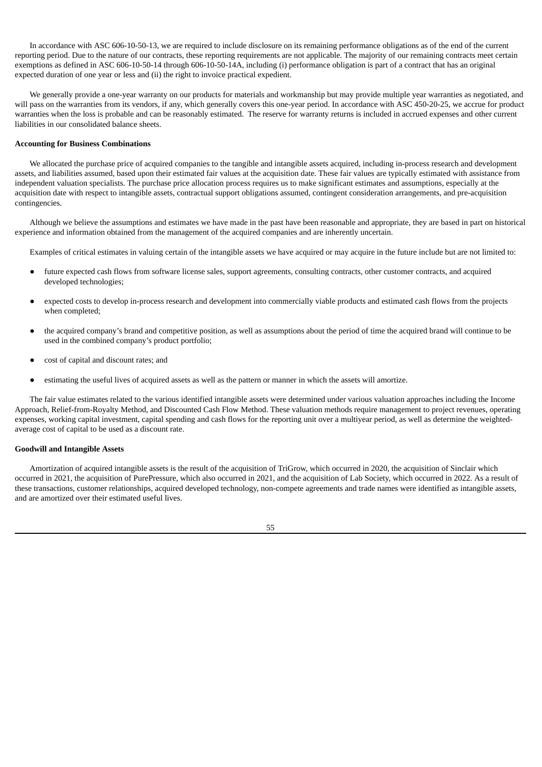In accordance with ASC 606-10-50-13, we are required to include disclosure on its remaining performance obligations as of the end of the current reporting period. Due to the nature of our contracts, these reporting requirements are not applicable. The majority of our remaining contracts meet certain exemptions as defined in ASC 606-10-50-14 through 606-10-50-14A, including (i) performance obligation is part of a contract that has an original expected duration of one year or less and (ii) the right to invoice practical expedient.

We generally provide a one-year warranty on our products for materials and workmanship but may provide multiple year warranties as negotiated, and will pass on the warranties from its vendors, if any, which generally covers this one-year period. In accordance with ASC 450-20-25, we accrue for product warranties when the loss is probable and can be reasonably estimated. The reserve for warranty returns is included in accrued expenses and other current liabilities in our consolidated balance sheets.

**Accounting for Business Combinations**

We allocated the purchase price of acquired companies to the tangible and intangible assets acquired, including in-process research and development assets, and liabilities assumed, based upon their estimated fair values at the acquisition date. These fair values are typically estimated with assistance from independent valuation specialists. The purchase price allocation process requires us to make significant estimates and assumptions, especially at the acquisition date with respect to intangible assets, contractual support obligations assumed, contingent consideration arrangements, and pre-acquisition contingencies.

Although we believe the assumptions and estimates we have made in the past have been reasonable and appropriate, they are based in part on historical experience and information obtained from the management of the acquired companies and are inherently uncertain.

Examples of critical estimates in valuing certain of the intangible assets we have acquired or may acquire in the future include but are not limited to:

- future expected cash flows from software license sales, support agreements, consulting contracts, other customer contracts, and acquired developed technologies;
- expected costs to develop in-process research and development into commercially viable products and estimated cash flows from the projects when completed;
- the acquired company's brand and competitive position, as well as assumptions about the period of time the acquired brand will continue to be used in the combined company's product portfolio;
- cost of capital and discount rates; and
- estimating the useful lives of acquired assets as well as the pattern or manner in which the assets will amortize.

The fair value estimates related to the various identified intangible assets were determined under various valuation approaches including the Income Approach, Relief-from-Royalty Method, and Discounted Cash Flow Method. These valuation methods require management to project revenues, operating expenses, working capital investment, capital spending and cash flows for the reporting unit over a multiyear period, as well as determine the weighted-average cost of capital to be used as a discount rate.

**Goodwill and Intangible Assets**

Amortization of acquired intangible assets is the result of the acquisition of TriGrow, which occurred in 2020, the acquisition of Sinclair which occurred in 2021, the acquisition of PurePressure, which also occurred in 2021, and the acquisition of Lab Society, which occurred in 2022. As a result of these transactions, customer relationships, acquired developed technology, non-compete agreements and trade names were identified as intangible assets, and are amortized over their estimated useful lives.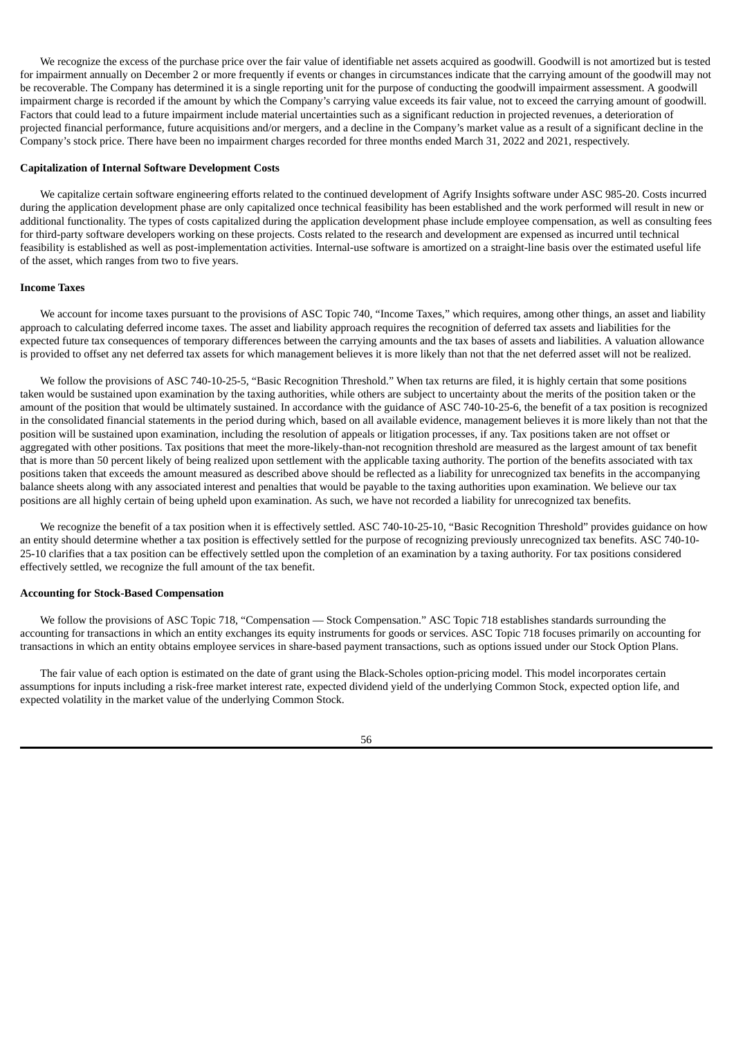We recognize the excess of the purchase price over the fair value of identifiable net assets acquired as goodwill. Goodwill is not amortized but is tested for impairment annually on December 2 or more frequently if events or changes in circumstances indicate that the carrying amount of the goodwill may not be recoverable. The Company has determined it is a single reporting unit for the purpose of conducting the goodwill impairment assessment. A goodwill impairment charge is recorded if the amount by which the Company's carrying value exceeds its fair value, not to exceed the carrying amount of goodwill. Factors that could lead to a future impairment include material uncertainties such as a significant reduction in projected revenues, a deterioration of projected financial performance, future acquisitions and/or mergers, and a decline in the Company's market value as a result of a significant decline in the Company's stock price. There have been no impairment charges recorded for three months ended March 31, 2022 and 2021, respectively.

**Capitalization of Internal Software Development Costs**

We capitalize certain software engineering efforts related to the continued development of Agrify Insights software under ASC 985-20. Costs incurred during the application development phase are only capitalized once technical feasibility has been established and the work performed will result in new or additional functionality. The types of costs capitalized during the application development phase include employee compensation, as well as consulting fees for third-party software developers working on these projects. Costs related to the research and development are expensed as incurred until technical feasibility is established as well as post-implementation activities. Internal-use software is amortized on a straight-line basis over the estimated useful life of the asset, which ranges from two to five years.

**Income Taxes**

We account for income taxes pursuant to the provisions of ASC Topic 740, "Income Taxes," which requires, among other things, an asset and liability approach to calculating deferred income taxes. The asset and liability approach requires the recognition of deferred tax assets and liabilities for the expected future tax consequences of temporary differences between the carrying amounts and the tax bases of assets and liabilities. A valuation allowance is provided to offset any net deferred tax assets for which management believes it is more likely than not that the net deferred asset will not be realized.

We follow the provisions of ASC 740-10-25-5, "Basic Recognition Threshold." When tax returns are filed, it is highly certain that some positions taken would be sustained upon examination by the taxing authorities, while others are subject to uncertainty about the merits of the position taken or the amount of the position that would be ultimately sustained. In accordance with the guidance of ASC 740-10-25-6, the benefit of a tax position is recognized in the consolidated financial statements in the period during which, based on all available evidence, management believes it is more likely than not that the position will be sustained upon examination, including the resolution of appeals or litigation processes, if any. Tax positions taken are not offset or aggregated with other positions. Tax positions that meet the more-likely-than-not recognition threshold are measured as the largest amount of tax benefit that is more than 50 percent likely of being realized upon settlement with the applicable taxing authority. The portion of the benefits associated with tax positions taken that exceeds the amount measured as described above should be reflected as a liability for unrecognized tax benefits in the accompanying balance sheets along with any associated interest and penalties that would be payable to the taxing authorities upon examination. We believe our tax positions are all highly certain of being upheld upon examination. As such, we have not recorded a liability for unrecognized tax benefits.

We recognize the benefit of a tax position when it is effectively settled. ASC 740-10-25-10, "Basic Recognition Threshold" provides guidance on how an entity should determine whether a tax position is effectively settled for the purpose of recognizing previously unrecognized tax benefits. ASC 740-10-25-10 clarifies that a tax position can be effectively settled upon the completion of an examination by a taxing authority. For tax positions considered effectively settled, we recognize the full amount of the tax benefit.

**Accounting for Stock-Based Compensation**

We follow the provisions of ASC Topic 718, "Compensation — Stock Compensation." ASC Topic 718 establishes standards surrounding the accounting for transactions in which an entity exchanges its equity instruments for goods or services. ASC Topic 718 focuses primarily on accounting for transactions in which an entity obtains employee services in share-based payment transactions, such as options issued under our Stock Option Plans.

The fair value of each option is estimated on the date of grant using the Black-Scholes option-pricing model. This model incorporates certain assumptions for inputs including a risk-free market interest rate, expected dividend yield of the underlying Common Stock, expected option life, and expected volatility in the market value of the underlying Common Stock.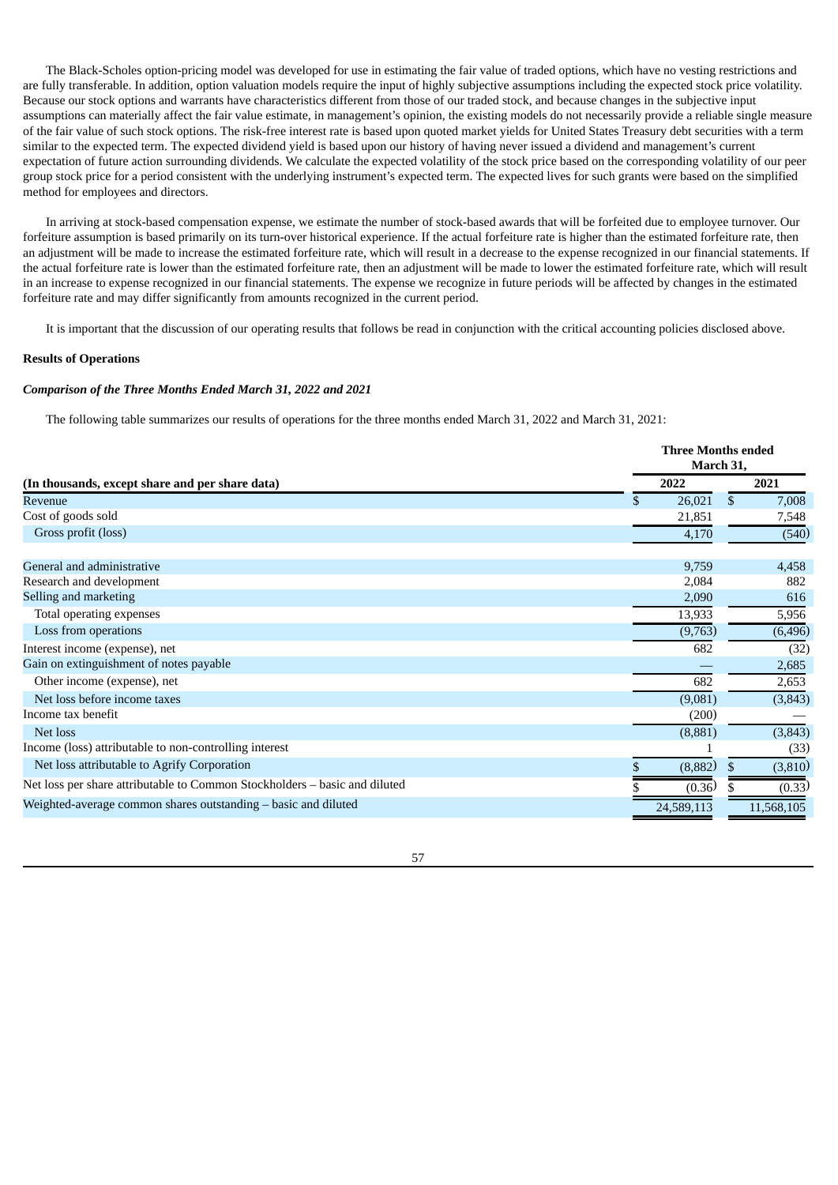The Black-Scholes option-pricing model was developed for use in estimating the fair value of traded options, which have no vesting restrictions and are fully transferable. In addition, option valuation models require the input of highly subjective assumptions including the expected stock price volatility. Because our stock options and warrants have characteristics different from those of our traded stock, and because changes in the subjective input assumptions can materially affect the fair value estimate, in management's opinion, the existing models do not necessarily provide a reliable single measure of the fair value of such stock options. The risk-free interest rate is based upon quoted market yields for United States Treasury debt securities with a term similar to the expected term. The expected dividend yield is based upon our history of having never issued a dividend and management's current expectation of future action surrounding dividends. We calculate the expected volatility of the stock price based on the corresponding volatility of our peer group stock price for a period consistent with the underlying instrument's expected term. The expected lives for such grants were based on the simplified method for employees and directors.

In arriving at stock-based compensation expense, we estimate the number of stock-based awards that will be forfeited due to employee turnover. Our forfeiture assumption is based primarily on its turn-over historical experience. If the actual forfeiture rate is higher than the estimated forfeiture rate, then an adjustment will be made to increase the estimated forfeiture rate, which will result in a decrease to the expense recognized in our financial statements. If the actual forfeiture rate is lower than the estimated forfeiture rate, then an adjustment will be made to lower the estimated forfeiture rate, which will result in an increase to expense recognized in our financial statements. The expense we recognize in future periods will be affected by changes in the estimated forfeiture rate and may differ significantly from amounts recognized in the current period.

It is important that the discussion of our operating results that follows be read in conjunction with the critical accounting policies disclosed above.

**Results of Operations**

***Comparison of the Three Months Ended March 31, 2022 and 2021***

The following table summarizes our results of operations for the three months ended March 31, 2022 and March 31, 2021:

| (In thousands, except share and per share data) | Three Months ended March 31, 2022 | Three Months ended March 31, 2021 |
|---|---|---|
| Revenue | $ 26,021 | $ 7,008 |
| Cost of goods sold | 21,851 | 7,548 |
| Gross profit (loss) | 4,170 | (540) |
| General and administrative | 9,759 | 4,458 |
| Research and development | 2,084 | 882 |
| Selling and marketing | 2,090 | 616 |
| Total operating expenses | 13,933 | 5,956 |
| Loss from operations | (9,763) | (6,496) |
| Interest income (expense), net | 682 | (32) |
| Gain on extinguishment of notes payable | — | 2,685 |
| Other income (expense), net | 682 | 2,653 |
| Net loss before income taxes | (9,081) | (3,843) |
| Income tax benefit | (200) | — |
| Net loss | (8,881) | (3,843) |
| Income (loss) attributable to non-controlling interest | 1 | (33) |
| Net loss attributable to Agrify Corporation | $ (8,882) | $ (3,810) |
| Net loss per share attributable to Common Stockholders – basic and diluted | $ (0.36) | $ (0.33) |
| Weighted-average common shares outstanding – basic and diluted | 24,589,113 | 11,568,105 |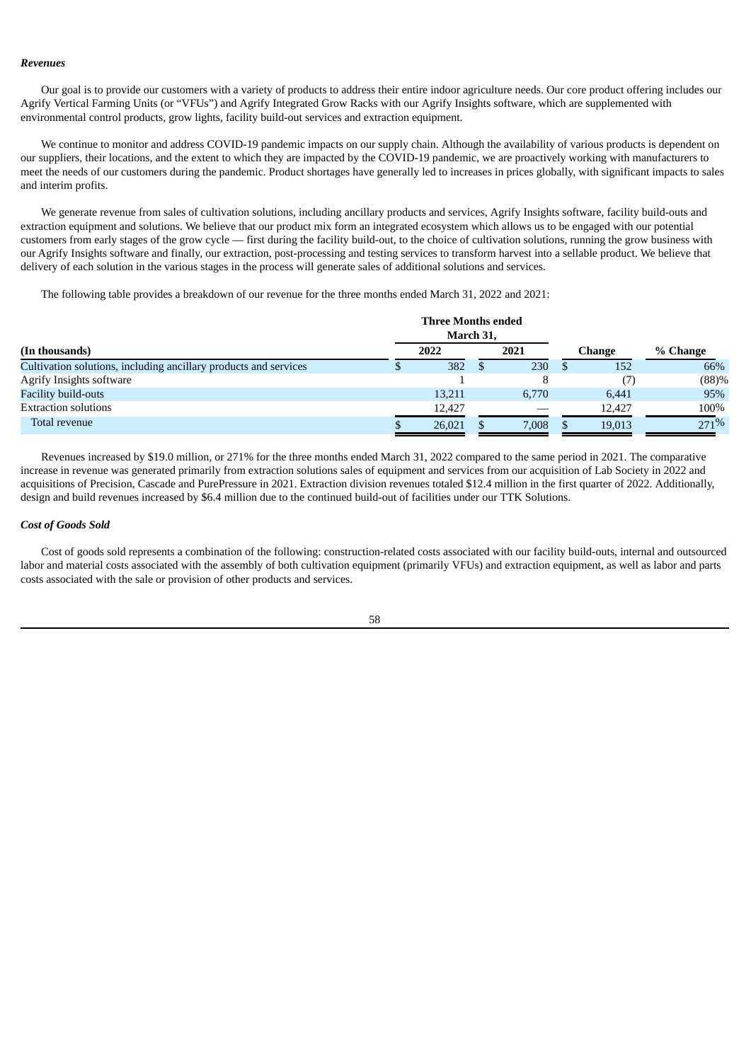***Revenues***

Our goal is to provide our customers with a variety of products to address their entire indoor agriculture needs. Our core product offering includes our Agrify Vertical Farming Units (or "VFUs") and Agrify Integrated Grow Racks with our Agrify Insights software, which are supplemented with environmental control products, grow lights, facility build-out services and extraction equipment.

We continue to monitor and address COVID-19 pandemic impacts on our supply chain. Although the availability of various products is dependent on our suppliers, their locations, and the extent to which they are impacted by the COVID-19 pandemic, we are proactively working with manufacturers to meet the needs of our customers during the pandemic. Product shortages have generally led to increases in prices globally, with significant impacts to sales and interim profits.

We generate revenue from sales of cultivation solutions, including ancillary products and services, Agrify Insights software, facility build-outs and extraction equipment and solutions. We believe that our product mix form an integrated ecosystem which allows us to be engaged with our potential customers from early stages of the grow cycle — first during the facility build-out, to the choice of cultivation solutions, running the grow business with our Agrify Insights software and finally, our extraction, post-processing and testing services to transform harvest into a sellable product. We believe that delivery of each solution in the various stages in the process will generate sales of additional solutions and services.

The following table provides a breakdown of our revenue for the three months ended March 31, 2022 and 2021:

| | Three Months ended March 31, | | | |
|---|---|---|---|---|
| **(In thousands)** | **2022** | **2021** | **Change** | **% Change** |
| Cultivation solutions, including ancillary products and services | $ 382 | $ 230 | $ 152 | 66% |
| Agrify Insights software | 1 | 8 | (7) | (88)% |
| Facility build-outs | 13,211 | 6,770 | 6,441 | 95% |
| Extraction solutions | 12,427 | — | 12,427 | 100% |
| Total revenue | $ 26,021 | $ 7,008 | $ 19,013 | 271% |

Revenues increased by $19.0 million, or 271% for the three months ended March 31, 2022 compared to the same period in 2021. The comparative increase in revenue was generated primarily from extraction solutions sales of equipment and services from our acquisition of Lab Society in 2022 and acquisitions of Precision, Cascade and PurePressure in 2021. Extraction division revenues totaled $12.4 million in the first quarter of 2022. Additionally, design and build revenues increased by $6.4 million due to the continued build-out of facilities under our TTK Solutions.

***Cost of Goods Sold***

Cost of goods sold represents a combination of the following: construction-related costs associated with our facility build-outs, internal and outsourced labor and material costs associated with the assembly of both cultivation equipment (primarily VFUs) and extraction equipment, as well as labor and parts costs associated with the sale or provision of other products and services.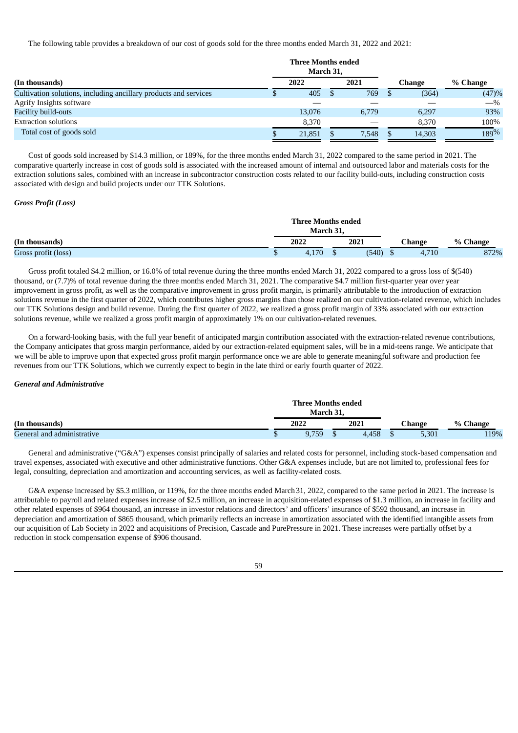The following table provides a breakdown of our cost of goods sold for the three months ended March 31, 2022 and 2021:

| (In thousands) | Three Months ended March 31, 2022 | 2021 | Change | % Change |
|---|---|---|---|---|
| Cultivation solutions, including ancillary products and services | $ 405 | $ 769 | $ (364) | (47)% |
| Agrify Insights software | — | — | — | —% |
| Facility build-outs | 13,076 | 6,779 | 6,297 | 93% |
| Extraction solutions | 8,370 | — | 8,370 | 100% |
| Total cost of goods sold | $ 21,851 | $ 7,548 | $ 14,303 | 189% |

Cost of goods sold increased by $14.3 million, or 189%, for the three months ended March 31, 2022 compared to the same period in 2021. The comparative quarterly increase in cost of goods sold is associated with the increased amount of internal and outsourced labor and materials costs for the extraction solutions sales, combined with an increase in subcontractor construction costs related to our facility build-outs, including construction costs associated with design and build projects under our TTK Solutions.

***Gross Profit (Loss)***

| (In thousands) | Three Months ended March 31, 2022 | 2021 | Change | % Change |
|---|---|---|---|---|
| Gross profit (loss) | $ 4,170 | $ (540) | $ 4,710 | 872% |

Gross profit totaled $4.2 million, or 16.0% of total revenue during the three months ended March 31, 2022 compared to a gross loss of $(540) thousand, or (7.7)% of total revenue during the three months ended March 31, 2021. The comparative $4.7 million first-quarter year over year improvement in gross profit, as well as the comparative improvement in gross profit margin, is primarily attributable to the introduction of extraction solutions revenue in the first quarter of 2022, which contributes higher gross margins than those realized on our cultivation-related revenue, which includes our TTK Solutions design and build revenue. During the first quarter of 2022, we realized a gross profit margin of 33% associated with our extraction solutions revenue, while we realized a gross profit margin of approximately 1% on our cultivation-related revenues.

On a forward-looking basis, with the full year benefit of anticipated margin contribution associated with the extraction-related revenue contributions, the Company anticipates that gross margin performance, aided by our extraction-related equipment sales, will be in a mid-teens range. We anticipate that we will be able to improve upon that expected gross profit margin performance once we are able to generate meaningful software and production fee revenues from our TTK Solutions, which we currently expect to begin in the late third or early fourth quarter of 2022.

***General and Administrative***

| (In thousands) | Three Months ended March 31, 2022 | 2021 | Change | % Change |
|---|---|---|---|---|
| General and administrative | $ 9,759 | $ 4,458 | $ 5,301 | 119% |

General and administrative ("G&A") expenses consist principally of salaries and related costs for personnel, including stock-based compensation and travel expenses, associated with executive and other administrative functions. Other G&A expenses include, but are not limited to, professional fees for legal, consulting, depreciation and amortization and accounting services, as well as facility-related costs.

G&A expense increased by $5.3 million, or 119%, for the three months ended March 31, 2022, compared to the same period in 2021. The increase is attributable to payroll and related expenses increase of $2.5 million, an increase in acquisition-related expenses of $1.3 million, an increase in facility and other related expenses of $964 thousand, an increase in investor relations and directors' and officers' insurance of $592 thousand, an increase in depreciation and amortization of $865 thousand, which primarily reflects an increase in amortization associated with the identified intangible assets from our acquisition of Lab Society in 2022 and acquisitions of Precision, Cascade and PurePressure in 2021. These increases were partially offset by a reduction in stock compensation expense of $906 thousand.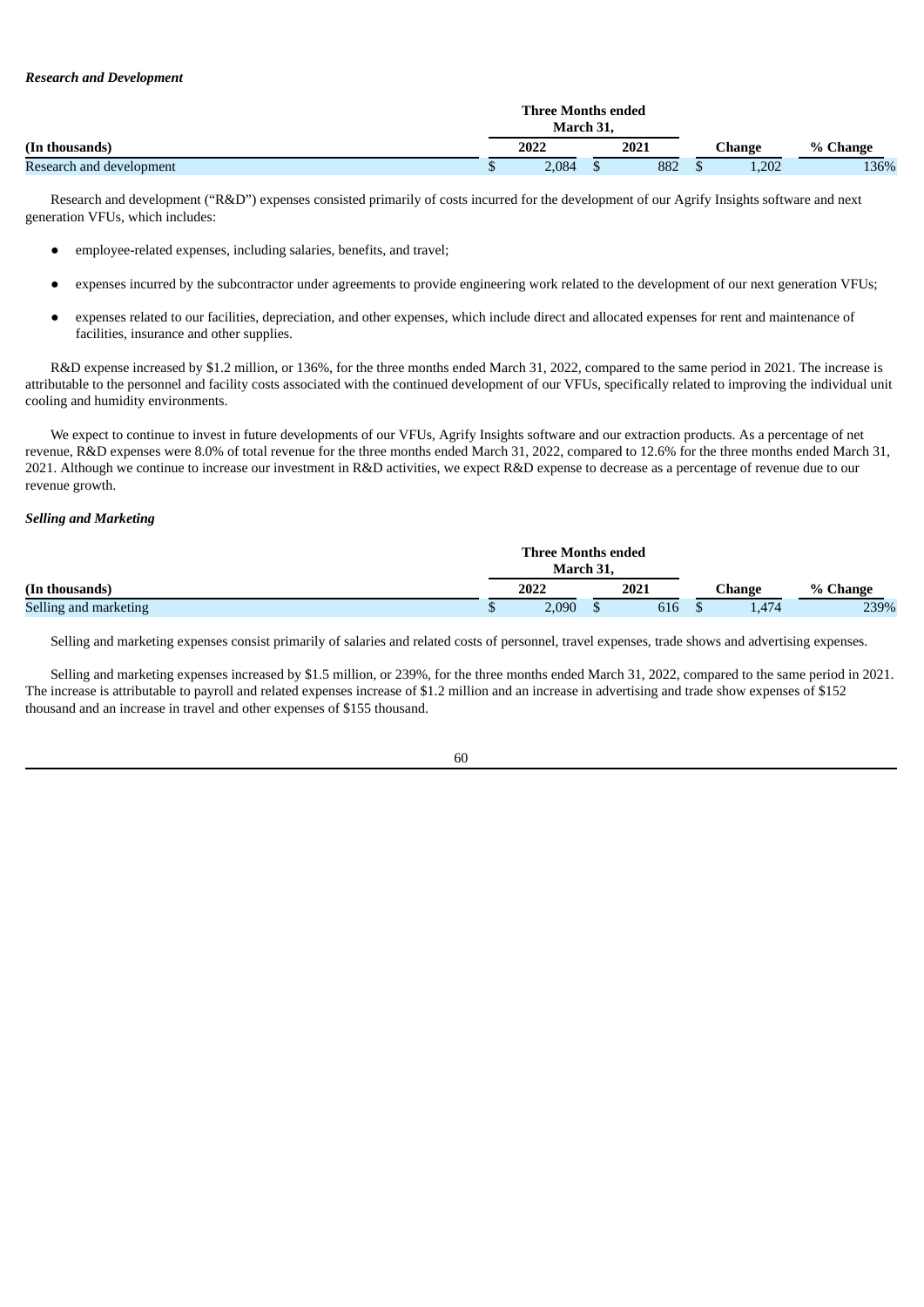***Research and Development***

| | Three Months ended March 31, | | | |
|---|---|---|---|---|
| **(In thousands)** | **2022** | **2021** | **Change** | **% Change** |
| Research and development | $ 2,084 | $ 882 | $ 1,202 | 136% |

Research and development ("R&D") expenses consisted primarily of costs incurred for the development of our Agrify Insights software and next generation VFUs, which includes:

- employee-related expenses, including salaries, benefits, and travel;
- expenses incurred by the subcontractor under agreements to provide engineering work related to the development of our next generation VFUs;
- expenses related to our facilities, depreciation, and other expenses, which include direct and allocated expenses for rent and maintenance of facilities, insurance and other supplies.

R&D expense increased by $1.2 million, or 136%, for the three months ended March 31, 2022, compared to the same period in 2021. The increase is attributable to the personnel and facility costs associated with the continued development of our VFUs, specifically related to improving the individual unit cooling and humidity environments.

We expect to continue to invest in future developments of our VFUs, Agrify Insights software and our extraction products. As a percentage of net revenue, R&D expenses were 8.0% of total revenue for the three months ended March 31, 2022, compared to 12.6% for the three months ended March 31, 2021. Although we continue to increase our investment in R&D activities, we expect R&D expense to decrease as a percentage of revenue due to our revenue growth.

***Selling and Marketing***

| | Three Months ended March 31, | | | |
|---|---|---|---|---|
| **(In thousands)** | **2022** | **2021** | **Change** | **% Change** |
| Selling and marketing | $ 2,090 | $ 616 | $ 1,474 | 239% |

Selling and marketing expenses consist primarily of salaries and related costs of personnel, travel expenses, trade shows and advertising expenses.

Selling and marketing expenses increased by $1.5 million, or 239%, for the three months ended March 31, 2022, compared to the same period in 2021. The increase is attributable to payroll and related expenses increase of $1.2 million and an increase in advertising and trade show expenses of $152 thousand and an increase in travel and other expenses of $155 thousand.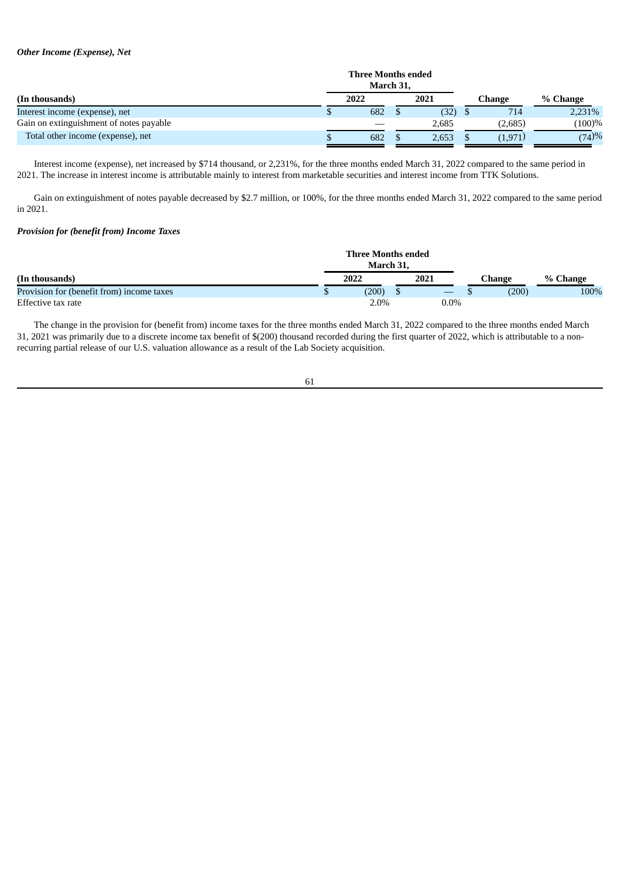***Other Income (Expense), Net***

| (In thousands) | Three Months ended March 31, 2022 | Three Months ended March 31, 2021 | Change | % Change |
|---|---|---|---|---|
| Interest income (expense), net | $ 682 | $ (32) | $ 714 | 2,231% |
| Gain on extinguishment of notes payable | — | 2,685 | (2,685) | (100)% |
| Total other income (expense), net | $ 682 | $ 2,653 | $ (1,971) | (74)% |

Interest income (expense), net increased by $714 thousand, or 2,231%, for the three months ended March 31, 2022 compared to the same period in 2021. The increase in interest income is attributable mainly to interest from marketable securities and interest income from TTK Solutions.

Gain on extinguishment of notes payable decreased by $2.7 million, or 100%, for the three months ended March 31, 2022 compared to the same period in 2021.

***Provision for (benefit from) Income Taxes***

| (In thousands) | Three Months ended March 31, 2022 | Three Months ended March 31, 2021 | Change | % Change |
|---|---|---|---|---|
| Provision for (benefit from) income taxes | $ (200) | $ — | $ (200) | 100% |
| Effective tax rate | 2.0% | 0.0% | | |

The change in the provision for (benefit from) income taxes for the three months ended March 31, 2022 compared to the three months ended March 31, 2021 was primarily due to a discrete income tax benefit of $(200) thousand recorded during the first quarter of 2022, which is attributable to a non-recurring partial release of our U.S. valuation allowance as a result of the Lab Society acquisition.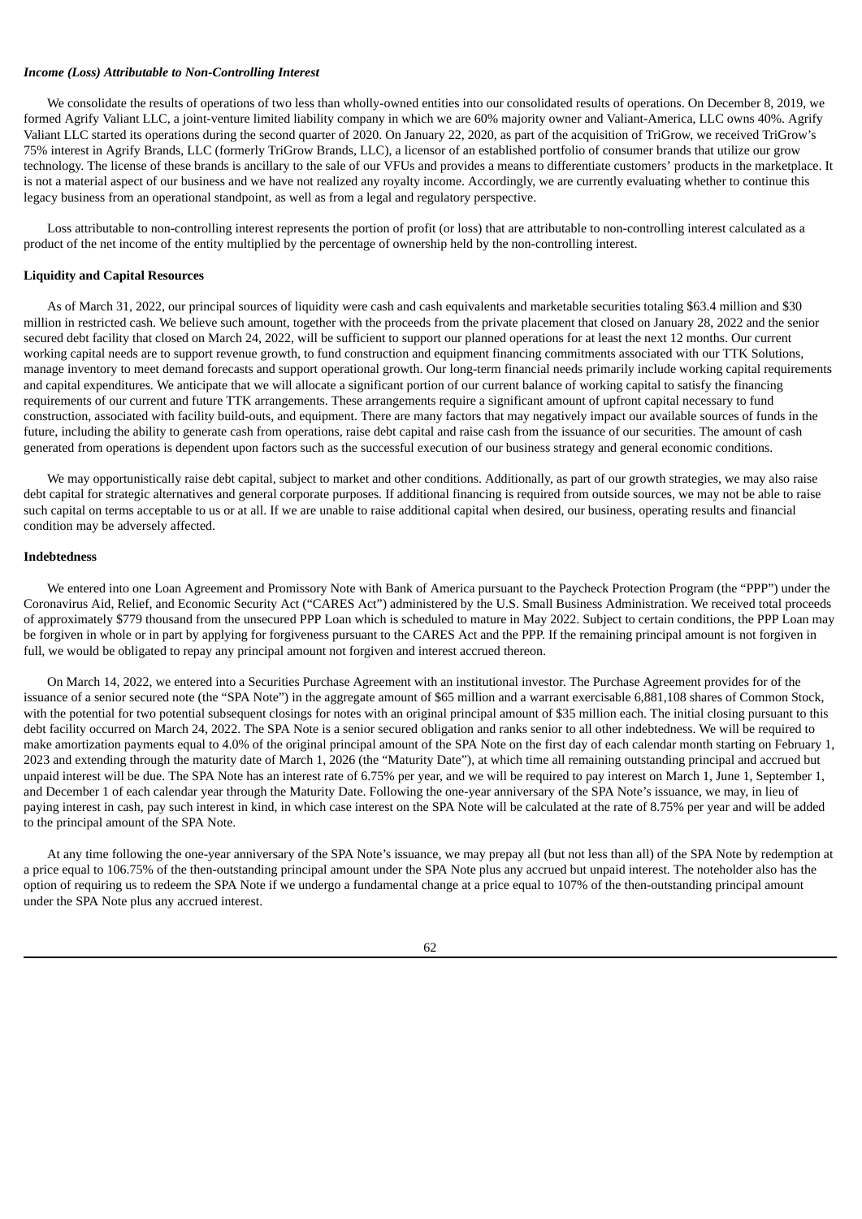### *Income (Loss) Attributable to Non-Controlling Interest*

We consolidate the results of operations of two less than wholly-owned entities into our consolidated results of operations. On December 8, 2019, we formed Agrify Valiant LLC, a joint-venture limited liability company in which we are 60% majority owner and Valiant-America, LLC owns 40%. Agrify Valiant LLC started its operations during the second quarter of 2020. On January 22, 2020, as part of the acquisition of TriGrow, we received TriGrow's 75% interest in Agrify Brands, LLC (formerly TriGrow Brands, LLC), a licensor of an established portfolio of consumer brands that utilize our grow technology. The license of these brands is ancillary to the sale of our VFUs and provides a means to differentiate customers' products in the marketplace. It is not a material aspect of our business and we have not realized any royalty income. Accordingly, we are currently evaluating whether to continue this legacy business from an operational standpoint, as well as from a legal and regulatory perspective.

Loss attributable to non-controlling interest represents the portion of profit (or loss) that are attributable to non-controlling interest calculated as a product of the net income of the entity multiplied by the percentage of ownership held by the non-controlling interest.

## Liquidity and Capital Resources

As of March 31, 2022, our principal sources of liquidity were cash and cash equivalents and marketable securities totaling $63.4 million and $30 million in restricted cash. We believe such amount, together with the proceeds from the private placement that closed on January 28, 2022 and the senior secured debt facility that closed on March 24, 2022, will be sufficient to support our planned operations for at least the next 12 months. Our current working capital needs are to support revenue growth, to fund construction and equipment financing commitments associated with our TTK Solutions, manage inventory to meet demand forecasts and support operational growth. Our long-term financial needs primarily include working capital requirements and capital expenditures. We anticipate that we will allocate a significant portion of our current balance of working capital to satisfy the financing requirements of our current and future TTK arrangements. These arrangements require a significant amount of upfront capital necessary to fund construction, associated with facility build-outs, and equipment. There are many factors that may negatively impact our available sources of funds in the future, including the ability to generate cash from operations, raise debt capital and raise cash from the issuance of our securities. The amount of cash generated from operations is dependent upon factors such as the successful execution of our business strategy and general economic conditions.

We may opportunistically raise debt capital, subject to market and other conditions. Additionally, as part of our growth strategies, we may also raise debt capital for strategic alternatives and general corporate purposes. If additional financing is required from outside sources, we may not be able to raise such capital on terms acceptable to us or at all. If we are unable to raise additional capital when desired, our business, operating results and financial condition may be adversely affected.

## Indebtedness

We entered into one Loan Agreement and Promissory Note with Bank of America pursuant to the Paycheck Protection Program (the "PPP") under the Coronavirus Aid, Relief, and Economic Security Act ("CARES Act") administered by the U.S. Small Business Administration. We received total proceeds of approximately $779 thousand from the unsecured PPP Loan which is scheduled to mature in May 2022. Subject to certain conditions, the PPP Loan may be forgiven in whole or in part by applying for forgiveness pursuant to the CARES Act and the PPP. If the remaining principal amount is not forgiven in full, we would be obligated to repay any principal amount not forgiven and interest accrued thereon.

On March 14, 2022, we entered into a Securities Purchase Agreement with an institutional investor. The Purchase Agreement provides for of the issuance of a senior secured note (the "SPA Note") in the aggregate amount of $65 million and a warrant exercisable 6,881,108 shares of Common Stock, with the potential for two potential subsequent closings for notes with an original principal amount of $35 million each. The initial closing pursuant to this debt facility occurred on March 24, 2022. The SPA Note is a senior secured obligation and ranks senior to all other indebtedness. We will be required to make amortization payments equal to 4.0% of the original principal amount of the SPA Note on the first day of each calendar month starting on February 1, 2023 and extending through the maturity date of March 1, 2026 (the "Maturity Date"), at which time all remaining outstanding principal and accrued but unpaid interest will be due. The SPA Note has an interest rate of 6.75% per year, and we will be required to pay interest on March 1, June 1, September 1, and December 1 of each calendar year through the Maturity Date. Following the one-year anniversary of the SPA Note's issuance, we may, in lieu of paying interest in cash, pay such interest in kind, in which case interest on the SPA Note will be calculated at the rate of 8.75% per year and will be added to the principal amount of the SPA Note.

At any time following the one-year anniversary of the SPA Note's issuance, we may prepay all (but not less than all) of the SPA Note by redemption at a price equal to 106.75% of the then-outstanding principal amount under the SPA Note plus any accrued but unpaid interest. The noteholder also has the option of requiring us to redeem the SPA Note if we undergo a fundamental change at a price equal to 107% of the then-outstanding principal amount under the SPA Note plus any accrued interest.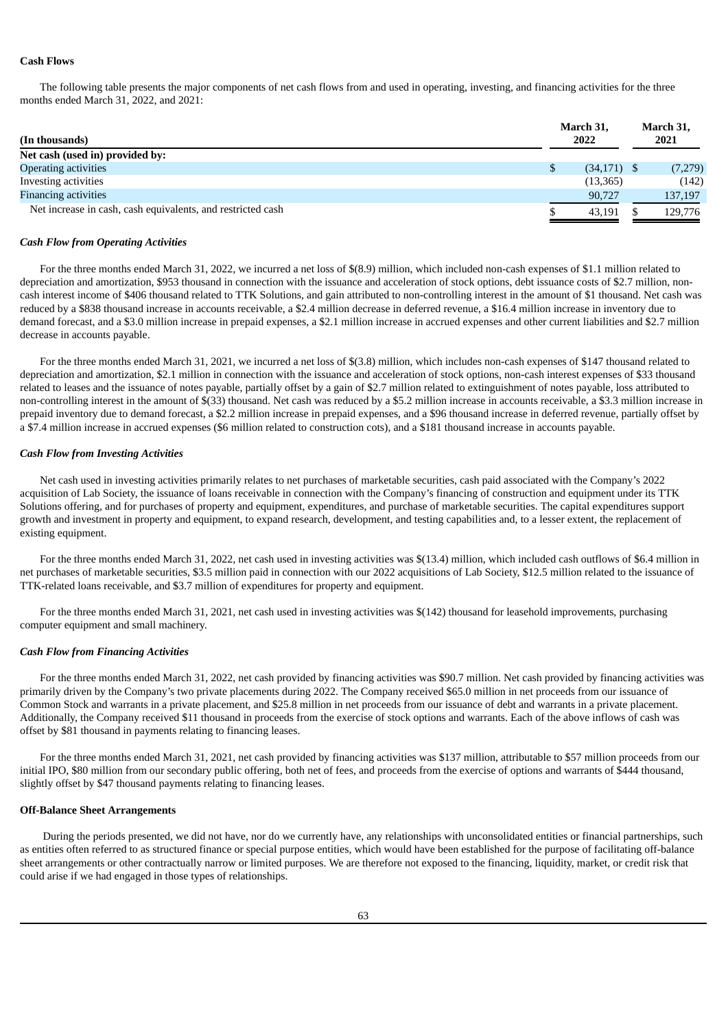**Cash Flows**

The following table presents the major components of net cash flows from and used in operating, investing, and financing activities for the three months ended March 31, 2022, and 2021:

| (In thousands) | March 31, 2022 | March 31, 2021 |
|---|---|---|
| **Net cash (used in) provided by:** | | |
| Operating activities | $ (34,171) | $ (7,279) |
| Investing activities | (13,365) | (142) |
| Financing activities | 90,727 | 137,197 |
| Net increase in cash, cash equivalents, and restricted cash | $ 43,191 | $ 129,776 |

***Cash Flow from Operating Activities***

For the three months ended March 31, 2022, we incurred a net loss of $(8.9) million, which included non-cash expenses of $1.1 million related to depreciation and amortization, $953 thousand in connection with the issuance and acceleration of stock options, debt issuance costs of $2.7 million, non-cash interest income of $406 thousand related to TTK Solutions, and gain attributed to non-controlling interest in the amount of $1 thousand. Net cash was reduced by a $838 thousand increase in accounts receivable, a $2.4 million decrease in deferred revenue, a $16.4 million increase in inventory due to demand forecast, and a $3.0 million increase in prepaid expenses, a $2.1 million increase in accrued expenses and other current liabilities and $2.7 million decrease in accounts payable.

For the three months ended March 31, 2021, we incurred a net loss of $(3.8) million, which includes non-cash expenses of $147 thousand related to depreciation and amortization, $2.1 million in connection with the issuance and acceleration of stock options, non-cash interest expenses of $33 thousand related to leases and the issuance of notes payable, partially offset by a gain of $2.7 million related to extinguishment of notes payable, loss attributed to non-controlling interest in the amount of $(33) thousand. Net cash was reduced by a $5.2 million increase in accounts receivable, a $3.3 million increase in prepaid inventory due to demand forecast, a $2.2 million increase in prepaid expenses, and a $96 thousand increase in deferred revenue, partially offset by a $7.4 million increase in accrued expenses ($6 million related to construction cots), and a $181 thousand increase in accounts payable.

***Cash Flow from Investing Activities***

Net cash used in investing activities primarily relates to net purchases of marketable securities, cash paid associated with the Company's 2022 acquisition of Lab Society, the issuance of loans receivable in connection with the Company's financing of construction and equipment under its TTK Solutions offering, and for purchases of property and equipment, expenditures, and purchase of marketable securities. The capital expenditures support growth and investment in property and equipment, to expand research, development, and testing capabilities and, to a lesser extent, the replacement of existing equipment.

For the three months ended March 31, 2022, net cash used in investing activities was $(13.4) million, which included cash outflows of $6.4 million in net purchases of marketable securities, $3.5 million paid in connection with our 2022 acquisitions of Lab Society, $12.5 million related to the issuance of TTK-related loans receivable, and $3.7 million of expenditures for property and equipment.

For the three months ended March 31, 2021, net cash used in investing activities was $(142) thousand for leasehold improvements, purchasing computer equipment and small machinery.

***Cash Flow from Financing Activities***

For the three months ended March 31, 2022, net cash provided by financing activities was $90.7 million. Net cash provided by financing activities was primarily driven by the Company's two private placements during 2022. The Company received $65.0 million in net proceeds from our issuance of Common Stock and warrants in a private placement, and $25.8 million in net proceeds from our issuance of debt and warrants in a private placement. Additionally, the Company received $11 thousand in proceeds from the exercise of stock options and warrants. Each of the above inflows of cash was offset by $81 thousand in payments relating to financing leases.

For the three months ended March 31, 2021, net cash provided by financing activities was $137 million, attributable to $57 million proceeds from our initial IPO, $80 million from our secondary public offering, both net of fees, and proceeds from the exercise of options and warrants of $444 thousand, slightly offset by $47 thousand payments relating to financing leases.

**Off-Balance Sheet Arrangements**

During the periods presented, we did not have, nor do we currently have, any relationships with unconsolidated entities or financial partnerships, such as entities often referred to as structured finance or special purpose entities, which would have been established for the purpose of facilitating off-balance sheet arrangements or other contractually narrow or limited purposes. We are therefore not exposed to the financing, liquidity, market, or credit risk that could arise if we had engaged in those types of relationships.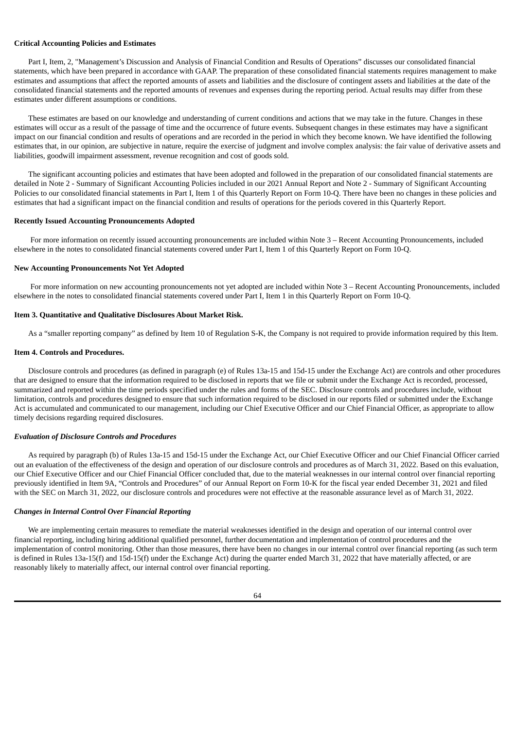**Critical Accounting Policies and Estimates**

Part I, Item, 2, "Management's Discussion and Analysis of Financial Condition and Results of Operations" discusses our consolidated financial statements, which have been prepared in accordance with GAAP. The preparation of these consolidated financial statements requires management to make estimates and assumptions that affect the reported amounts of assets and liabilities and the disclosure of contingent assets and liabilities at the date of the consolidated financial statements and the reported amounts of revenues and expenses during the reporting period. Actual results may differ from these estimates under different assumptions or conditions.

These estimates are based on our knowledge and understanding of current conditions and actions that we may take in the future. Changes in these estimates will occur as a result of the passage of time and the occurrence of future events. Subsequent changes in these estimates may have a significant impact on our financial condition and results of operations and are recorded in the period in which they become known. We have identified the following estimates that, in our opinion, are subjective in nature, require the exercise of judgment and involve complex analysis: the fair value of derivative assets and liabilities, goodwill impairment assessment, revenue recognition and cost of goods sold.

The significant accounting policies and estimates that have been adopted and followed in the preparation of our consolidated financial statements are detailed in Note 2 - Summary of Significant Accounting Policies included in our 2021 Annual Report and Note 2 - Summary of Significant Accounting Policies to our consolidated financial statements in Part I, Item 1 of this Quarterly Report on Form 10-Q. There have been no changes in these policies and estimates that had a significant impact on the financial condition and results of operations for the periods covered in this Quarterly Report.

**Recently Issued Accounting Pronouncements Adopted**

For more information on recently issued accounting pronouncements are included within Note 3 – Recent Accounting Pronouncements, included elsewhere in the notes to consolidated financial statements covered under Part I, Item 1 of this Quarterly Report on Form 10-Q.

**New Accounting Pronouncements Not Yet Adopted**

For more information on new accounting pronouncements not yet adopted are included within Note 3 – Recent Accounting Pronouncements, included elsewhere in the notes to consolidated financial statements covered under Part I, Item 1 in this Quarterly Report on Form 10-Q.

**Item 3. Quantitative and Qualitative Disclosures About Market Risk.**

As a "smaller reporting company" as defined by Item 10 of Regulation S-K, the Company is not required to provide information required by this Item.

**Item 4. Controls and Procedures.**

Disclosure controls and procedures (as defined in paragraph (e) of Rules 13a-15 and 15d-15 under the Exchange Act) are controls and other procedures that are designed to ensure that the information required to be disclosed in reports that we file or submit under the Exchange Act is recorded, processed, summarized and reported within the time periods specified under the rules and forms of the SEC. Disclosure controls and procedures include, without limitation, controls and procedures designed to ensure that such information required to be disclosed in our reports filed or submitted under the Exchange Act is accumulated and communicated to our management, including our Chief Executive Officer and our Chief Financial Officer, as appropriate to allow timely decisions regarding required disclosures.

***Evaluation of Disclosure Controls and Procedures***

As required by paragraph (b) of Rules 13a-15 and 15d-15 under the Exchange Act, our Chief Executive Officer and our Chief Financial Officer carried out an evaluation of the effectiveness of the design and operation of our disclosure controls and procedures as of March 31, 2022. Based on this evaluation, our Chief Executive Officer and our Chief Financial Officer concluded that, due to the material weaknesses in our internal control over financial reporting previously identified in Item 9A, "Controls and Procedures" of our Annual Report on Form 10-K for the fiscal year ended December 31, 2021 and filed with the SEC on March 31, 2022, our disclosure controls and procedures were not effective at the reasonable assurance level as of March 31, 2022.

***Changes in Internal Control Over Financial Reporting***

We are implementing certain measures to remediate the material weaknesses identified in the design and operation of our internal control over financial reporting, including hiring additional qualified personnel, further documentation and implementation of control procedures and the implementation of control monitoring. Other than those measures, there have been no changes in our internal control over financial reporting (as such term is defined in Rules 13a-15(f) and 15d-15(f) under the Exchange Act) during the quarter ended March 31, 2022 that have materially affected, or are reasonably likely to materially affect, our internal control over financial reporting.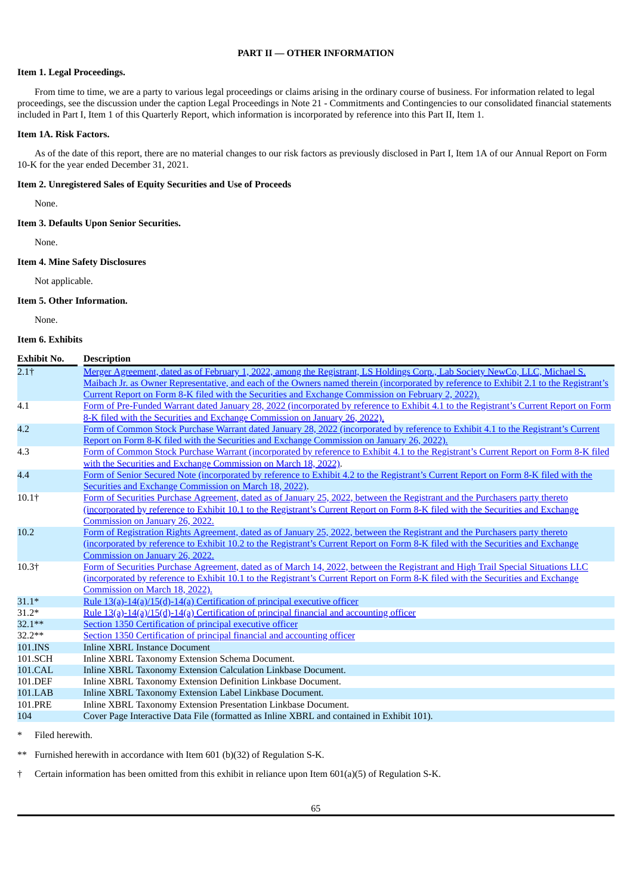## PART II — OTHER INFORMATION

### Item 1. Legal Proceedings.

From time to time, we are a party to various legal proceedings or claims arising in the ordinary course of business. For information related to legal proceedings, see the discussion under the caption Legal Proceedings in Note 21 - Commitments and Contingencies to our consolidated financial statements included in Part I, Item 1 of this Quarterly Report, which information is incorporated by reference into this Part II, Item 1.

### Item 1A. Risk Factors.

As of the date of this report, there are no material changes to our risk factors as previously disclosed in Part I, Item 1A of our Annual Report on Form 10-K for the year ended December 31, 2021.

### Item 2. Unregistered Sales of Equity Securities and Use of Proceeds

None.

### Item 3. Defaults Upon Senior Securities.

None.

### Item 4. Mine Safety Disclosures

Not applicable.

### Item 5. Other Information.

None.

### Item 6. Exhibits

| Exhibit No. | Description |
|---|---|
| 2.1† | Merger Agreement, dated as of February 1, 2022, among the Registrant, LS Holdings Corp., Lab Society NewCo, LLC, Michael S. Maibach Jr. as Owner Representative, and each of the Owners named therein (incorporated by reference to Exhibit 2.1 to the Registrant's Current Report on Form 8-K filed with the Securities and Exchange Commission on February 2, 2022). |
| 4.1 | Form of Pre-Funded Warrant dated January 28, 2022 (incorporated by reference to Exhibit 4.1 to the Registrant's Current Report on Form 8-K filed with the Securities and Exchange Commission on January 26, 2022). |
| 4.2 | Form of Common Stock Purchase Warrant dated January 28, 2022 (incorporated by reference to Exhibit 4.1 to the Registrant's Current Report on Form 8-K filed with the Securities and Exchange Commission on January 26, 2022). |
| 4.3 | Form of Common Stock Purchase Warrant (incorporated by reference to Exhibit 4.1 to the Registrant's Current Report on Form 8-K filed with the Securities and Exchange Commission on March 18, 2022). |
| 4.4 | Form of Senior Secured Note (incorporated by reference to Exhibit 4.2 to the Registrant's Current Report on Form 8-K filed with the Securities and Exchange Commission on March 18, 2022). |
| 10.1† | Form of Securities Purchase Agreement, dated as of January 25, 2022, between the Registrant and the Purchasers party thereto (incorporated by reference to Exhibit 10.1 to the Registrant's Current Report on Form 8-K filed with the Securities and Exchange Commission on January 26, 2022. |
| 10.2 | Form of Registration Rights Agreement, dated as of January 25, 2022, between the Registrant and the Purchasers party thereto (incorporated by reference to Exhibit 10.2 to the Registrant's Current Report on Form 8-K filed with the Securities and Exchange Commission on January 26, 2022. |
| 10.3† | Form of Securities Purchase Agreement, dated as of March 14, 2022, between the Registrant and High Trail Special Situations LLC (incorporated by reference to Exhibit 10.1 to the Registrant's Current Report on Form 8-K filed with the Securities and Exchange Commission on March 18, 2022). |
| 31.1* | Rule 13(a)-14(a)/15(d)-14(a) Certification of principal executive officer |
| 31.2* | Rule 13(a)-14(a)/15(d)-14(a) Certification of principal financial and accounting officer |
| 32.1** | Section 1350 Certification of principal executive officer |
| 32.2** | Section 1350 Certification of principal financial and accounting officer |
| 101.INS | Inline XBRL Instance Document |
| 101.SCH | Inline XBRL Taxonomy Extension Schema Document. |
| 101.CAL | Inline XBRL Taxonomy Extension Calculation Linkbase Document. |
| 101.DEF | Inline XBRL Taxonomy Extension Definition Linkbase Document. |
| 101.LAB | Inline XBRL Taxonomy Extension Label Linkbase Document. |
| 101.PRE | Inline XBRL Taxonomy Extension Presentation Linkbase Document. |
| 104 | Cover Page Interactive Data File (formatted as Inline XBRL and contained in Exhibit 101). |

\* Filed herewith.

\*\* Furnished herewith in accordance with Item 601 (b)(32) of Regulation S-K.

† Certain information has been omitted from this exhibit in reliance upon Item 601(a)(5) of Regulation S-K.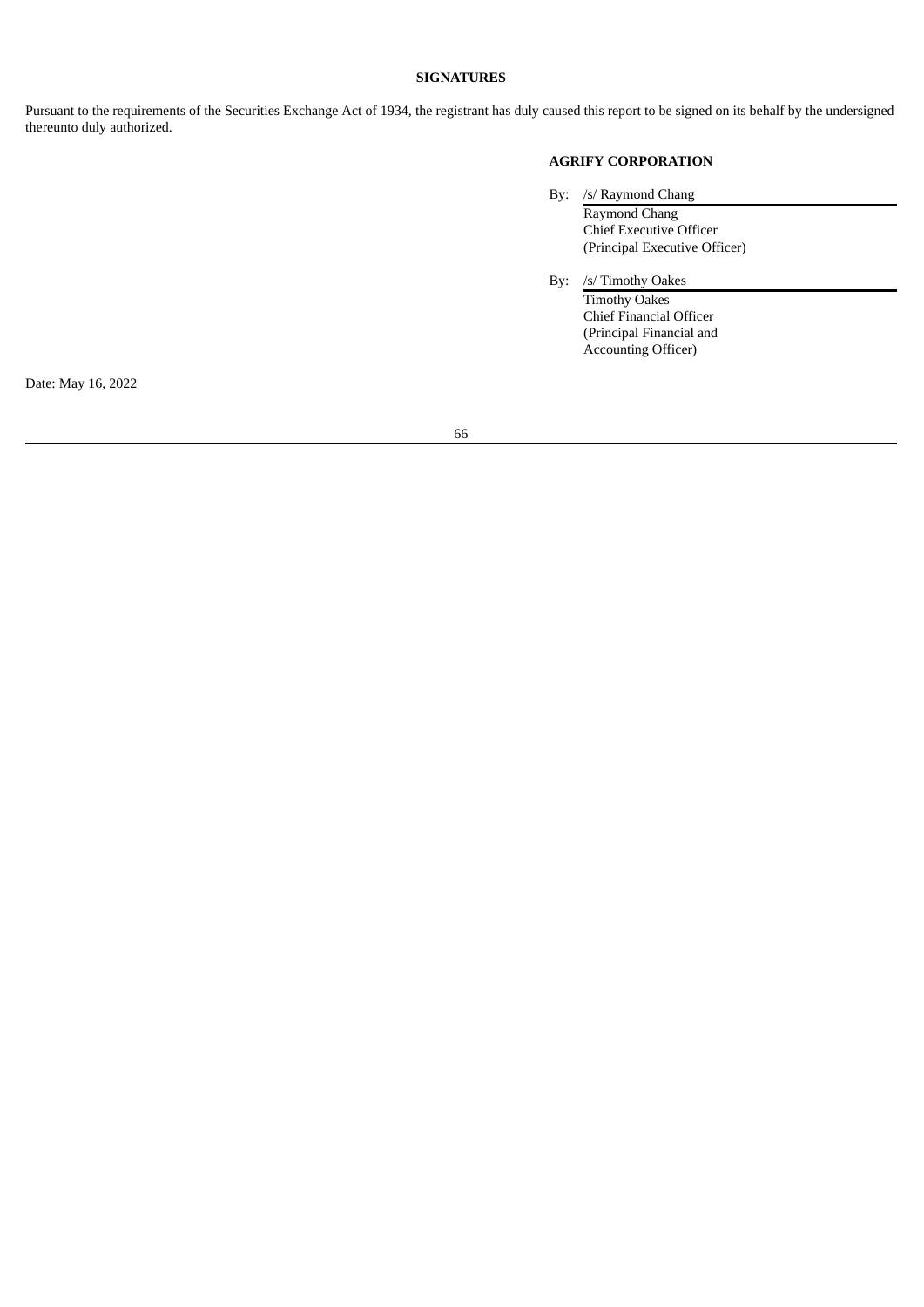**SIGNATURES**

Pursuant to the requirements of the Securities Exchange Act of 1934, the registrant has duly caused this report to be signed on its behalf by the undersigned thereunto duly authorized.

**AGRIFY CORPORATION**

By: /s/ Raymond Chang
Raymond Chang
Chief Executive Officer
(Principal Executive Officer)

By: /s/ Timothy Oakes
Timothy Oakes
Chief Financial Officer
(Principal Financial and
Accounting Officer)

Date: May 16, 2022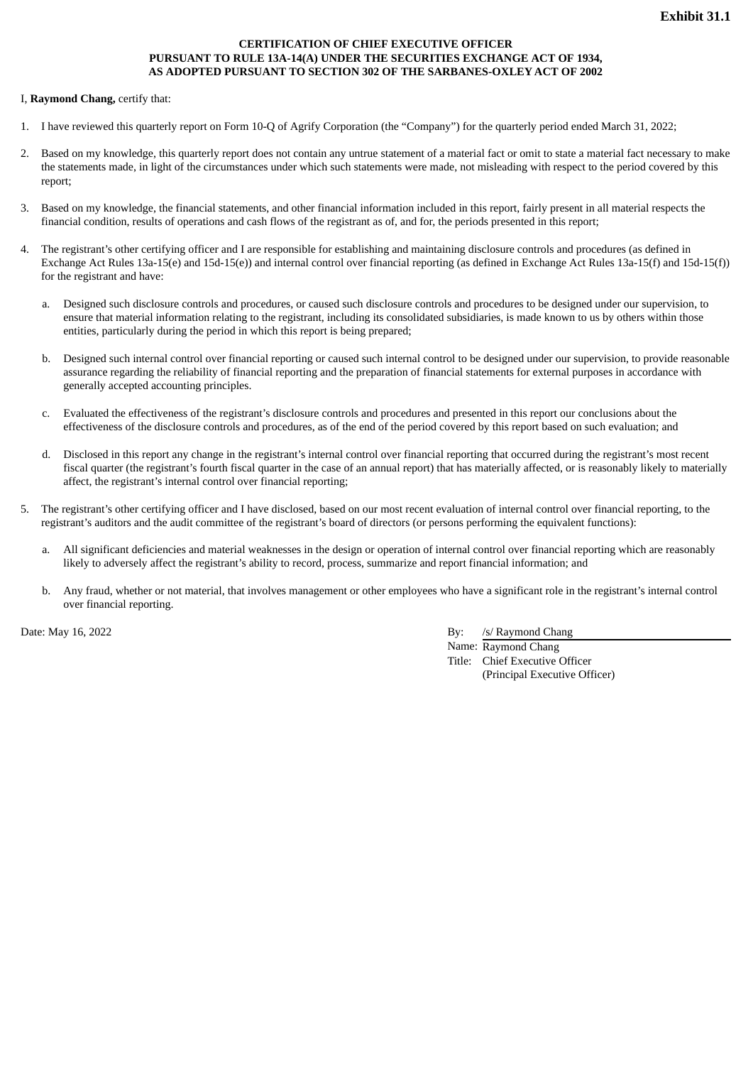**Exhibit 31.1**

**CERTIFICATION OF CHIEF EXECUTIVE OFFICER**
**PURSUANT TO RULE 13A-14(A) UNDER THE SECURITIES EXCHANGE ACT OF 1934,**
**AS ADOPTED PURSUANT TO SECTION 302 OF THE SARBANES-OXLEY ACT OF 2002**

I, **Raymond Chang,** certify that:

1. I have reviewed this quarterly report on Form 10-Q of Agrify Corporation (the "Company") for the quarterly period ended March 31, 2022;

2. Based on my knowledge, this quarterly report does not contain any untrue statement of a material fact or omit to state a material fact necessary to make the statements made, in light of the circumstances under which such statements were made, not misleading with respect to the period covered by this report;

3. Based on my knowledge, the financial statements, and other financial information included in this report, fairly present in all material respects the financial condition, results of operations and cash flows of the registrant as of, and for, the periods presented in this report;

4. The registrant's other certifying officer and I are responsible for establishing and maintaining disclosure controls and procedures (as defined in Exchange Act Rules 13a-15(e) and 15d-15(e)) and internal control over financial reporting (as defined in Exchange Act Rules 13a-15(f) and 15d-15(f)) for the registrant and have:

   a. Designed such disclosure controls and procedures, or caused such disclosure controls and procedures to be designed under our supervision, to ensure that material information relating to the registrant, including its consolidated subsidiaries, is made known to us by others within those entities, particularly during the period in which this report is being prepared;

   b. Designed such internal control over financial reporting or caused such internal control to be designed under our supervision, to provide reasonable assurance regarding the reliability of financial reporting and the preparation of financial statements for external purposes in accordance with generally accepted accounting principles.

   c. Evaluated the effectiveness of the registrant's disclosure controls and procedures and presented in this report our conclusions about the effectiveness of the disclosure controls and procedures, as of the end of the period covered by this report based on such evaluation; and

   d. Disclosed in this report any change in the registrant's internal control over financial reporting that occurred during the registrant's most recent fiscal quarter (the registrant's fourth fiscal quarter in the case of an annual report) that has materially affected, or is reasonably likely to materially affect, the registrant's internal control over financial reporting;

5. The registrant's other certifying officer and I have disclosed, based on our most recent evaluation of internal control over financial reporting, to the registrant's auditors and the audit committee of the registrant's board of directors (or persons performing the equivalent functions):

   a. All significant deficiencies and material weaknesses in the design or operation of internal control over financial reporting which are reasonably likely to adversely affect the registrant's ability to record, process, summarize and report financial information; and

   b. Any fraud, whether or not material, that involves management or other employees who have a significant role in the registrant's internal control over financial reporting.

Date: May 16, 2022

By: /s/ Raymond Chang
Name: Raymond Chang
Title: Chief Executive Officer
(Principal Executive Officer)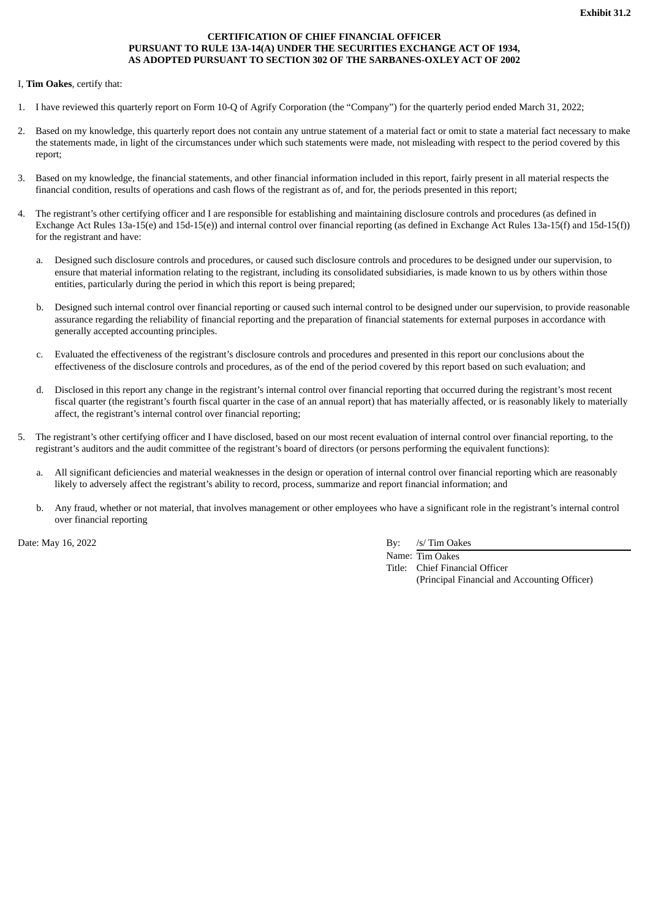**Exhibit 31.2**

**CERTIFICATION OF CHIEF FINANCIAL OFFICER PURSUANT TO RULE 13A-14(A) UNDER THE SECURITIES EXCHANGE ACT OF 1934, AS ADOPTED PURSUANT TO SECTION 302 OF THE SARBANES-OXLEY ACT OF 2002**

I, **Tim Oakes**, certify that:

1. I have reviewed this quarterly report on Form 10-Q of Agrify Corporation (the "Company") for the quarterly period ended March 31, 2022;

2. Based on my knowledge, this quarterly report does not contain any untrue statement of a material fact or omit to state a material fact necessary to make the statements made, in light of the circumstances under which such statements were made, not misleading with respect to the period covered by this report;

3. Based on my knowledge, the financial statements, and other financial information included in this report, fairly present in all material respects the financial condition, results of operations and cash flows of the registrant as of, and for, the periods presented in this report;

4. The registrant's other certifying officer and I are responsible for establishing and maintaining disclosure controls and procedures (as defined in Exchange Act Rules 13a-15(e) and 15d-15(e)) and internal control over financial reporting (as defined in Exchange Act Rules 13a-15(f) and 15d-15(f)) for the registrant and have:

   a. Designed such disclosure controls and procedures, or caused such disclosure controls and procedures to be designed under our supervision, to ensure that material information relating to the registrant, including its consolidated subsidiaries, is made known to us by others within those entities, particularly during the period in which this report is being prepared;

   b. Designed such internal control over financial reporting or caused such internal control to be designed under our supervision, to provide reasonable assurance regarding the reliability of financial reporting and the preparation of financial statements for external purposes in accordance with generally accepted accounting principles.

   c. Evaluated the effectiveness of the registrant's disclosure controls and procedures and presented in this report our conclusions about the effectiveness of the disclosure controls and procedures, as of the end of the period covered by this report based on such evaluation; and

   d. Disclosed in this report any change in the registrant's internal control over financial reporting that occurred during the registrant's most recent fiscal quarter (the registrant's fourth fiscal quarter in the case of an annual report) that has materially affected, or is reasonably likely to materially affect, the registrant's internal control over financial reporting;

5. The registrant's other certifying officer and I have disclosed, based on our most recent evaluation of internal control over financial reporting, to the registrant's auditors and the audit committee of the registrant's board of directors (or persons performing the equivalent functions):

   a. All significant deficiencies and material weaknesses in the design or operation of internal control over financial reporting which are reasonably likely to adversely affect the registrant's ability to record, process, summarize and report financial information; and

   b. Any fraud, whether or not material, that involves management or other employees who have a significant role in the registrant's internal control over financial reporting

Date: May 16, 2022

By: /s/ Tim Oakes
Name: Tim Oakes
Title: Chief Financial Officer
(Principal Financial and Accounting Officer)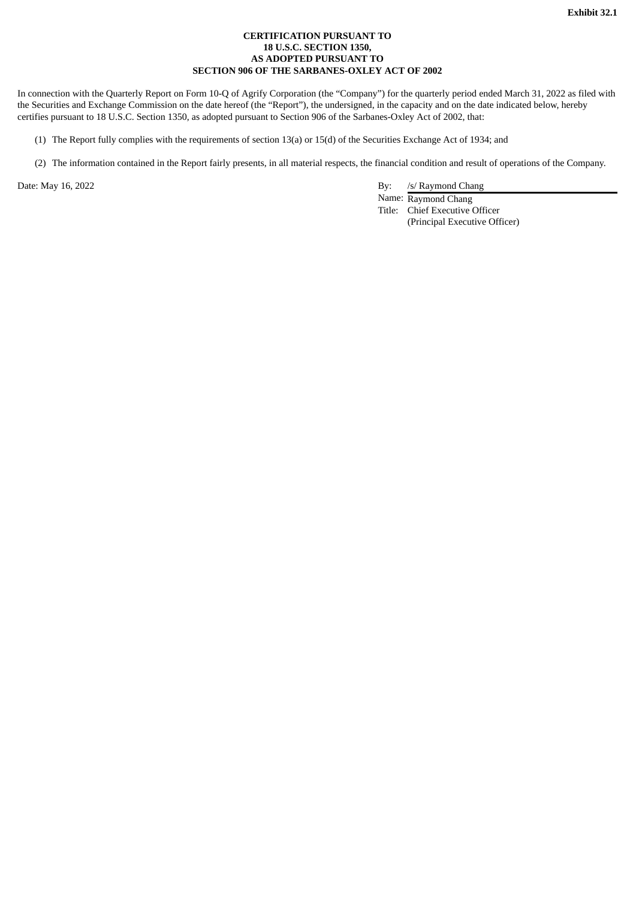**Exhibit 32.1**

**CERTIFICATION PURSUANT TO**
**18 U.S.C. SECTION 1350,**
**AS ADOPTED PURSUANT TO**
**SECTION 906 OF THE SARBANES-OXLEY ACT OF 2002**

In connection with the Quarterly Report on Form 10-Q of Agrify Corporation (the "Company") for the quarterly period ended March 31, 2022 as filed with the Securities and Exchange Commission on the date hereof (the "Report"), the undersigned, in the capacity and on the date indicated below, hereby certifies pursuant to 18 U.S.C. Section 1350, as adopted pursuant to Section 906 of the Sarbanes-Oxley Act of 2002, that:

(1) The Report fully complies with the requirements of section 13(a) or 15(d) of the Securities Exchange Act of 1934; and

(2) The information contained in the Report fairly presents, in all material respects, the financial condition and result of operations of the Company.

Date: May 16, 2022

By: /s/ Raymond Chang
Name: Raymond Chang
Title: Chief Executive Officer
(Principal Executive Officer)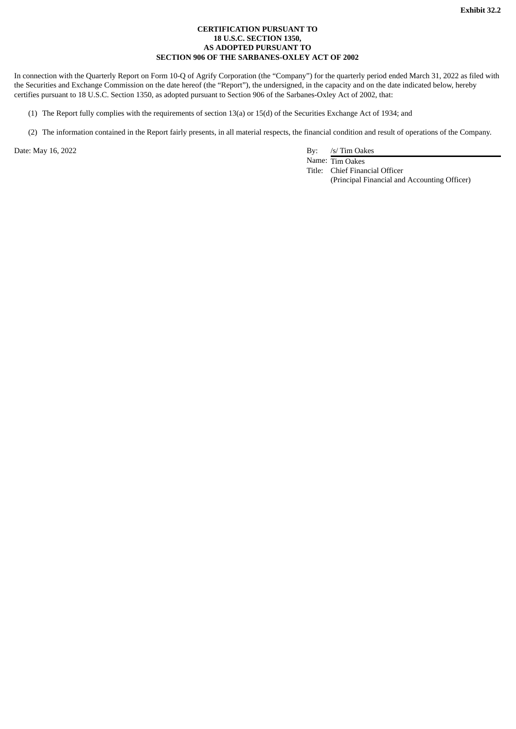Exhibit 32.2

**CERTIFICATION PURSUANT TO
18 U.S.C. SECTION 1350,
AS ADOPTED PURSUANT TO
SECTION 906 OF THE SARBANES-OXLEY ACT OF 2002**

In connection with the Quarterly Report on Form 10-Q of Agrify Corporation (the "Company") for the quarterly period ended March 31, 2022 as filed with the Securities and Exchange Commission on the date hereof (the "Report"), the undersigned, in the capacity and on the date indicated below, hereby certifies pursuant to 18 U.S.C. Section 1350, as adopted pursuant to Section 906 of the Sarbanes-Oxley Act of 2002, that:

(1) The Report fully complies with the requirements of section 13(a) or 15(d) of the Securities Exchange Act of 1934; and

(2) The information contained in the Report fairly presents, in all material respects, the financial condition and result of operations of the Company.

Date: May 16, 2022

By: /s/ Tim Oakes
Name: Tim Oakes
Title: Chief Financial Officer
(Principal Financial and Accounting Officer)